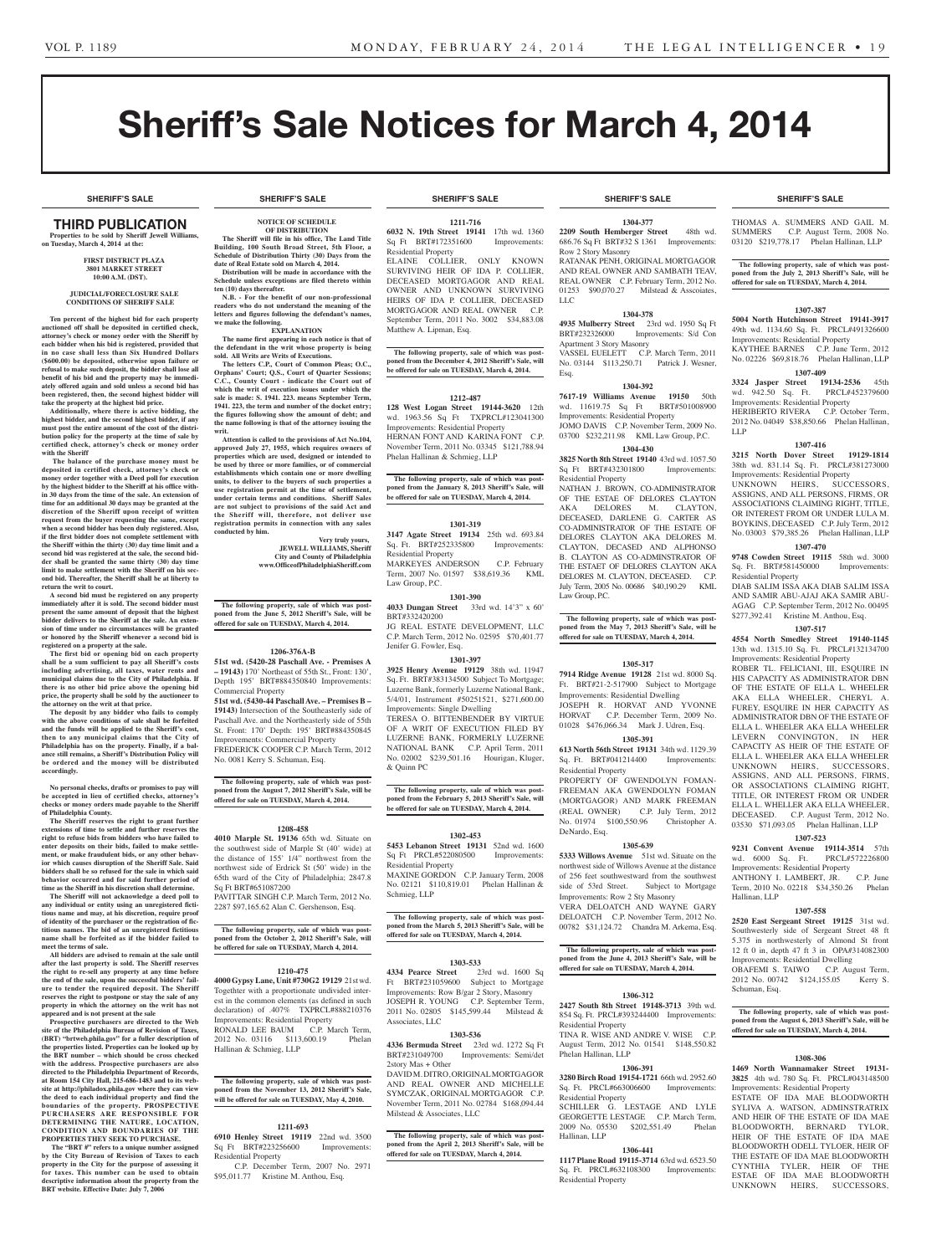# Sheriff's Sale Notices for March 4, 2014

SHERIFF'S SALE

## THIRD PUBLICATION

**Properties to be sold by Sheriff Jewell Williams, on Tuesday, March 4, 2014 at the:**

**FIRST DISTRICT PLAZA**
**3801 MARKET STREET**
**10:00 A.M. (DST).**

**JUDICIAL/FORECLOSURE SALE CONDITIONS OF SHERIFF SALE**

**Ten percent of the highest bid for each property auctioned off shall be deposited in certified check, attorney's check or money order with the Sheriff by each bidder when his bid is registered, provided that in no case shall less than Six Hundred Dollars ($600.00) be deposited, otherwise upon failure or refusal to make such deposit, the bidder shall lose all benefit of his bid and the property may be immediately offered again and sold unless a second bid has been registered, then, the second highest bidder will take the property at the highest bid price.**

**Additionally, where there is active bidding, the highest bidder, and the second highest bidder, if any must post the entire amount of the cost of the distribution policy for the property at the time of sale by certified check, attorney's check or money order with the Sheriff**

**The balance of the purchase money must be deposited in certified check, attorney's check or money order together with a Deed poll for execution by the highest bidder to the Sheriff at his office within 30 days from the time of the sale. An extension of time for an additional 30 days may be granted at the discretion of the Sheriff upon receipt of written request from the buyer requesting the same, except when a second bidder has been duly registered. Also, if the first bidder does not complete settlement with the Sheriff within the thirty (30) day time limit and a second bid was registered at the sale, the second bidder shall be granted the same thirty (30) day time limit to make settlement with the Sheriff on his second bid. Thereafter, the Sheriff shall be at liberty to return the writ to court.**

**A second bid must be registered on any property immediately after it is sold. The second bidder must present the same amount of deposit that the highest bidder delivers to the Sheriff at the sale. An extension of time under no circumstances will be granted or honored by the Sheriff whenever a second bid is registered on a property at the sale.**

**The first bid or opening bid on each property shall be a sum sufficient to pay all Sheriff's costs including advertising, all taxes, water rents and municipal claims due to the City of Philadelphia. If there is no other bid price above the opening bid price, the property shall be sold by the auctioneer to the attorney on the writ at that price.**

**The deposit by any bidder who fails to comply with the above conditions of sale shall be forfeited and the funds will be applied to the Sheriff's cost, then to any municipal claims that the City of Philadelphia has on the property. Finally, if a balance still remains, a Sheriff's Distribution Policy will be ordered and the money will be distributed accordingly.**

**No personal checks, drafts or promises to pay will be accepted in lieu of certified checks, attorney's checks or money orders made payable to the Sheriff of Philadelphia County.**

**The Sheriff reserves the right to grant further extensions of time to settle and further reserves the right to refuse bids from bidders who have failed to enter deposits on their bids, failed to make settlement, or make fraudulent bids, or any other behavior which causes disruption of the Sheriff Sale. Said bidders shall be so refused for the sale in which said behavior occurred and for said further period of time as the Sheriff in his discretion shall determine.**

**The Sheriff will not acknowledge a deed poll to any individual or entity using an unregistered fictitious name and may, at his discretion, require proof of identity of the purchaser or the registration of fictitious names. The bid of an unregistered fictitious name shall be forfeited as if the bidder failed to meet the terms of sale.**

**All bidders are advised to remain at the sale until after the last property is sold. The Sheriff reserves the right to re-sell any property at any time before the end of the sale, upon the successful bidders' failure to tender the required deposit. The Sheriff reserves the right to postpone or stay the sale of any property in which the attorney on the writ has not appeared and is not present at the sale**

**Prospective purchasers are directed to the Web site of the Philadelphia Bureau of Revision of Taxes, (BRT) "brtweb.phila.gov" for a fuller description of the properties listed. Properties can be looked up by the BRT number – which should be cross checked with the address. Prospective purchasers are also directed to the Philadelphia Department of Records, at Room 154 City Hall, 215-686-1483 and to its website at http://philadox.phila.gov where they can view the deed to each individual property and find the boundaries of the property. PROSPECTIVE PURCHASERS ARE RESPONSIBLE FOR DETERMINING THE NATURE, LOCATION, CONDITION AND BOUNDARIES OF THE PROPERTIES THEY SEEK TO PURCHASE.**

**The "BRT #" refers to a unique number assigned by the City Bureau of Revision of Taxes to each property in the City for the purpose of assessing it for taxes. This number can be used to obtain descriptive information about the property from the BRT website. Effective Date: July 7, 2006**

SHERIFF'S SALE

**NOTICE OF SCHEDULE OF DISTRIBUTION**

**The Sheriff will file in his office, The Land Title Building, 100 South Broad Street, 5th Floor, a Schedule of Distribution Thirty (30) Days from the date of Real Estate sold on March 4, 2014.**

**Distribution will be made in accordance with the Schedule unless exceptions are filed thereto within ten (10) days thereafter.**

**N.B. - For the benefit of our non-professional readers who do not understand the meaning of the letters and figures following the defendant's names, we make the following.**

**EXPLANATION**

**The name first appearing in each notice is that of the defendant in the writ whose property is being sold. All Writs are Writs of Executions.**

**The letters C.P., Court of Common Pleas; O.C., Orphans' Court; Q.S., Court of Quarter Sessions; C.C., County Court - indicate the Court out of which the writ of execution issues under which the sale is made: S. 1941. 223. means September Term, 1941. 223, the term and number of the docket entry; the figures following show the amount of debt; and the name following is that of the attorney issuing the writ.**

**Attention is called to the provisions of Act No.104, approved July 27, 1955, which requires owners of properties which are used, designed or intended to be used by three or more families, or of commercial establishments which contain one or more dwelling units, to deliver to the buyers of such properties a use registration permit at the time of settlement, under certain terms and conditions. Sheriff Sales are not subject to provisions of the said Act and the Sheriff will, therefore, not deliver use registration permits in connection with any sales conducted by him.**

**Very truly yours,**
**JEWELL WILLIAMS, Sheriff**
**City and County of Philadelphia**
**www.OfficeofPhiladelphiaSheriff.com**

**The following property, sale of which was postponed from the June 5, 2012 Sheriff's Sale, will be offered for sale on TUESDAY, March 4, 2014.**

**1206-376A-B**

**51st wd. (5420-28 Paschall Ave. - Premises A – 19143)** 170' Northeast of 55th St., Front: 130', Depth 195' BRT#884350840 Improvements: Commercial Property

**51st wd. (5430-44 Paschall Ave. – Premises B – 19143)** Intersection of the Southeasterly side of Paschall Ave. and the Northeasterly side of 55th St. Front: 170' Depth: 195' BRT#884350845 Improvements: Commercial Property

FREDERICK COOPER C.P. March Term, 2012 No. 0081 Kerry S. Schuman, Esq.

**The following property, sale of which was postponed from the August 7, 2012 Sheriff's Sale, will be offered for sale on TUESDAY, March 4, 2014.**

**1208-458**

**4010 Marple St. 19136** 65th wd. Situate on the southwest side of Marple St (40' wide) at the distance of 155' 1/4" northwest from the northwest side of Erdrick St (50' wide) in the 65th ward of the City of Philadelphia; 2847.8 Sq Ft BRT#651087200

PAVITTAR SINGH C.P. March Term, 2012 No. 2287 $97,165.62 Alan C. Gershenson, Esq.

**The following property, sale of which was postponed from the October 2, 2012 Sheriff's Sale, will be offered for sale on TUESDAY, March 4, 2014.**

**1210-475**

**4000 Gypsy Lane, Unit #730G2 19129** 21st wd. Togethter with a proportionate undivided interest in the common elements (as defined in such declaration) of .407% TXPRCL#888210376 Improvements: Residential Property

RONALD LEE BAUM C.P. March Term, 2012 No. 03116 $113,600.19 Phelan Hallinan & Schmieg, LLP

**The following property, sale of which was postponed from the November 13, 2012 Sheriff's Sale, will be offered for sale on TUESDAY, May 4, 2010.**

**1211-693**

**6910 Henley Street 19119** 22nd wd. 3500 Sq Ft BRT#223256600 Improvements: Residential Property

C.P. December Term, 2007 No. 2971 $95,011.77 Kristine M. Anthou, Esq.

SHERIFF'S SALE

**1211-716**

**6032 N. 19th Street 19141** 17th wd. 1360 Sq Ft BRT#172351600 Improvements: Residential Property

ELAINE COLLIER, ONLY KNOWN SURVIVING HEIR OF IDA P. COLLIER, DECEASED MORTGAGOR AND REAL OWNER AND UNKNOWN SURVIVING HEIRS OF IDA P. COLLIER, DECEASED MORTGAGOR AND REAL OWNER C.P. September Term, 2011 No. 3002 $34,883.08 Matthew A. Lipman, Esq.

**The following property, sale of which was postponed from the December 4, 2012 Sheriff's Sale, will be offered for sale on TUESDAY, March 4, 2014.**

**1212-487**

**128 West Logan Street 19144-3620** 12th wd. 1963.56 Sq Ft TXPRCL#123041300 Improvements: Residential Property

HERNAN FONT AND KARINA FONT C.P. November Term, 2011 No. 03345 $121,788.94 Phelan Hallinan & Schmieg, LLP

**The following property, sale of which was postponed from the January 8, 2013 Sheriff's Sale, will be offered for sale on TUESDAY, March 4, 2014.**

**1301-319**

**3147 Agate Street 19134** 25th wd. 693.84 Sq. Ft. BRT#252335800 Improvements: Residential Property

MARKEYES ANDERSON C.P. February Term, 2007 No. 01597 $38,619.36 KML Law Group, P.C.

**1301-390**

**4033 Dungan Street** 33rd wd. 14'3" x 60' BRT#332420200

JG REAL ESTATE DEVELOPMENT, LLC C.P. March Term, 2012 No. 02595 $70,401.77 Jenifer G. Fowler, Esq.

**1301-397**

**3925 Henry Avenue 19129** 38th wd. 11947 Sq. Ft. BRT#383134500 Subject To Mortgage; Luzerne Bank, formerly Luzerne National Bank, 5/4/01, Instrument #50251521, $271,600.00 Improvements: Single Dwelling

TERESA O. BITTENBENDER BY VIRTUE OF A WRIT OF EXECUTION FILED BY LUZERNE BANK, FORMERLY LUZERNE NATIONAL BANK C.P. April Term, 2011 No. 02002 $239,501.16 Hourigan, Kluger, & Quinn PC

**The following property, sale of which was postponed from the February 5, 2013 Sheriff's Sale, will be offered for sale on TUESDAY, March 4, 2014.**

**1302-453**

**5453 Lebanon Street 19131** 52nd wd. 1600 Sq Ft PRCL#522080500 Improvements: Residential Property

MAXINE GORDON C.P. January Term, 2008 No. 02121 $110,819.01 Phelan Hallinan & Schmieg, LLP

**The following property, sale of which was postponed from the March 5, 2013 Sheriff's Sale, will be offered for sale on TUESDAY, March 4, 2014.**

**1303-533**

**4334 Pearce Street** 23rd wd. 1600 Sq Ft BRT#231059600 Subject to Mortgage Improvements: Row B/gar 2 Story, Masonry

JOSEPH R. YOUNG C.P. September Term, 2011 No. 02805 $145,599.44 Milstead & Associates, LLC

**1303-536**

**4336 Bermuda Street** 23rd wd. 1272 Sq Ft BRT#231049700 Improvements: Semi/det 2story Mas + Other

DAVID M. DITRO, ORIGINAL MORTGAGOR AND REAL OWNER AND MICHELLE SYMCZAK, ORIGINAL MORTGAGOR C.P. November Term, 2011 No. 02784 $168,094.44 Milstead & Associates, LLC

**The following property, sale of which was postponed from the April 2, 2013 Sheriff's Sale, will be offered for sale on TUESDAY, March 4, 2014.**

SHERIFF'S SALE

**1304-377**

**2209 South Hemberger Street** 48th wd. 686.76 Sq Ft BRT#32 S 1361 Improvements: Row 2 Story Masonry

RATANAK PENH, ORIGINAL MORTGAGOR AND REAL OWNER AND SAMBATH TEAV, REAL OWNER C.P. February Term, 2012 No. 01253 $90,070.27 Milstead & Asscoiates, LLC

**1304-378**

**4935 Mulberry Street** 23rd wd. 1950 Sq Ft BRT#232326000 Improvements: S/d Con Apartment 3 Story Masonry

VASSEL EUELETT C.P. March Term, 2011 No. 03144 $113,250.71 Patrick J. Wesner, Esq.

**1304-392**

**7617-19 Williams Avenue 19150** 50th wd. 11619.75 Sq Ft BRT#501008900 Improvements: Residential Property

JOMO DAVIS C.P. November Term, 2009 No. 03700 $232,211.98 KML Law Group, P.C.

**1304-430**

**3825 North 8th Street 19140** 43rd wd. 1057.50 Sq Ft BRT#432301800 Improvements: Residential Property

NATHAN J. BROWN, CO-ADMINISTRATOR OF THE ESTAE OF DELORES CLAYTON AKA DELORES M. CLAYTON, DECEASED, DARLENE G. CARTER AS CO-ADMINISTRATOR OF THE ESTATE OF DELORES CLAYTON AKA DELORES M. CLAYTON, DECASED AND ALPHONSO B. CLAYTON AS CO-ADMINSTRATOR OF THE ESTAET OF DELORES CLAYTON AKA DELORES M. CLAYTON, DECEASED. C.P. July Term, 2005 No. 00686 $40,190.29 KML Law Group, P.C.

**The following property, sale of which was postponed from the May 7, 2013 Sheriff's Sale, will be offered for sale on TUESDAY, March 4, 2014.**

**1305-317**

**7914 Ridge Avenue 19128** 21st wd. 8000 Sq. Ft. BRT#21-2-517900 Subject to Mortgage Improvements: Residential Dwelling

JOSEPH R. HORVAT AND YVONNE HORVAT C.P. December Term, 2009 No. 01028 $476,066.34 Mark J. Udren, Esq.

**1305-391**

**613 North 56th Street 19131** 34th wd. 1129.39 Sq. Ft. BRT#041214400 Improvements: Residential Property

PROPERTY OF GWENDOLYN FOMAN-FREEMAN AKA GWENDOLYN FOMAN (MORTGAGOR) AND MARK FREEMAN (REAL OWNER) C.P. July Term, 2012 No. 01974 $100,550.96 Christopher A. DeNardo, Esq.

**1305-639**

**5333 Willows Avenue** 51st wd. Situate on the northwest side of Willows Avenue at the distance of 256 feet southwestward from the southwest side of 53rd Street. Subject to Mortgage Improvements: Row 2 Sty Masonry

VERA DELOATCH AND WAYNE GARY DELOATCH C.P. November Term, 2012 No. 00782 $31,124.72 Chandra M. Arkema, Esq.

**The following property, sale of which was postponed from the June 4, 2013 Sheriff's Sale, will be offered for sale on TUESDAY, March 4, 2014.**

**1306-312**

**2427 South 8th Street 19148-3713** 39th wd. 854 Sq. Ft. PRCL#393244400 Improvements: Residential Property

TINA R. WISE AND ANDRE V. WISE C.P. August Term, 2012 No. 01541 $148,550.82 Phelan Hallinan, LLP

**1306-391**

**3280 Birch Road 19154-1721** 66th wd. 2952.60 Sq. Ft. PRCL#663006600 Improvements: Residential Property

SCHILLER G. LESTAGE AND LYLE GEORGETTE LESTAGE C.P. March Term, 2009 No. 05530 $202,551.49 Phelan Hallinan, LLP

**1306-441**

**1117 Plane Road 19115-3714** 63rd wd. 6523.50 Sq. Ft. PRCL#632108300 Improvements: Residential Property

THOMAS A. SUMMERS AND GAIL M. SUMMERS C.P. August Term, 2008 No. 03120 $219,778.17 Phelan Hallinan, LLP

**The following property, sale of which was postponed from the July 2, 2013 Sheriff's Sale, will be offered for sale on TUESDAY, March 4, 2014.**

**1307-387**

**5004 North Hutchinson Street 19141-3917** 49th wd. 1134.60 Sq. Ft. PRCL#491326600 Improvements: Residential Property

KAYTHEE BARNES C.P. June Term, 2012 No. 02226 $69,818.76 Phelan Hallinan, LLP

**1307-409**

**3324 Jasper Street 19134-2536** 45th wd. 942.50 Sq. Ft. PRCL#452379600 Improvements: Residential Property

HERIBERTO RIVERA C.P. October Term, 2012 No. 04049 $38,850.66 Phelan Hallinan, LLP

**1307-416**

**3215 North Dover Street 19129-1814** 38th wd. 831.14 Sq. Ft. PRCL#381273000 Improvements: Residential Property

UNKNOWN HEIRS, SUCCESSORS, ASSIGNS, AND ALL PERSONS, FIRMS, OR ASSOCIATIONS CLAIMING RIGHT, TITLE, OR INTEREST FROM OR UNDER LULA M. BOYKINS, DECEASED C.P. July Term, 2012 No. 03003 $79,385.26 Phelan Hallinan, LLP

**1307-470**

**9748 Cowden Street 19115** 58th wd. 3000 Sq. Ft. BRT#581450000 Improvements: Residential Property

DIAB SALIM ISSA AKA DIAB SALIM ISSA AND SAMIR ABU-AJAJ AKA SAMIR ABU-AGAG C.P. September Term, 2012 No. 00495 $277,392.41 Kristine M. Anthou, Esq.

**1307-517**

**4554 North Smedley Street 19140-1145** 13th wd. 1315.10 Sq. Ft. PRCL#132134700 Improvements: Residential Property

ROBER TL. FELICIANI, III, ESQUIRE IN HIS CAPACITY AS ADMINISTRATOR DBN OF THE ESTATE OF ELLA L. WHEELER AKA ELLA WHEELER, CHERYL A. FUREY, ESQUIRE IN HER CAPACITY AS ADMINISTRATOR DBN OF THE ESTATE OF ELLA L. WHEELER AKA ELLA WHEELER LEVERN CONVINGTON, IN HER CAPACITY AS HEIR OF THE ESTATE OF ELLA L. WHEELER AKA ELLA WHEELER UNKNOWN HEIRS, SUCCESSORS, ASSIGNS, AND ALL PERSONS, FIRMS, OR ASSOCIATIONS CLAIMING RIGHT, TITLE, OR INTEREST FROM OR UNDER ELLA L. WHELLER AKA ELLA WHEELER, DECEASED. C.P. August Term, 2012 No. 03530 $71,093.05 Phelan Hallinan, LLP

**1307-523**

**9231 Convent Avenue 19114-3514** 57th wd. 6000 Sq. Ft. PRCL#572226800 Improvements: Residential Property

ANTHONY I. LAMBERT, JR. C.P. June Term, 2010 No. 02218 $34,350.26 Phelan Hallinan, LLP

**1307-558**

**2520 East Sergeant Street 19125** 31st wd. Southwesterly side of Sergeant Street 48 ft 5.375 in northwesterly of Almond St front 12 ft 0 in, depth 47 ft 3 in OPA#314082300 Improvements: Residential Dwelling

OBAFEMI S. TAIWO C.P. August Term, 2012 No. 00742 $124,155.05 Kerry S. Schuman, Esq.

**The following property, sale of which was postponed from the August 6, 2013 Sheriff's Sale, will be offered for sale on TUESDAY, March 4, 2014.**

**1308-306**

**1469 North Wannamaker Street 19131-3825** 4th wd. 780 Sq. Ft. PRCL#043148500 Improvements: Residential Property

ESTATE OF IDA MAE BLOODWORTH SYLIVA A. WATSON, ADMINSTRATRIX AND HEIR OF THE ESTATE OF IDA MAE BLOODWORTH, BERNARD TYLOR, HEIR OF THE ESTATE OF IDA MAE BLOODWORTH ODELL TYLOER, HEIR OF THE ESTATE OF IDA MAE BLOODWORTH CYNTHIA TYLER, HEIR OF THE ESTATE OF IDA MAE BLOODWORTH UNKNOWN HEIRS, SUCCESSORS,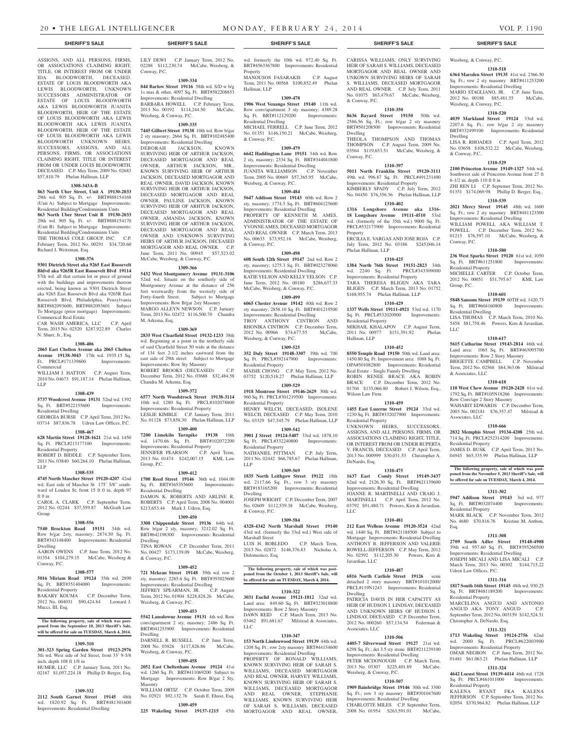ASSIGNS, AND ALL PERSONS, FIRMS, OR ASSOCIATIONS CLAIMING RIGHT, TITLE, OR INTEREST FROM OR UNDER IDA BLOODWORTH, DECEASED. ESTATE OF LOUIS BLOODWORTH AKA LEWIS BLOODWORTH, UNKNOWN SUCCESSORS ADMINISTRATOR OF ESTATE OF LOUIS BLOODWORTH AKA LEWIS BLOODWORTH JUANITA BLOODWORTH, HEIR OF THE ESTATE OF LOUIS BLOODWORTH AKA LEWIS BLOODWORTH AKA LEWIS JUANITA BLOODWORTH, HEIR OF THE ESTATE OF LOUIS BLOODWORTH AKA LEWIS BLOODWORTH UNKNOWN HEIRS, SUCCESSORS, ASSIGNS, AND ALL PERSONS, FIRMS, OR ASSOCIATIONS CLAIMING RIGHT, TITLE OR INTEREST FROM OR UNDER LOUIS BLOODWORTH, DECEASED. C.P. May Term, 2009 No. 02683 $57,810.79 Phelan Hallinan, LLP

**1308-343A-B**

**863 North Uber Street, Unit A 19130-2033** 29th wd. 905 Sq. Ft. +/- BRT#888154168 (Unit A) Subject to Mortgage Improvements: Residential Building/Condominium Units

**863 North Uber Street Unit B 19130-2033** 29th wd. 905 Sq. Ft. +/- BRT#888154170 (Unit B) Subject to Mortgage Improvements: Residential Building/Condominium Units

THE THOMAS COLE GROUP, INC C.P. February Term, 2012 No. 00291 $34,720.60 Richard J. Weitzman, Esq.

**1308-376**

**9301 Dietrich Street aka 9265 East Roosevelt Bldvd aka 9265R East Roosevelt Blvd 19114** 57th wd. all that certain lot or piece of ground with the buildings and improvements thereon erected, being known as 9301 Dietrich Street aka 9265 East Roosevelt Blvd aka 9265R East Roosevelt Blvd, Philadelphia, Pensylvania BRT#882093600; BRT#882093601 Subject To Mortgage (prior mortgage) Improvements: Commerical Real Estate

CAR WASH AMERICA, LLC C.P. April Term, 2013 No. 02520 $287,922.89 Charles N. Shurr, Jr., Esq.

**1308-406**

**2065 East Chelten Avenue aka 2065 Chelten Avenue 19138-3043** 17th wd. 1935.15 Sq. Ft. PRCL#171339600 Improvements: Commercial

WILLIAM J. HATTON C.P. August Term, 2010 No. 04673 $91,187.14 Phelan Hallinan, LLP

**1308-439**

**5737 Woodcrest Avenue 19131** 52nd wd. 1392 Sq. Ft. BRT#522155600 Improvements: Residential Dwelling

GEORGIA BURSE C.P. April Term, 2012 No. 03714 $87,836.78 Udren Law Offices, P.C.

**1308-467**

**628 Martin Street 19128-1621** 21st wd. 1450 Sq. Ft. PRCL#213177100 Improvements: Residential Property

ROBERT D. BIDDLE C.P. September Term, 2011 No. 03840 $60,264.10 Phelan Hallinan, LLP

**1308-535**

**4745 North Mascher Street 19120-4207** 42nd wd. East side of Mascher St 175' 5/8" southward of Louden St; front 15 ft 0 in, depth 97 ft 0 in

CAROL A. CLARK C.P. September Term, 2012 No. 02244 $37,559.87 McGrath Law Group

**1308-556**

**7540 Brockton Road 19151** 34th wd. Row b/gar 2sty, masonry; 2874.50 Sq. Ft. BRT#343148400 Improvements: Residential Dwelling

AARON OWENS C.P. June Term, 2012 No. 01354 $104,279.15 McCabe, Weisberg & Conway, P.C.

**1308-577**

**5016 Miriam Road 19124** 35th wd. 2890 Sq. Ft. BRT#351404000 Improvements: Residential Property

BAKARY KOUMA C.P. December Term, 2012 No. 004031 $90,424.84 Leonard J. Mucci, III, Esq.

**The following property, sale of which was postponed from the September 10, 2013 Sheriff's Sale, will be offered for sale on TUESDAY, March 4, 2014.**

**1309-310**

**301-323 Spring Garden Street 19123-2976** 5th wd. West side of 3rd Street, front 33' 9-5/8 inch, depth 108 ft 1/8 in

HUMER, LLC C.P. January Term, 2011 No. 02167 $1,057,224.18 Phillip D. Berger, Esq.

**1309-332**

**2112 South Garnet Street 19145** 48th wd. 1820.92 Sq. Ft. BRT#481301600 Improvements: Residential Dwelling

LILY DEWI C.P. January Term, 2012 No. 02288 $112,230.74 McCabe, Weisberg, & Conway, P.C.

**1309-334**

**844 Barlow Street 19116** 58th wd. S/D w b/g 1s mas & other, 4097 Sq. Ft. BRT#582208853 Improvements: Residential Dwelling

BARBARA HOWELL C.P. February Term, 2013 No. 00192 $114,244.50 McCabe, Weisberg, & Conway, P.C.

**1309-335**

**7445 Gilbert Street 19138** 10th wd. Row b/gar 2 sty masonry; 2664 Sq. Ft. BRT#102485400 Improvements: Residential Dwelling

DEBORAH JACKSON, KNOWN SURVIVING HEIR OF ARTHUR JACKSON, DECEASED MORTGAGOR AND REAL OWNER, ARTHUR JACKSON, MR., KNOWN SURVIVING HEIR OF ARTHUR JACKSON, DECEASED MORTGAGOR AND REAL OWNER, DAVID JACKSON, KNOWN SURVIVING HEIR OF ARTHUR JACKSON, DECEASED MORTGAGOR AND REAL OWNER, PAULINE JACKSON, KNOWN SURVIVING HEIR OF ARHTUR JACKSON, DECEAESD MORTGAGOR AND REAL OWNER, AMANDA JACKSON, KNOWN SURVIVING HEIR OF ARTHUR JACKSON, DECEASED MORTGAGOR AND REAL OWNER AND UNKNOWN SURVIVING HEIRS OF ARTHUR JACKSON, DECEASED MORTGAGOR AND REAL OWNER. C.P. June Term, 2011 No. 00945 $57,523.02 McCabe, Weisberg, & Conway, P.C.

**1309-366**

**5432 West Montgomery Avenue 19131-3106** 52nd wd. Situate on the southerly side of Montgomery Avenue at the distance of 256 feet westwardly from the westerly side of Forty-fourth Street. Subject to Mortgage Improvements: Row B/gar 2sty Masonry

MARGO ALLEYN NEWSON C.P. January Term, 2013 No. 02472 $116,500.70 Chandra M. Arkema, Esq.

**1309-369**

**2835 West Clearfield Street 19132-1233** 38th wd. Beginning at a point in the northerly side of said Clearfield Street 50 wide at the distance of 134 feet 2-1/2 inches eastward from the east side of 29th street Subject to Mortgage Improvements: Row Sty Masonry

ROBERT BROOKS (DECEASED) C.P. December Term, 2012 No. 03688 $32,484.58 Chandra M. Arkema, Esq.

**1309-372**

**6577 North Woodstrock Street 19138-3114** 10th wd. 1280 Sq. Ft. PRCL#102078800 Improvements: Residential Property

LESLIE KIMBLE C.P. January Term, 2011 No. 01128 $73,858.30 Phelan Hallinan, LLP

**1309-400**

**7200 Limekiln Turnpike 19138** 10th wd. 1470.66 Sq. Ft. BRT#102072200 Improvements: Residential Property

JENNIFER PEARSON C.P. April Term, 2013 No. 01474 $242,007.15 KML Law Group, P.C.

**1309-412**

**1700 Reed Street 19146** 36th wd. 1044.00 Sq. Ft. BRT#365355600 Improvements: Residential Dwelling

DAMON K. ROBERTS AND ARLINE R. ROBERTS C.P. April Term, 2008 No. 004001 $213,653.44 Mark J. Udren, Esq.

**1309-450**

**3308 Chippendale Street 19136** 64th wd. Row b/gar 2 sty, masonry; 3212.02 Sq. Ft. BRT#642198300 Improvements: Residential Dwelling

TINA ROWAN C.P. December Term, 2011 No. 00427 $173,139.09 McCabe, Weisberg, & Conway, P.C.

**1309-452**

**721 Mckean Street 19148** 39th wd. row 2 sty, masonry; 2285.6 Sq. Ft. BRT#393025600 Improvements: Residential Dwelling

JEFFREY SPEARMAN, JR. C.P. August Term, 2012 No. 01904 $228,828.26 McCabe, Weisberg, & Conway, P.C.

**1309-453**

**5542 Lansdowne Avenue 19131** 4th wd. Row conv/apartment 2 sty, masonry; 2486 Sq. Ft. BRT#041253900 Improvements: Residential Dwelling

DARNELL R. RUSSELL C.P. June Term, 2008 No. 03826 $117,826.86 McCabe, Weisberg, & Conway, P.C.

**1309-458**

**2052 East Cheltenham Avenue 19124** 41st wd. 1260 Sq. Ft. BRT#411069200 Subject to Mortgage Improvements: Row B/gar 2 Sty, Masonry

WILLIAM ORTIZ C.P. October Term, 2009 No. 02921 $92,132.76 Sarah E. Ehasz, Esq.

**1309-459**

**225 Wakeling Street 19137-1215** 45th wd. formerly the 10th wd. 972.40 Sq. Ft. BRT#4563367800 Improvements: Residential Property

MANOUSOS FASARAKIS C.P. August Term, 2011 No. 00568 $100,852.49 Phelan Hallinan, LLP

**1309-478**

**1906 West Venango Street 19140** 11th wd. Row conv/apartment 3 sty masonry; 4389.28 Sq. Ft. BRT#112129200 Improvements: Residential Dwelling

MICHAEL FERRELL C.P. June Term, 2012 No. 01351 $146,150.21 McCabe, Weisberg, & Conway, P.C.

**1309-479**

**6642 Haddington Lane 19151** 34th wd. Row 2 sty, masonry; 2334 Sq. Ft. BRT#344041800 Improvements: Residential Dwelling

JUANITA WILLIAMSON C.P. November Term, 2005 No. 00669 $57,365.95 McCabe, Weisberg, & Conway, P.C.

**1309-484**

**5647 Addison Street 19143** 60th wd. Row 2 sty, masonry; 1774.5 Sq. Ft. BRT#604125600 Improvements: Residential Dwelling

PROPERTY OF KENNETH M. AMES, ADMINISTRATOR OF THE ESTATE OF YVONNE AMES, DECEASED MORTGAGOR AND REAL OWNER C.P. March Term, 2013 No. 00633 $73,952.16 McCabe, Weisberg, & Conway, P.C.

**1309-498**

**608 South 12th Street 19147** 2nd wd. Row 2 sty, masonry; 1275.3 Sq. Ft. BRT#023278060 Improvements: Residential Dwelling

KATIE YELSON AND KELLY YELSON C.P. June Term, 2012 No. 00180 $286,637.33 McCabe, Weisberg, & Conway, P.C.

**1309-499**

**6065 Chester Avenue 19142** 40th wd. Row 2 sty masonry; 2858.10 Sq. Ft. BRT#401219500 Improvements: Residential Dwelling

TROY ANTHONY CINTRON AND RHONIKA CINTRON C.P. December Term, 2012 No. 00966 $74,677.55 McCabe, Weisberg, & Conway, P.C.

**1309-525**

**352 Daly Street 19148-3307** 39th wd. 700 Sq. Ft. PRCL#392147900 Improvements: Residential Property

MAISIE CHONG C.P. May Term, 2012 No. 03752 $120,518.27 Phelan Hallinan LLP

**1309-529**

**1918 Montrose Street 19146-2629** 30th wd. 960 Sq. Ft. PRCL#301219500 Improvements: Residential Property

HENRY WELCH, DECEASED; ISOLENE WELCH, DECEASED C.P. May Term, 2010 No. 03329 $47,545.79 Phelan Hallinan LLP

**1309-542**

**3901 J Street 19124-5407** 33rd wd. 1878.10 Sq. Ft. PRCL#332240800 Improvements: Residential Property

NATHANIEL PITTMAN C.P. July Term, 2011 No. 02442 $66,785.67 Phelan Hallinan, LLP

**1309-569**

**1835 North Leithgow Street 19122** 18th wd. 2117.66 Sq. Ft., row 3 sty masonry BRT#183165200 Improvements: Residential Dwelling

JOSEPH WRIGHT C.P. December Term, 2007 No. 02609 $112,539.38 McCabe, Weisberg, & Conway, P.C.

**1309-584**

**4328-4342 North Marshall Street 19140** 43rd wd. (formerly the 33rd wd.) West side of Marshall Street

LUIS H. ROBLEDO C.P. March Term, 2013 No. 02872 $146,376.83 Nicholas A. Didomenico, Esq.

**The following property, sale of which was postponed from the October 1, 2013 Sheriff's Sale, will be offered for sale on TUESDAY, March 4, 2014.**

**1310-322**

**3031 Euclid Avenue 19121-1812** 32nd wd. Land area: 849.60 Sq. Ft. BRT#323018800 Improvements: Row 2 Story Masonry

DAWN REID C.P. March Term, 2013 No. 03462 $91,681.67 Milstead & Associates, LLC

**1310-347**

**153 North Lindenwood Street 19139** 44th wd. 1208 Sq. Ft.; row 2sty masonry BRT#44154600 Improvements: Residential Dwelling

PROPERTY OF RONALD WILLIAMS, KNOWN SURVIVING HEIR OF SARAH S. WILLIAMS, DECEASED MORTGAGOR AND REAL OWNER, HARVEY WILLIAMS, KNOWN SURVIVING HEIR OF SARAH S. WILLIAMS, DECEASED MORTGAGOR AND REAL OWNER, STEPHANIE WILLIAMS, KNOWN SURVIVING HEIR OF SARAH S. WILLIAMS, DECEASED MORTGAGOR AND REAL OWNER, CARISSA WILLIAMS, ONLY SURVIVING HEIR OF SARAH S. WILLIAMS, DECEASED MORTGAGOR AND REAL OWNER AND UNKOWN SURVIVING HEIRS OF SARAH S. WILLIAMS, DECEASED MORTGAGOR AND REAL OWNER. C.P. July Term, 2011 No. 01075 $63,479.67 McCabe, Weisberg, & Conway, P.C.

**1310-350**

**8636 Bayard Street 19150** 50th wd. 2586.56 Sq. Ft.; row b/gar 2 sty masonry BRT#501208500 Improvements: Residential Dwelling

THEOLA THOMPSON AND THOMAS THOMPSON C.P. August Term, 2009 No. 03564 $119,653.51 McCabe, Weisberg, & Conway, P.C.

**1310-397**

**5011 North Franklin Street 19120-3111** 49th wd. 996.87 Sq. Ft. PRCL#491231400 Improvements: Residential Property

KIMBERLY SPADY C.P. July Term, 2012 No. 04450 $76,356.36 Phelan Hallinan LLP

**1310-402**

**1316 Longshore Avenue aka 1316-18 Longshore Avenue 19111-4510** 53rd wd. (formerly of the 35th wd.) 9000 Sq. Ft. PRCL#532173900 Improvements: Residential Property

ERCILIA E. VARGAS AND JOSE ROJA C.P. July Term, 2012 No. 03186 $245,046.14 Phelan Hallinan LLP

**1310-425**

**1384 North 76th Street 19151-2823** 34th wd. 2240 Sq. Ft. PRCL#343309000 Improvements: Residential Property

TARA THERESA BLIGEN AKA TARA BLIGEN C.P. March Term, 2013 No. 01752 $168,955.74 Phelan Hallinan LLP

**1310-429**

**1337 Wells Street 19111-4921** 53rd wd. 1170 Sq. Ft. PRCL#532020900 Improvements: Residential Property

MIKHAIL KHALAPOV C.P. August Term, 2011 No. 00977 $151,391.92 Phelan Hallinan, LLP

**1310-452**

**8550 Temple Road 19150** 50th wd. Land area: 1450.80 Sq. Ft. Improvement area: 1088 Sq. Ft. OPA#501082800 Improvements: Residential Real Estate - Single Family Dwelling

ROBIN RENEE BRACE AKA ROBIN BRACE C.P. December Term, 2012 No. 01704 $135,066.80 Robert J. Wilson, Esq., Wilson Law Firm

**1310-459**

**1455 East Luzerne Street 19124** 33rd wd. 1230 Sq. Ft. BRT#332027900 Improvements: Residential Property

UNKNOWN HEIRS, SUCCESSORS, ASSIGNS, AND ALL PERSONS, FIRMS, OR ASSOCIATIONS CLAIMING RIGHT, TITLE, OR INTEREST FROM OR UNDER RUPERTA V. FRANCIS, DECEASED C.P. April Term, 2013 No. 000999 $30,031.53 Christopher A. DeNardo, Esq.

**1310-475**

**1637 East Comly Street 19149-3437** 62nd wd. 2126.30 Sq. Ft. BRT#621139600 Improvements: Residential Dwelling

JOANNE R. MARTINELLI AND CRAIG J. MARTINELLI C.P. April Term, 2012 No. 03792 $91,480.71 Powers, Kirn & Javardian, LLC

**1310-481**

**212 East Wellens Avenue 19120-3524** 42nd wd. 1440 Sq. Ft. BRT#421188500 Subject to Mortgage Improvements: Residential Dwelling

ANTHONY B. JEFFERSON AND VALERIE ROWELL-JEFFERSON C.P. May Term, 2012 No. 02592 $112,205.30 Powers, Kirn & Javardian, LLC

**1310-487**

**6816 North Carlisle Street 19126** semi detached 2 story masonry BRT#101012000/ PRCL#119N1243 Improvements: Residential Dwelling

PATRICIA DAVIS IN HER CAPACITY AS HEIR OF HUDSON I. LINDSAY, DECEASED AND UNKNOWN HEIRS OF HUDSON I. LINDSAY, DECEASED C.P. December Term, 2012 No. 000260 $57,134.54 Federman & Associates, LLC

**1310-506**

**4405-7 Silverwood Street 19127** 21st wd. 6298 Sq. Ft.; det 3.5 sty stone BRT#211239100 Improvements: Residential Dwelling

PETER MCDONOUGH C.P. March Term, 2013 No. 03307 $225,401.89 McCabe, Weisberg, & Conway, P.C.

**1310-507**

**1909 Bainbridge Street 19146** 30th wd. 3300 Sq. Ft.; row 3 sty masonry BRT#301047600 Improvements: Residential Dwelling

CHARLOTTE MILES C.P. September Term, 2008 No. 01954 $263,591.01 McCabe, Weisberg, & Conway, P.C.

**1310-518**

**6364 Marsden Street 19135** 41st wd. 2366.50 Sq. Ft.; row 2 sty masonry BRT#411253200 Improvements: Residential Dwelling

MARIO STAGLIANO, JR. C.P. June Term, 2012 No. 00188 $85,481.35 McCabe, Weisberg, & Conway, P.C.

**1310-520**

**4039 Markland Street 19124** 33rd wd. 2207.6 Sq. Ft.; row b/gar 2 sty masonry BRT#332499100 Improvements: Residential Dwelling

LISA R. RHOADES C.P. April Term, 2012 No. 03658 $108,532.22 McCabe, Weisberg, & Conway, P.C.

**1310-529**

**2100 Princeton Avenue 19149-1327** 54th wd. Southwest side of Princeton Avenue front 27 ft 6-1/2 in, depth 110 ft 0 in

ZHI REN LI C.P. Septemer Term, 2012 No. 01351 $174,069.98 Phillip D. Berger, Esq.,

**1310-539**

**2021 Mercy Street 19145** 48th wd. 1600 Sq. Ft.; row 2 sty masonry BRT#481123300 Improvements: Residential Dwelling

WILLIAM POWELL AKA WILLIAM T. POWELL C.P. December Term, 2012 No. 01215 $76,597.10 McCabe, Weisberg, & Conway, P.C.

**1310-580**

**236 West Sparks Street 19120** 61st wd. 1050 Sq. Ft. BRT#611251800 Improvements: Residential Property

MICHELLE CARTER C.P. October Term, 2012 No. 00051 $51,795.67 KML Law Group, P.C.

**1310-601**

**5848 Sansom Street 19139** 60TH wd. 1420.73 Sq. Ft. BRT#604160800 Improvements: Residential Dwelling

LISA THOMAS C.P. March Term, 2010 No. 5458 $81,758.46 Powers, Kirn & Javardian, LLC

**1310-617**

**5615 Catharine Street 19143-2814** 46th wd. Land area: 1065 Sq. Ft. BRT#463095700 Improvements: Row 2 Story Masonry

BRIGETTE CAMPBELL C.P. November Term, 2012 No. 02568 $84,363.06 Milstead & Associates, LLC

**1310-618**

**110 West Chew Avenue 19120-2428** 61st wd. 1792 Sq. Ft. BRT#105N18266 Improvements: Row Conv/apr 2 Story Masonry

WAHABIT EDWARDS C.P. December Term, 2003 No. 002181 $76,357.47 Milstead & Associates, LLC

**1310-666**

**2832 Memphis Street 19134-4208** 25th wd. 714 Sq. Ft. PRCL#252314200 Improvements: Residential Property

JAMES D. BUSK C.P. April Term, 2013 No. 04945 $65,335.99 Phelan Hallinan, LLP

**The following property, sale of which was postponed from the November 5, 2013 Sheriff's Sale, will be offered for sale on TUESDAY, March 4, 2014.**

**1311-302**

**5947 Addison Street 19143** 3rd wd. 977 Sq. Ft. BRT#032074400 Improvements: Residential Property

MARK BLACK C.P. November Term, 2012 No. 4680 $70,816.76 Kristine M. Anthou, Esq.

**1311-308**

**2709 South Adler Street 19148-4908** 39th wd. 957.60 Sq. Ft. BRT#395260500 Improvements: Residential Dwelling

JOSEPH MICALI AND LISA MICALI C.P. March Term, 2013 No. 00302 $144,715.22 Udren Law Offices, P.C.

**1311-316**

**1817 South 16th Street 19145** 48th wd. 930.25 Sq. Ft. BRT#481189200 Improvements: Residential Property

MARCELINA ANGUD AND ANTONIO ANGUD AKA TONY ANGUD C.P. September Term, 2012 No. 003159 $142,524.51 Christopher A. DeNardo, Esq.

**1311-321**

**1713 Wakeling Street 19124-2756** 62nd wd. 2000 Sq. Ft. PRCL#622003900 Improvements: Residential Property

OMAR NEGRON C.P. June Term, 2012 No. 01481 $61,063.21 Phelan Hallinan, LLP

**1311-324**

**4642 Locust Street 19139-4414** 46th wd. 1728 Sq. Ft. PRCL#461011000 Improvements: Residential Property

KALENA RYANT FKA KALENA JEFFERSON C.P. September Term, 2012 No. 02054 $370,964.82 Phelan Hallinan LLP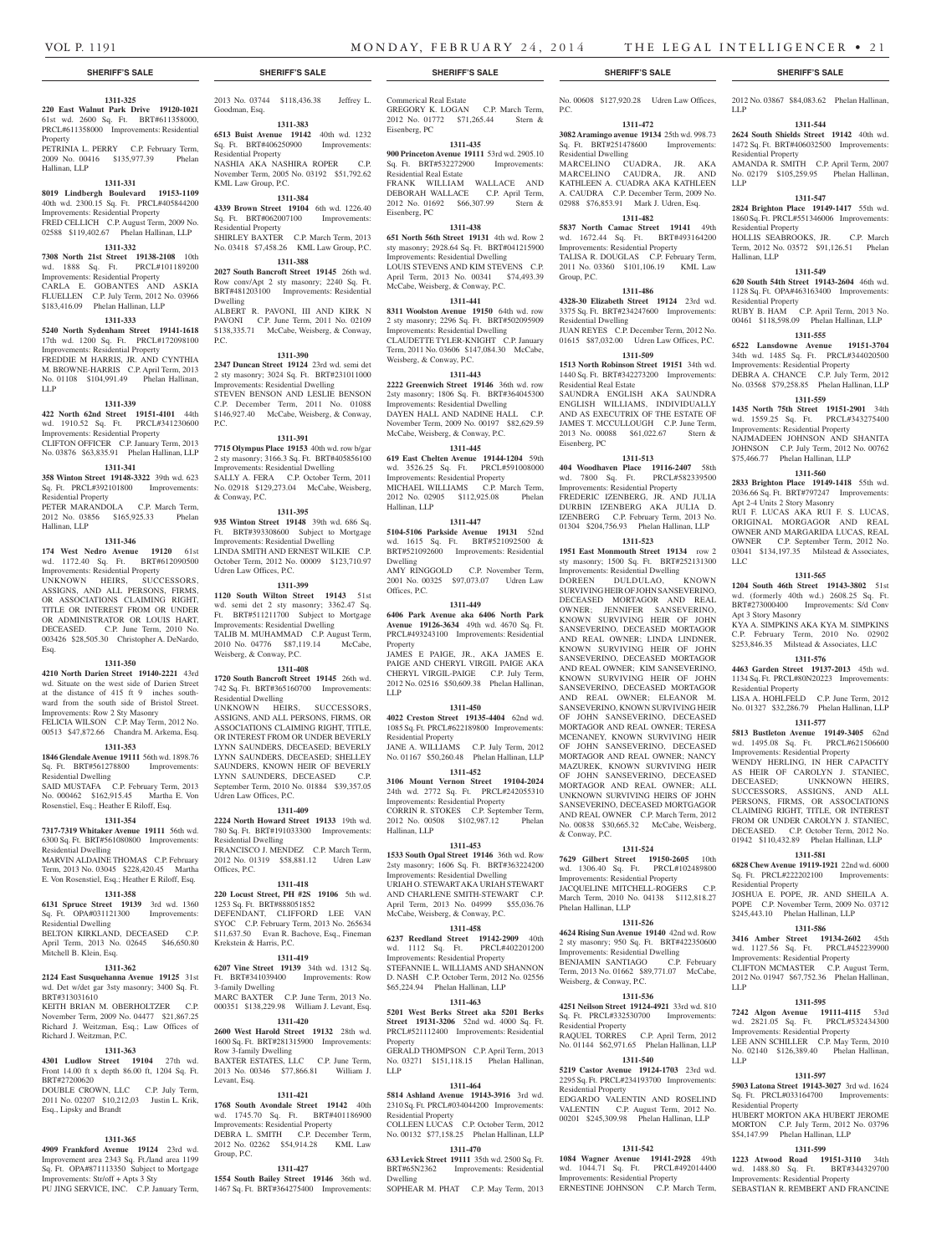## SHERIFF'S SALE

**1311-325**

**220 East Walnut Park Drive 19120-1021** 61st wd. 2600 Sq. Ft. BRT#611358000, PRCL#611358000 Improvements: Residential Property

PETRINIA L. PERRY C.P. February Term, 2009 No. 00416 $135,977.39 Phelan Hallinan, LLP

**1311-331**

**8019 Lindbergh Boulevard 19153-1109** 40th wd. 2300.15 Sq. Ft. PRCL#405844200 Improvements: Residential Property

FRED CELLICH C.P. August Term, 2009 No. 02588 $119,402.67 Phelan Hallinan, LLP

**1311-332**

**7308 North 21st Street 19138-2108** 10th wd. 1888 Sq. Ft. PRCL#101189200 Improvements: Residential Property

CARLA E. GOBANTES AND ASKIA FLUELLEN C.P. July Term, 2012 No. 03966 $183,416.09 Phelan Hallinan, LLP

**1311-333**

**5240 North Sydenham Street 19141-1618** 17th wd. 1200 Sq. Ft. PRCL#172098100 Improvements: Residential Property

FREDDIE M HARRIS, JR. AND CYNTHIA M. BROWNE-HARRIS C.P. April Term, 2013 No. 01108 $104,991.49 Phelan Hallinan, LLP

**1311-339**

**422 North 62nd Street 19151-4101** 44th wd. 1910.52 Sq. Ft. PRCL#341230600 Improvements: Residential Property

CLIFTON OFFICER C.P. January Term, 2013 No. 03876 $63,835.91 Phelan Hallinan, LLP

**1311-341**

**358 Winton Street 19148-3322** 39th wd. 623 Sq. Ft. PRCL#392101800 Improvements: Residential Property

PETER MARANDOLA C.P. March Term, 2012 No. 03856 $165,925.33 Phelan Hallinan, LLP

**1311-346**

**174 West Nedro Avenue 19120** 61st wd. 1172.40 Sq. Ft. BRT#612090500 Improvements: Residential Property

UNKNOWN HEIRS, SUCCESSORS, ASSIGNS, AND ALL PERSONS, FIRMS, OR ASSOCIATIONS CLAIMING RIGHT, TITLE OR INTEREST FROM OR UNDER OR ADMINISTRATOR OR LOUIS HART, DECEASED. C.P. June Term, 2010 No. 003426 $28,505.30 Christopher A. DeNardo, Esq.

**1311-350**

**4210 North Darien Street 19140-2221** 43rd wd. Situate on the west side of Darien Street at the distance of 415 ft 9 inches southward from the south side of Bristol Street. Improvements: Row 2 Sty Masonry

FELICIA WILSON C.P. May Term, 2012 No. 00513 $47,872.66 Chandra M. Arkema, Esq.

**1311-353**

**1846 Glendale Avenue 19111** 56th wd. 1898.76 Sq. Ft. BRT#561278800 Improvements: Residential Dwelling

SAID MUSTAFA C.P. February Term, 2013 No. 000462 $162,915.45 Martha E. Von Rosenstiel, Esq.; Heather E Riloff, Esq.

**1311-354**

**7317-7319 Whitaker Avenue 19111** 56th wd. 6300 Sq. Ft. BRT#561080800 Improvements: Residential Dwelling

MARVIN ALDAINE THOMAS C.P. February Term, 2013 No. 03045 $228,420.45 Martha E. Von Rosenstiel, Esq.; Heather E Riloff, Esq.

**1311-358**

**6131 Spruce Street 19139** 3rd wd. 1360 Sq. Ft. OPA#031121300 Improvements: Residential Dwelling

BELTON KIRKLAND, DECEASED C.P. April Term, 2013 No. 02645 $46,650.80 Mitchell B. Klein, Esq.

**1311-362**

**2124 East Susquehanna Avenue 19125** 31st wd. Det w/det gar 3sty masonry; 3400 Sq. Ft. BRT#313031610

KEITH BRIAN M. OBERHOLTZER C.P. November Term, 2009 No. 04477 $21,867.25 Richard J. Weitzman, Esq.; Law Offices of Richard J. Weitzman, P.C.

**1311-363**

**4301 Ludlow Street 19104** 27th wd. Front 14.00 ft x depth 86.00 ft, 1204 Sq. Ft. BRT#27200620

DOUBLE CROWN, LLC C.P. July Term, 2011 No. 02207 $10,212.03 Justin L. Krik, Esq., Lipsky and Brandt

**1311-365**

**4909 Frankford Avenue 19124** 23rd wd. Improvement area 2343 Sq. Ft./land area 1199 Sq. Ft. OPA#871113350 Subject to Mortgage Improvements: Str/off + Apts 3 Sty

PU JING SERVICE, INC. C.P. January Term, 2013 No. 03744 $118,436.38 Jeffrey L. Goodman, Esq.

**1311-383**

**6513 Buist Avenue 19142** 40th wd. 1232 Sq. Ft. BRT#406250900 Improvements: Residential Property

NASHIA AKA NASHIRA ROPER C.P. November Term, 2005 No. 03192 $51,792.62 KML Law Group, P.C.

**1311-384**

**4339 Brown Street 19104** 6th wd. 1226.40 Sq. Ft. BRT#062007100 Improvements: Residential Property

SHIRLEY BAXTER C.P. March Term, 2013 No. 03418 $7,458.26 KML Law Group, P.C.

**1311-388**

**2027 South Bancroft Street 19145** 26th wd. Row conv/Apt 2 sty masonry; 2240 Sq. Ft. BRT#481203100 Improvements: Residential Dwelling

ALBERT R. PAVONI, III AND KIRK N PAVONI C.P. June Term, 2011 No. 02109 $138,335.71 McCabe, Weisberg, & Conway, P.C.

**1311-390**

**2347 Duncan Street 19124** 23rd wd. semi det 2 sty masonry; 3024 Sq. Ft. BRT#231011000 Improvements: Residential Dwelling

STEVEN BENSON AND LESLIE BENSON C.P. December Term, 2011 No. 01088 $146,927.40 McCabe, Weisberg, & Conway, P.C.

**1311-391**

**7715 Olympus Place 19153** 40th wd. row b/gar 2 sty masonry; 3166.3 Sq. Ft. BRT#405856100 Improvements: Residential Dwelling

SALLY A. FERA C.P. October Term, 2011 No. 02918 $129,273.04 McCabe, Weisberg, & Conway, P.C.

**1311-395**

**935 Winton Street 19148** 39th wd. 686 Sq. Ft. BRT#393308600 Subject to Mortgage Improvements: Residential Dwelling

LINDA SMITH AND ERNEST WILKIE C.P. October Term, 2012 No. 00009 $123,710.97 Udren Law Offices, P.C.

**1311-399**

**1120 South Wilton Street 19143** 51st wd. semi det 2 sty masonry; 3362.47 Sq. Ft. BRT#511211700 Subject to Mortgage Improvements: Residential Dwelling

TALIB M. MUHAMMAD C.P. August Term, 2010 No. 04776 $87,119.14 McCabe, Weisberg, & Conway, P.C.

**1311-408**

**1720 South Bancroft Street 19145** 26th wd. 742 Sq. Ft. BRT#365160700 Improvements: Residential Dwelling

UNKNOWN HEIRS, SUCCESSORS, ASSIGNS, AND ALL PERSONS, FIRMS, OR ASSOCIATIONS CLAIMING RIGHT, TITLE, OR INTEREST FROM OR UNDER BEVERLY LYNN SAUNDERS, DECEASED; BEVERLY LYNN SAUNDERS, DECEASED; SHELLEY SAUNDERS, KNOWN HEIR OF BEVERLY LYNN SAUNDERS, DECEASED C.P. September Term, 2010 No. 01884 $39,357.05 Udren Law Offices, P.C.

**1311-409**

**2224 North Howard Street 19133** 19th wd. 780 Sq. Ft. BRT#191033300 Improvements: Residential Dwelling

FRANCISCO J. MENDEZ C.P. March Term, 2012 No. 01319 $58,881.12 Udren Law Offices, P.C.

**1311-418**

**220 Locust Street, PH #2S 19106** 5th wd. 1253 Sq. Ft. BRT#888051852

DEFENDANT, CLIFFORD LEE VAN SYOC C.P. February Term, 2013 No. 265634 $11,637.50 Evan R. Bachove, Esq., Fineman Krekstein & Harris, P.C.

**1311-419**

**6207 Vine Street 19139** 34th wd. 1312 Sq. Ft. BRT#341039400 Improvements: Row 3-family Dwelling

MARC BAXTER C.P. June Term, 2013 No. 000351 $138,229.98 William J. Levant, Esq.

**1311-420**

**2600 West Harold Street 19132** 28th wd. 1600 Sq. Ft. BRT#281315900 Improvements: Row 3-family Dwelling

BAXTER ESTATES, LLC C.P. June Term, 2013 No. 00346 $77,866.81 William J. Levant, Esq.

**1311-421**

**1768 South Avondale Street 19142** 40th wd. 1745.70 Sq. Ft. BRT#401186900 Improvements: Residential Property

DEBRA L. SMITH C.P. December Term, 2012 No. 02262 $54,914.28 KML Law Group, P.C.

**1311-427**

**1554 South Bailey Street 19146** 36th wd. 1467 Sq. Ft. BRT#364275400 Improvements: Commerical Real Estate

GREGORY K. LOGAN C.P. March Term, 2012 No. 01772 $71,265.44 Stern & Eisenberg, PC

**1311-435**

**900 Princeton Avenue 19111** 53rd wd. 2905.10 Sq. Ft. BRT#532272900 Improvements: Residential Real Estate

FRANK WILLIAM WALLACE AND DEBORAH WALLACE C.P. April Term, 2012 No. 01692 $66,307.99 Stern & Eisenberg, PC

**1311-438**

**651 North 56th Street 19131** 4th wd. Row 2 sty masonry; 2928.64 Sq. Ft. BRT#041215900 Improvements: Residential Dwelling

LOUIS STEVENS AND KIM STEVENS C.P. April Term, 2013 No. 00341 $74,493.39 McCabe, Weisberg, & Conway, P.C.

**1311-441**

**8311 Woolston Avenue 19150** 64th wd. row 2 sty masonry; 2296 Sq. Ft. BRT#502095909 Improvements: Residential Dwelling

CLAUDETTE TYLER-KNIGHT C.P. January Term, 2011 No. 03606 $147,084.30 McCabe, Weisberg, & Conway, P.C.

**1311-443**

**2222 Greenwich Street 19146** 36th wd. row 2sty masonry; 1806 Sq. Ft. BRT#364045300 Improvements: Residential Dwelling

DAYEN HALL AND NADINE HALL C.P. November Term, 2009 No. 00197 $82,629.59 McCabe, Weisberg, & Conway, P.C.

**1311-445**

**619 East Chelten Avenue 19144-1204** 59th wd. 3526.25 Sq. Ft. PRCL#591008000 Improvements: Residential Property

MICHAEL WILLIAMS C.P. March Term, 2012 No. 02905 $112,925.08 Phelan Hallinan, LLP

**1311-447**

**5104-5106 Parkside Avenue 19131** 52nd wd. 1615 Sq. Ft. BRT#521092500 & BRT#521092600 Improvements: Residential Dwelling

AMY RINGGOLD C.P. November Term, 2001 No. 00325 $97,073.07 Udren Law Offices, P.C.

**1311-449**

**6406 Park Avenue aka 6406 North Park Avenue 19126-3634** 49th wd. 4670 Sq. Ft. PRCL#493243100 Improvements: Residential Property

JAMES E PAIGE, JR., AKA JAMES E. PAIGE AND CHERYL VIRGIL PAIGE AKA CHERYL VIRGIL-PAIGE C.P. July Term, 2012 No. 02516 $50,609.38 Phelan Hallinan, LLP

**1311-450**

**4022 Creston Street 19135-4404** 62nd wd. 1085 Sq. Ft. PRCL#622189800 Improvements: Residential Property

JANE A. WILLIAMS C.P. July Term, 2012 No. 01167 $50,260.48 Phelan Hallinan, LLP

**1311-452**

**3106 Mount Vernon Street 19104-2024** 24th wd. 2772 Sq. Ft. PRCL#242055310 Improvements: Residential Property

CORRIN R. STOKES C.P. September Term, 2012 No. 00508 $102,987.12 Phelan Hallinan, LLP

**1311-453**

**1533 South Opal Street 19146** 36th wd. Row 2sty masonry; 1606 Sq. Ft. BRT#363224200 Improvements: Residential Dwelling

URIAH O. STEWART AKA URIAH STEWART AND CHARLENE SMITH-STEWART C.P. April Term, 2013 No. 04999 $55,036.76 McCabe, Weisberg, & Conway, P.C.

**1311-458**

**6237 Reedland Street 19142-2909** 40th wd. 1112 Sq. Ft. PRCL#402201200 Improvements: Residential Property

STEFANNIE L. WILLIAMS AND SHANNON D. NASH C.P. October Term, 2012 No. 02556 $65,224.94 Phelan Hallinan, LLP

**1311-463**

**5201 West Berks Street aka 5201 Berks Street 19131-3206** 52nd wd. 4000 Sq. Ft. PRCL#521112400 Improvements: Residential Property

GERALD THOMPSON C.P. April Term, 2013 No. 03271 $151,118.15 Phelan Hallinan, LLP

**1311-464**

**5814 Ashland Avenue 19143-3916** 3rd wd. 2310 Sq. Ft. PRCL#034044200 Improvements: Residential Property

COLLEEN LUCAS C.P. October Term, 2012 No. 00132 $77,158.25 Phelan Hallinan, LLP

**1311-470**

**633 Levick Street 19111** 35th wd. 2500 Sq. Ft. BRT#65N2362 Improvements: Residential Dwelling

SOPHEAR M. PHAT C.P. May Term, 2013 No. 00608 $127,920.28 Udren Law Offices, P.C.

**1311-472**

**3082 Aramingo avenue 19134** 25th wd. 998.73 Sq. Ft. BRT#251478600 Improvements: Residential Dwelling

MARCELINO CUADRA, JR. AKA MARCELINO CAUDRA, JR. AND KATHLEEN A. CUADRA AKA KATHLEEN A. CAUDRA C.P. December Term, 2009 No. 02988 $76,853.91 Mark J. Udren, Esq.

**1311-482**

**5837 North Camac Street 19141** 49th wd. 1672.44 Sq. Ft. BRT#493164200 Improvements: Residential Property

TALISA R. DOUGLAS C.P. February Term, 2011 No. 03360 $101,106.19 KML Law Group, P.C.

**1311-486**

**4328-30 Elizabeth Street 19124** 23rd wd. 3375 Sq. Ft. BRT#234247600 Improvements: Residential Dwelling

JUAN REYES C.P. December Term, 2012 No. 01615 $87,032.00 Udren Law Offices, P.C.

**1311-509**

**1513 North Robinson Street 19151** 34th wd. 1440 Sq. Ft. BRT#342273200 Improvements: Residential Real Estate

SAUNDRA ENGLISH AKA SAUNDRA ENGLISH WILLIAMS, INDIVIDUALLY AND AS EXECUTRIX OF THE ESTATE OF JAMES T. MCCULLOUGH C.P. June Term, 2013 No. 00088 $61,022.67 Stern & Eisenberg, PC

**1311-513**

**404 Woodhaven Place 19116-2407** 58th wd. 7800 Sq. Ft. PRCL#582339500 Improvements: Residential Property

FREDERIC IZENBERG, JR. AND JULIA DURBIN IZENBERG AKA JULIA D. IZENBERG C.P. February Term, 2013 No. 01304 $204,756.93 Phelan Hallinan, LLP

**1311-523**

**1951 East Monmouth Street 19134** row 2 sty masonry; 1500 Sq. Ft. BRT#252131300 Improvements: Residential Dwelling

DOREEN DULDULAO, KNOWN SURVIVING HEIR OF JOHN SANSEVERINO, DECEASED MORTGAGOR AND REAL OWNER; JENNIFER SANSEVERINO, KNOWN SURVIVING HEIR OF JOHN SANSEVERINO, DECEASED MORTGAGOR AND REAL OWNER; LINDA LINDNER, KNOWN SURVIVING HEIR OF JOHN SANSEVERINO, DECEASED MORTGAGOR AND REAL OWNER; KIM SANSEVERINO, KNOWN SURVIVING HEIR OF JOHN SANSEVERINO, DECEASED MORTGAGOR AND REAL OWNER; ELEANOR M. SANSEVERINO, KNOWN SURVIVING HEIR OF JOHN SANSEVERINO, DECEASED MORTGAGOR AND REAL OWNER; TERESA MCENANEY, KNOWN SURVIVING HEIR OF JOHN SANSEVERINO, DECEASED MORTGAGOR AND REAL OWNER; NANCY MAZUREK, KNOWN SURVIVING HEIR OF JOHN SANSEVERINO, DECEASED MORTGAGOR AND REAL OWNER; ALL UNKNOWN SURVIVING HEIRS OF JOHN SANSEVERINO, DECEASED MORTGAGOR AND REAL OWNER C.P. March Term, 2012 No. 00838 $30,665.32 McCabe, Weisberg, & Conway, P.C.

**1311-524**

**7629 Gilbert Street 19150-2605** 10th wd. 1306.40 Sq. Ft. PRCL#102489800 Improvements: Residential Property

JACQUELINE MITCHELL-ROGERS C.P. March Term, 2010 No. 04138 $112,818.27 Phelan Hallinan, LLP

**1311-526**

**4624 Rising Sun Avenue 19140** 42nd wd. Row 2 sty masonry; 950 Sq. Ft. BRT#422350600 Improvements: Residential Dwelling

BENJAMIN SANTIAGO C.P. February Term, 2013 No. 01662 $89,771.07 McCabe, Weisberg, & Conway, P.C.

**1311-536**

**4251 Neilson Street 19124-4921** 33rd wd. 810 Sq. Ft. PRCL#332530700 Improvements: Residential Property

RAQUEL TORRES C.P. April Term, 2012 No. 01144 $62,971.65 Phelan Hallinan, LLP

**1311-540**

**5219 Castor Avenue 19124-1703** 23rd wd. 2295 Sq. Ft. PRCL#234193700 Improvements: Residential Property

EDGARDO VALENTIN AND ROSELIND VALENTIN C.P. August Term, 2012 No. 00201 $245,309.98 Phelan Hallinan, LLP

**1311-542**

**1084 Wagner Avenue 19141-2928** 49th wd. 1044.71 Sq. Ft. PRCL#492014400 Improvements: Residential Property

ERNESTINE JOHNSON C.P. March Term, 2012 No. 03867 $84,083.62 Phelan Hallinan, LLP

**1311-544**

**2624 South Shields Street 19142** 40th wd. 1472 Sq. Ft. BRT#406032500 Improvements: Residential Property

AMANDA R. SMITH C.P. April Term, 2007 No. 02179 $105,259.95 Phelan Hallinan, LLP

**1311-547**

**2824 Brighton Place 19149-1417** 55th wd. 1860 Sq. Ft. PRCL#551346006 Improvements: Residential Property

HOLLIS SEABROOKS, JR. C.P. March Term, 2012 No. 03572 $91,126.51 Phelan Hallinan, LLP

**1311-549**

**620 South 54th Street 19143-2604** 46th wd. 1128 Sq. Ft. OPA#463163400 Improvements: Residential Property

RUBY B. HAM C.P. April Term, 2013 No. 00461 $118,598.09 Phelan Hallinan, LLP

**1311-555**

**6522 Lansdowne Avenue 19151-3704** 34th wd. 1485 Sq. Ft. PRCL#344020500 Improvements: Residential Property

DEBRA A. CHANCE C.P. July Term, 2012 No. 03568 $79,258.85 Phelan Hallinan, LLP

**1311-559**

**1435 North 75th Street 19151-2901** 34th wd. 1559.25 Sq. Ft. PRCL#343275400 Improvements: Residential Property

NAJMADEEN JOHNSON AND SHANITA JOHNSON C.P. July Term, 2012 No. 00762 $75,466.77 Phelan Hallinan, LLP

**1311-560**

**2833 Brighton Place 19149-1418** 55th wd. 2036.66 Sq. Ft. BRT#797247 Improvements: Apt 2-4 Units 2 Story Masonry

RUI F. LUCAS AKA RUI F. S. LUCAS, ORIGINAL MORGAGOR AND REAL OWNER AND MARGARIDA LUCAS, REAL OWNER C.P. September Term, 2012 No. 03041 $134,197.35 Milstead & Associates, LLC

**1311-565**

**1204 South 46th Street 19143-3802** 51st wd. (formerly 40th wd.) 2608.25 Sq. Ft. BRT#273000400 Improvements: S/d Conv Apt 3 Story Masonry

KYA A. SIMPKINS AKA KYA M. SIMPKINS C.P. February Term, 2010 No. 02902 $253,846.35 Milstead & Associates, LLC

**1311-576**

**4463 Garden Street 19137-2013** 45th wd. 1134 Sq. Ft. PRCL#80N20223 Improvements: Residential Property

LISA A. HOHLFELD C.P. June Term, 2012 No. 01327 $32,286.79 Phelan Hallinan, LLP

**1311-577**

**5813 Bustleton Avenue 19149-3405** 62nd wd. 1495.08 Sq. Ft. PRCL#621506600 Improvements: Residential Property

WENDY HERLING, IN HER CAPACITY AS HEIR OF CAROLYN J. STANIEC, DECEASED; UNKNOWN HEIRS, SUCCESSORS, ASSIGNS, AND ALL PERSONS, FIRMS, OR ASSOCIATIONS CLAIMING RIGHT, TITLE, OR INTEREST FROM OR UNDER CAROLYN J. STANIEC, DECEASED. C.P. October Term, 2012 No. 01942 $110,432.89 Phelan Hallinan, LLP

**1311-581**

**6828 Chew Avenue 19119-1921** 22nd wd. 6000 Sq. Ft. PRCL#222202100 Improvements: Residential Property

JOSHUA E. POPE, JR. AND SHEILA A. POPE C.P. November Term, 2009 No. 03712 $245,443.10 Phelan Hallinan, LLP

**1311-586**

**3416 Amber Street 19134-2602** 45th wd. 1127.56 Sq. Ft. PRCL#452239900 Improvements: Residential Property

CLIFTON MCMASTER C.P. August Term, 2012 No. 01947 $67,752.36 Phelan Hallinan, LLP

**1311-595**

**7242 Algon Avenue 19111-4115** 53rd wd. 2821.05 Sq. Ft. PRCL#532434300 Improvements: Residential Property

LEE ANN SCHILLER C.P. May Term, 2010 No. 02140 $126,389.40 Phelan Hallinan, LLP

**1311-597**

**5903 Latona Street 19143-3027** 3rd wd. 1624 Sq. Ft. PRCL#033164700 Improvements: Residential Property

HUBERT MORTON AKA HUBERT JEROME MORTON C.P. July Term, 2012 No. 03796 $54,147.99 Phelan Hallinan, LLP

**1311-599**

**1223 Atwood Road 19151-3110** 34th wd. 1488.80 Sq. Ft. BRT#344329700 Improvements: Residential Property

SEBASTIAN R. REMBERT AND FRANCINE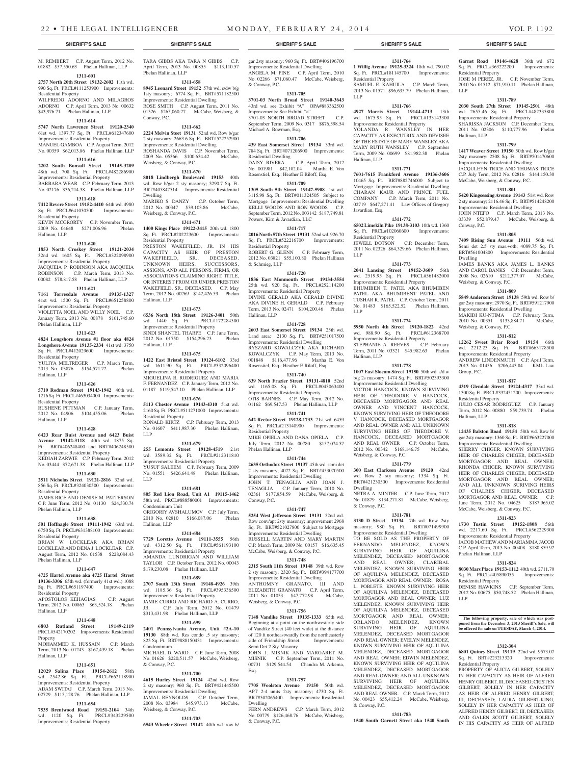M. REMBERT C.P. August Term, 2012 No. 01882 $57,550.63 Phelan Hallinan, LLP

**1311-601**

**2757 North 20th Street 19132-2602** 11th wd. 990 Sq. Ft. PRCL#111253900 Improvements: Residential Property

WILFREDO ADORNO AND MILAGROS ADORNO C.P. April Term, 2013 No. 00632 $43,976.71 Phelan Hallinan, LLP

**1311-614**

**5747 North Lawrence Street 19120-2340** 61st wd. 1397.77 Sq. Ft. PRCL#612347600 Improvements: Residential Property

MANUEL GAMBOA C.P. August Term, 2012 No. 00359 $62,013.86 Phelan Hallinan, LLP

**1311-616**

**2202 South Bonsall Street 19145-3209** 48th wd. 708 Sq. Ft. PRCL#482286900 Improvements: Residential Property

BARBARA WEAR C.P. February Term, 2013 No. 02176 $36,214.38 Phelan Hallinan, LLP

**1311-618**

**7412 Revere Street 19152-4410** 64th wd. 4980 Sq. Ft. PRCL#641030500 Improvements: Residential Property

KEVIN MCGRORTY C.P. November Term, 2009 No. 04648 $271,006.96 Phelan Hallinan, LLP

**1311-620**

**1853 North Croskey Street 19121-2034** 32nd wd. 1605 Sq. Ft. PRCL#322098900 Improvements: Residential Property

JACQUEIA P. ROBINSON AKA JACQUEIA ROBINSON C.P. March Term, 2013 No. 00082 $78,817.58 Phelan Hallinan, LLP

**1311-621**

**7161 Torresdale Avenue 19135-1327** 41st wd. 1500 Sq. Ft. PRCL#651258800 Improvements: Residential Property

VIOLETTA NOEL AND WILLY NOEL C.P. January Term, 2013 No. 00878 $161,745.60 Phelan Hallinan, LLP

**1311-623**

**4824 Longshore Avenue #1 floor aka 4824 Longshore Avenue 19135-2334** 41st wd. 3750 Sq. Ft. PRCL#412029600 Improvements: Residential Property

YULIYA MELTREGER C.P. March Term, 2013 No. 03876 $154,571.72 Phelan Hallinan, LLP

**1311-626**

**5710 Rodman Street 19143-1942** 46th wd. 1216 Sq. Ft. PRCL#463034000 Improvements: Residential Property

RUSHENE PITTMAN C.P. January Term, 2012 No. 04906 $104,455.06 Phelan Hallinan, LLP

**1311-628**

**6423 Rear Buist Avenue and 6423 Buist Avenue 19142-3118** 40th wd. 1875 Sq. Ft. BRT#406248400 and BRT#406248500 Improvements: Residential Property

KEDIAH ZARWIE C.P. February Term, 2012 No. 03444 $72,671.38 Phelan Hallinan, LLP

**1311-630**

**2511 Nicholas Street 19121-2816** 32nd wd. 856 Sq. Ft. PRCL#324030500 Improvements: Residential Property

JAMES RICE AND DENISE M. PATTERSON C.P. June Term, 2012 No. 01130 $24,330.74 Phelan Hallinan, LLP

**1311-638**

**501 Hoffnagle Street 19111-1942** 63rd wd. 6750 Sq. Ft. PRCL#631388100 Improvements: Residential Property

BRIAN W. LOCKLEAR AKA BRIAN LOCKLEAR AND DENA J. LOCKLEAR C.P. August Term, 2012 No. 01538 $228,084.43 Phelan Hallinan, LLP

**1311-647**

**4725 Hartel Avenue aka 4725 Hartel Street 19136-3306** 65th wd. (formerly 41st wd.) 1088 Sq. Ft. PRCL#651197400 Improvements: Residential Property

APOSTOLOS KEHAGIAS C.P. August Term, 2012 No. 00863 $63,524.18 Phelan Hallinan, LLP

**1311-648**

**6803 Rutland Street 19149-2119** PRCL#542170202 Improvements: Residential Property

MOHAMMED K. HUSSAIN C.P. March Term, 2013 No. 01243 $167,439.18 Phelan Hallinan, LLP

**1311-651**

**12029 Salina Place 19154-2612** 58th wd. 2542.86 Sq. Ft. PRCL#662118900 Improvements: Residential Property

ADAM SWITAJ C.P. March Term, 2013 No. 02729 $115,128.76 Phelan Hallinan, LLP

**1311-654**

**7535 Brentwood Road 19151-2104** 34th wd. 1120 Sq. Ft. PRCL#343229500 Improvements: Residential Property

TARA GIBBS AKA TARA N GIBBS C.P. April Term, 2013 No. 00855 $113,110.57 Phelan Hallinan, LLP

**1311-658**

**8945 Leonard Street 19152** 57th wd. s/dw b/g 1sty masonry; 6774 Sq. Ft. BRT#571182500 Improvements: Residential Dwelling

ROSE SMITH C.P. August Term, 2011 No. 01526 $265,060.27 McCabe, Weisberg, & Conway, P.C.

**1311-662**

**2224 Melvin Street 19131** 52nd wd. Row b/gar 2 sty masonry; 2663.6 Sq. Ft. BRT#522252900 Improvements: Residential Dwelling

ROSHANDA DAVIS C.P. November Term, 2009 No. 05366 $100,634.42 McCabe, Weisberg, & Conway, P.C.

**1311-670**

**8018 Lindbergh Boulevard 19153** 40th wd. Row b/gar 2 sty masonry; 3290.7 Sq. Ft. BRT#405847514 Improvements: Residential Dwelling

MARIKO S. DANZY C.P. October Term, 2012 No. 00347 $39,103.86 McCabe, Weisberg, & Conway, P.C.

**1311-671**

**1400 Kings Place 19122-3415** 20th wd. 1800 Sq. Ft. PRCL#202223600 Improvements: Residential Property

PRESTON WAKEFIELD, JR. IN HIS CAPACITY AS HEIR OF PRESTON WAKEFIEELD, SR., DECEASED. UNKNOWN HEIRS, SUCCESSORS, ASSIGNS, AND ALL PERSONS, FIRMS, OR ASSOCIATIONS CLAIMING RIGHT, TITLE, OR INTEREST FROM OR UNDER PRESTON WAKEFIELD, SR., DECEASED. C.P. May Term, 2012 No. 00269 $142,426.59 Phelan Hallinan, LLP

**1311-673**

**6536 North 18th Street 19126-3401** 50th wd. 1440 Sq. Ft. PRCL#172284500 Improvements: Residential Property

SINDI SHANTEL THARPE C.P. June Term, 2012 No. 01750 $154,296.23 Phelan Hallinan, LLP

**1311-675**

**1422 East Bristol Street 19124-6102** 33rd wd. 1611.90 Sq. Ft. PRCL#332096400 Improvements: Residential Property

MIGUELINA R. RODRIGUEZ AND MARIA F. FERNANDEZ C.P. January Term, 2012 No. 01187 $119,547.10 Phelan Hallinan, LLP

**1311-676**

**5113 Chester Avenue 19143-4310** 51st wd. 2160 Sq. Ft. PRCL#511271000 Improvements: Residential Property

RONALD KIRTZ C.P. February Term, 2013 No. 01607 $411,987.30 Phelan Hallinan, LLP

**1311-679**

**255 Lemonte Street 19128-4519** 21st wd. 3589.32 Sq. Ft. PRCL#212311810 Improvements: Residential Property

YUSUF SALEEM C.P. February Term, 2009 No. 01551 $426,641.48 Phelan Hallinan, LLP

**1311-681**

**805 Red Lion Road, Unit A1 19115-1462** 58th wd. PRCL#888580001 Improvements: Condominium Unit

GRIGORIY AVSHALUMOV C.P. July Term, 2010 No. 02810 $166,087.06 Phelan Hallinan, LLP

**1311-684**

**7729 Loretto Avenue 19111-3555** 56th wd. 4312.50 Sq. Ft. PRCL#561193100 Improvements: Residential Property

AMANDA LUNDRIGAN AND WILLIAM TAYLOR C.P. October Term, 2012 No. 00043 $179,230.08 Phelan Hallinan, LLP

**1311-689**

**2707 South 13th Street 19148-4926** 39th wd. 1185.36 Sq. Ft. PRCL#395336500 Improvements: Residential Property

JAMIE CURRO AND RICHARD A. CURRO, JR. C.P. July Term, 2012 No. 01479 $313,431.98 Phelan Hallinan, LLP

**1311-699**

**2401 Pennsylvania Avenue, Unit #2A-10 19130** 88th wd. Res condo .5 sty masonry; 825 Sq. Ft. BRT#888150431 Improvements: Condominium

MICHAEL D. WARD C.P. June Term, 2008 No. 01626 $220,511.57 McCabe, Weisberg, & Conway, P.C.

**1311-700**

**4615 Hurley Street 19124** 42nd wd. Row 2 sty masonry; 960 Sq. Ft. BRT#421445500 Improvements: Residential Dwelling

JAMAL REYNOLDS C.P. October Term, 2008 No. 03984 $45,973.13 McCabe, Weisberg, & Conway, P.C.

**1311-703**

**6543 Wheeler Street 19142** 40th wd. row b/gar 2sty masonry; 960 Sq. Ft. BRT#406196700 Improvements: Residential Dwelling

ANGELA M. PINE C.P. April Term, 2010 No. 02266 $71,060.47 McCabe, Weisberg, & Conway, P.C.

**1311-705**

**3701-03 North Broad Street 19140-3643** 43rd wd. see Exhibit "A" OPA#883362500 Improvements: See Exhibit "a"

3701-03 NORTH BROAD STREET C.P. September Term, 2009 No. 0317 $876,598.54 Michael A. Bowman, Esq.

**1311-706**

**439 East Somerset Street 19134** 33rd wd. 784 Sq. Ft. BRT#071206900 Improvements: Residential Dwelling

DAISY RIVERA C.P. April Term, 2012 No. 001981 $42,102.04 Martha E. Von Rosenstiel, Esq.; Heather E Riloff, Esq.

**1311-709**

**1305 South 5th Street 19147-5908** 1st wd. 3115.98 Sq. Ft. BRT#011324505 Subject to Mortgage Improvements: Residential Dwelling

KELLI WOODS AND RON WOODS C.P. September Term, 2012 No. 003142 $187,749.81 Powers, Kirn & Javardian, LLC

**1311-717**

**2016 North 57th Street 19131** 52nd wd. 926.70 Sq. Ft. PRCL#522216700 Improvements: Residential Property

ROBERT G. GLENN C.P. February Term, 2012 No. 03821 $55,100.80 Phelan Hallinan & Schmieg, LLP

**1311-720**

**1836 East Monmouth Street 19134-3554** 25th wd. 920 Sq. Ft. PRCL#252114200 Improvements: Residential Property

DIVINE GERALD AKA GERALD DIVINE AKA DIVINE H. GERALD C.P. February Term, 2013 No. 02471 $104,200.46 Phelan Hallinan, LLP

**1311-728**

**2603 East Somerset Street 19134** 25th wd. Land area: 2130 Sq. Ft. BRT#251017500 Improvements: Residential Dwelling

RYSZARD KOWALCZYK AKA RICHARD KOWALCZYK C.P. May Term, 2013 No. 001848 $116,477.96 Martha E. Von Rosenstiel, Esq.; Heather E Riloff, Esq.

**1311-740**

**639 North Frazier Street 19131-4810** 52nd wd. 1165.08 Sq. Ft. PRCL#043063400 Improvements: Residential Property

OTIS BARNES C.P. May Term, 2012 No. 01162 $69,547.53 Phelan Hallinan, LLP

**1311-741**

**642 Rector Street 19128-1733** 21st wd. 6459 Sq. Ft. PRCL#213140900 Improvements: Residential Property

MIKE OPIELA AND DANA OPIELA C.P. July Term, 2012 No. 00780 $157,074.57 Phelan Hallinan, LLP

**1311-744**

**2635 Orthodox Street 19137** 45th wd. semi det 2 sty masonry; 4072 Sq. Ft. BRT#453070500 Improvements: Residential Dwelling

JOHN T. TENAGLIA AND JOAN J. TENAGLIA C.P. January Term, 2010 No. 02361 $177,854.59 McCabe, Weisberg, & Conway, P.C.

**1311-747**

**5254 West Jefferson Street 19131** 52nd wd. Row conv/apt 2sty masonry; improvement 2968 Sq. Ft. BRT#521027800 Subject to Mortgage Improvements: Residential Dwelling

RUSSELL MARTIN AND MARY MARTIN C.P. March Term, 2009 No. 00157 $16,635.45 McCabe, Weisberg, & Conway, P.C.

**1311-748**

**2315 South 11th Street 19148** 39th wd. Row 2 sty masonry; 2320 Sq. Ft. BRT#394177700 Improvements: Residential Dwelling

ANTHOMNY GRANATO, III AND ELIZABETH GRANATO C.P. April Term, 2011 No. 01053 $47,772.98 McCabe, Weisberg, & Conway, P.C.

**1311-756**

**7148 Vandike Street 19135-1333** 65th wd. Beginning at a point on the northwesterly side of Vandike Street (40 feet wide) at the distance of 120 ft northeastwardly from the northeasterly side of Friendship Street. Improvements: Semi Det 2 Sty Masonry

JOHN J. MISNIK AND MARGARET M. MISNIK C.P. September Term, 2011 No. 00731 $129,544.54 Chandra M. Arkema, Esq.

**1311-757**

**7705 Woolston Avenue 19150** 50th wd. APT 2-4 units 2sty masonry; 4730 Sq. Ft. BRT#502065400 Improvements: Residential Dwelling

FERN ANDREWS C.P. March Term, 2012 No. 00779 $126,468.76 McCabe, Weisberg, & Conway, P.C.

**1311-764**

**1 Willig Avenue 19125-3324** 18th wd. 790.02 Sq. Ft. PRCL#181145700 Improvements: Residential Property

SAMUEL E. KAHUILA C.P. March Term, 2013 No. 01571 $96,635.79 Phelan Hallinan, LLP

**1311-766**

**4927 Morris Street 19144-4713** 13th wd. 1675.95 Sq. Ft. PRCL#133143300 Improvements: Residential Property

YOLANDA R. WANSLEY IN HER CAPACITY AS EXECUTRIX AND DEVISEE OF THE ESTATE OF MARY WANSLEY AKA MARY RUTH WANSLEY C.P. September Term, 2009 No. 00699 $81,982.38 Phelan Hallinan, LLP

**1311-771**

**7601-7615 Frankford Avenue 19136-3606** 10465 Sq. Ft. BRT#882746000 Subject to Mortgage Improvements: Residential Dwelling

CHARAN KAUR AND PRINCE FUEL COMPANY C.P. March Term, 2011 No. 02719 $647,271.41 Law Offices of Gregory Javardian, Esq.

**1311-772**

**6502 Limekiln Pike 19138-3103** 10th wd. 1360 Sq. Ft. PRCL#102060600 Improvements: Residential Property

JEWELL DOTSON C.P. December Term, 2011 No. 02326 $64,329.66 Phelan Hallinan, LLP

**1311-773**

**2041 Lansing Street 19152-3609** 56th wd. 2519.95 Sq. Ft. PRCL#561482000 Improvements: Residential Property

BHUMIBEN T. PATEL AKA BHUMIBEN PATEL AKA BHUMIBENT PATEL AND TUSHAR R. PATEL C.P. October Term, 2011 No. 01483 $165,522.52 Phelan Hallinan, LLP

**1311-774**

**5950 North 4th Street 19120-1822** 42nd wd. 988.90 Sq. Ft. PRCL#612368700 Improvements: Residential Property

STEPHANIE A. REEVES C.P. February Term, 2011 No. 03321 $45,982.63 Phelan Hallinan, LLP

**1311-778**

**1007 East Slocum Street 19150** 50th wd. s/d w b/g 2s masonry; 1474 Sq. Ft. BRT#502393300 Improvements: Residential Dwelling

VICTOR HANCOCK, KNOWN SURVIVING HEIR OF THEODORE V. HANCOCK, DECEASED MORTGAGOR AND REAL OWNER AND VINCENT HANCOCK, KNOWN SURVIVING HEIR OF THEODORE V. HANCOCK, DECEASED MORTGAGOR AND REAL OWNER AND ALL UNKNOWN SURVIVING HEIRS OF THEODORE V. HANCOCK, DECEASED MORTGAGOR AND REAL OWNER C.P. October Term, 2012 No. 00342 $168,146.75 McCabe, Weisberg, & Conway, P.C.

**1311-779**

**300 East Clarkson Avenue 19120** 42nd wd. Row 2 sty masonry; 1334 Sq. Ft. BRT#421230500 Improvements: Residential Dwelling

NETRA A. MINTER C.P. June Term, 2012 No. 01879 $134,271.81 McCabe, Weisberg, & Conway, P.C.

**1311-781**

**3130 D Street 19134** 7th wd. Row 2sty masonry; 980 Sq. Ft. BRT#071499900 Improvements: Residential Dwelling

TO BE SOLD AS THE PROPERTY OF FERNANDO MELENDEZ, KNOWN SURVIVING HEIR OF AQUILINA MELENDEZ, DECEASED MORTGAGOR AND REAL OWNER; CLARIBAL MELENDEZ, KNOWN SURVIVING HEIR OF AQUILINA MELENDEZ, DECEASED MORTGAGOR AND REAL OWNER; ROSA L. POBLETE, KNOWN SURVIVING HEIR OF AQUILINA MELENDEZ, DECEASED MORTGAGOR AND REAL OWNER; LUZ MELENDEZ, KNOWN SURVIVING HEIR OF AQUILINA MELENDEZ, DECEASED MORTGAGOR AND REAL OWNER; ORLANDO MELENDEZ, KNOWN SURVIVING HEIR OF AQUILINA MELENDEZ, DECEASED MORTGAGOR AND REAL OWNER; EVELYN MELENDEZ, KNOWN SURVIVING HEIR OF AQUILINA MELENDEZ, DECEASED MORTGAGOR AND REAL OWNER; EDWIN MELENDEZ, KNOWN SURVIVING HEIR OF AQUILINA MELENDEZ, DECEASED MORTGAGOR AND REAL OWNER; AND ALL UNKNOWN SURVIVING HEIR OF AQUILINA MELENDEZ, DECEASED MORTGAGOR AND REAL OWNER. C.P. March Term, 2012 No. 00423 $55,412.24 McCabe, Weisberg, & Conway, P.C.

**1311-783**

**1540 South Garnett Street aka 1540 South Garnet Road 19146-4628** 36th wd. 672 Sq. Ft. PRCL#363222200 Improvements: Residential Property

JOSE M PEREZ, JR. C.P. November Term, 2010 No. 01512 $71,910.11 Phelan Hallinan, LLP

**1311-789**

**2030 South 27th Street 19145-2501** 48th wd. 2655.46 Sq. Ft. PRCL#482335800 Improvements: Residential Property

SHARISSA JACKSON C.P. December Term, 2011 No. 02306 $110,777.96 Phelan Hallinan, LLP

**1311-799**

**1417 Weaver Street 19150** 50th wd. Row b/gar 2sty masonry; 2508 Sq. Ft. BRT#501470600 Improvements: Residential Dwelling

JACQULEYN TRICE AND THOMAS TRICE C.P. July Term, 2012 No. 02816 $144,150.30 McCabe, Weisberg, & Conway, P.C.

**1311-801**

**5420 Kingsessing Avenue 19143** 51st wd. Row 2 sty masonry; 2116.46 Sq. Ft. BRT#514248200 Improvements: Residential Dwelling

JOHN NTEFO C.P. March Term, 2013 No. 03339 $52,879.47 McCabe, Weisberg, & Conway, P.C.

**1311-805**

**7409 Rising Sun Avenue 19111** 56th wd. Semi det 2.5 sty mas.+oth; 4089.75 Sq. Ft. BRT#561004800 Improvements: Residential Dwelling

JAMES BANKS AKA JAMES L. BANKS AND CAROL BANKS C.P. December Term, 2008 No. 02610 $212,377.07 McCabe, Weisberg, & Conway, P.C.

**1311-809**

**5849 Anderson Street 19138** 59th wd. Row b/gar 2sty masonry; 2970 Sq. Ft. BRT#591217900 Improvements: Residential Dwelling

MAKIDI KU-NTIMA C.P. February Term, 2010 No. 00351 $133,884.71 McCabe, Weisberg, & Conway, P.C.

**1311-812**

**12262 Sweet Briar Road 19154** 66th wd. 2212.23 Sq. Ft. BRT#663178500 Improvements: Residential Property

ANDREW LINDEMUTH C.P. April Term, 2013 No. 01456 $206,443.84 KML Law Group, P.C.

**1311-817**

**4319 Glendale Street 19124-4317** 33rd wd. 1300 Sq. Ft. PRCL#332451200 Improvements: Residential Property

JULIO CESAR RODRIGUEZ C.P. January Term, 2012 No. 00880 $59,739.74 Phelan Hallinan, LLP

**1311-818**

**12435 Balston Road 19154** 58th wd. Row b/gar 2sty masonry; 1360 Sq. Ft. BRT#663227000 Improvements: Residential Dwelling

SHERRY CHIGER, KNOWN SURVIVING HEIR OF CHARLES CHIGER, DECEASED MORTGAGOR AND REAL OWNER; RHONDA CHIGER, KNOWN SURVIVING HEIR OF CHARLES CHIGER, DECEASED MORTGAGOR AND REAL OWNER; AND ALL UNKNOWN SURVIVING HEIRS OF CHALRES CHIGER, DECEASED MORTGAGOR AND REAL OWNER. C.P. June Term, 2012 No. 04625 $187,965.02 McCabe, Weisberg, & Conway, P.C.

**1311-823**

**1730 Tustin Street 19152-1808** 56th wd. 2217.60 Sq. Ft. PRCL#562229300 Improvements: Residential Property

JACOB MATHEW AND MARIAMMA JACOB C.P. April Term, 2013 No. 00408 $180,859.92 Phelan Hallinan, LLP

**1311-824**

**8030 Mars Place 19153-1112** 40th wd. 2711.70 Sq. Ft. PRCL#405890055 Improvements: Residential Property

DENISE HAWKINS C.P. September Term, 2012 No. 00675 $50,748.52 Phelan Hallinan, LLP

**The following property, sale of which was postponed from the December 3, 2013 Sheriff's Sale, will be offered for sale on TUESDAY, March 4, 2014.**

**1312-304**

**6801 Quincy Street 19119** 22nd wd. 9573.07 Sq. Ft. BRT#223213320 Improvements: Residential Property

PROPERTY OF ALICIA GILBERT, SOLELY IN HER CAPACITY AS HEIR OF ALFRED HENRY GILBERT, III, DECEASED; CRISTEN GILBERT, SOLELY IN HER CAPACITY AS HEIR OF ALFRED HENRY GILBERT, III, DECEASED; LAURA GILBERT-KING, SOLELY IN HER CAPACITY AS HEIR OF ALFRED HENRY GILBERT, III, DECEASED; AND GALEN SCOTT GILBERT, SOLELY IN HIS CAPACITY AS HEIR OF ALFRED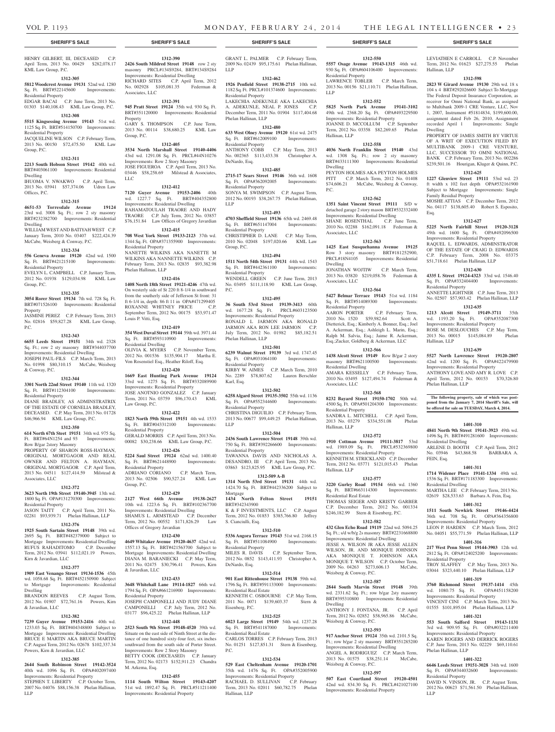HENRY GILBERT, III, DECEASED C.P. April Term, 2013 No. 00429 $282,078.17 KML Law Group, P.C.

**1312-305**

**5812 Woodcrest Avenue 19131** 52nd wd. 1280 Sq. Ft. BRT#522145600 Improvements: Residential Property

EDGAR BACAI C.P. June Term, 2013 No. 01303 $140,108.43 KML Law Group, P.C.

**1312-308**

**5515 Kingsessing Avenue 19143** 51st wd. 1125 Sq. Ft. BRT#514150700 Improvements: Residential Property

JACQUELINE WILSON C.P. February Term, 2013 No. 00150 $72,475.50 KML Law Group, P.C.

**1312-311**

**2213 South Hobson Street 19142** 40th wd. BRT#403061100 Improvements: Residential Dwelling

IHUOMA V. NWAKWO C.P. April Term, 2013 No. 03941 $57,374.06 Udren Law Offices, P.C.

**1312-315**

**4651-53 Torresdale Avenue 19124** 23rd wd. 3008 Sq. Ft.; row 2 sty masonry BRT#232382700 Improvements: Residential Dwelling

WILLIAM WEST AND BATIYAH WEST C.P. January Term, 2010 No. 03407 $222,424.39 McCabe, Weisberg & Conway, P.C.

**1312-334**

**556 Geneva Avenue 19120** 42nd wd. 1500 Sq. Ft. BRT#421215100 Improvements: Residential Property

EVELYN L. CAMPBELL C.P. January Term, 2012 No. 01938 $129,034.98 KML Law Group, P.C.

**1312-335**

**3054 Rorer Street 19134** 7th wd. 728 Sq. Ft. BRT#071526100 Improvements: Residential Property

JASMINE PEREZ C.P. February Term, 2013 No. 02816 $59,827.28 KML Law Group, P.C.

**1312-343**

**6655 Leeds Street 19151** 34th wd. 2328 Sq. Ft.; row 2 sty masonry BRT#344037700 Improvements: Residential Dwelling

JOSEPH PAUL-FILS C.P. March Term, 2013 No. 01998 $80,310.15 McCabe, Weisberg & Conway, P.C.

**1312-344**

**3301 North 22nd Street 19140** 11th wd. 1320 Sq. Ft. BRT#112304100 Improvements: Residential Property

DIANE BRADLEY, AS ADMINSTRATRIX OF THE ESTATE OF CORNELIA BRADLEY, DECEASED. C.P. May Term, 2013 No. 01728 $46,966.94 KML Law Group, P.C.

**1312-350**

**614 North 67th Steet 19151** 34th wd. 975 Sq. Ft. BRT#64N1254 and 93 Improvements: Row B/gar 2story Masonry

PROPERTY OF SHARON ROSS-HAYMAN, ORIGINAL MORTGAGOR AND REAL OWNER AND FELTON A. HAYMAN, ORIGINAL MORTGAGOR C.P. April Term, 2013 No. 04511 $127,414.59 Milstead & Associates, LLC

**1312-372**

**3623 North 19th Street 19140-3945** 13th wd. 1800 Sq. Ft. OPA#131270300 Improvements: Residential Property

JASON TAITT C.P. April Term, 2011 No. 02281 $93,939.71 Phelan Hallinan, LLP

**1312-376**

**1925 South Sartain Street 19148** 39th wd. 2695 Sq. Ft. BRT#482379000 Subject to Mortgage Improvements: Residential Dwelling RUFUS RAHADITOMO C.P. December Term, 2012 No. 03941 $112,021.19 Powers, Kirn & Javardian, LLC

**1312-377**

**1909 East Venango Street 19134-1536** 45th wd. 1058.68 Sq. Ft. BRT#452150900 Subject to Mortgage Improvements: Residential Dwelling

BRANDON REEVES C.P. August Term, 2012 No. 01907 $72,761.16 Powers, Kirn & Javardian, LLC

**1312-382**

**7239 Guyer Avenue 19153-2416** 40th wd. 1233.03 Sq. Ft. BRT#404348800 Subject to Mortgage Improvements: Residential Dwelling BRUCE E MARTIN AKA BRUCE MARTIN C.P. August Term, 2012 No. 02678 $102,337.34 Powers, Kirn & Javardian, LLC

**1312-385**

**2644 South Robinson Street 19142-3524** 40th wd. 1096 Sq. Ft. OPA#402097400 Improvements: Residential Property

STEPHEN T. LIBERTY C.P. October Term, 2007 No. 04076 $88,156.38 Phelan Hallinan, LLP

**1312-390**

**2426 South Mildred Street 19148** row 2 sty masonry PRCL#134S9284, BRT#134S9284 Improvements: Residential Dwelling

RICHARD SITES C.P. April Term, 2012 No. 002928 $105,081.35 Federman & Associates, LLC

**1312-391**

**945 Pratt Street 19124** 35th wd. 930 Sq. Ft. BRT#351120000 Improvements: Residential Property

GARY S. THOMPSON C.P. June Term, 2013 No. 00114 $38,680.25 KML Law Group, P.C.

**1312-405**

**3534 North Marshall Street 19140-4406** 43rd wd. 1291.08 Sq. Ft. PRCL#44N10276 Improvements: Row 2 Story Masonry

JOSE FIGUEROA C.P. April Term, 2013 No. 03446 $58,258.69 Milstead & Associates, LLC

**1312-412**

**7120 Guyer Avenue 19153-2406** 40th wd. 1227.7 Sq. Ft. BRT#404352800 Improvements: Residential Dwelling

RAHAMATOULAH TRAORE AND HADY TRAORE C.P. July Term, 2012 No. 03857 $76,151.84 Law Offices of Gregory Javardian

**1312-415**

**708 West York Street 19133-2123** 37th wd. 1344 Sq. Ft. OPA#371355900 Improvements: Residential Property

NANETTE WILKINS AKA NANETTE M WILKINS AKA NANNETTE WILKINS C.P. February Term, 2013 No. 02835 $93,382.98 Phelan Hallinan, LLP

**1312-416**

**1408 North 18th Street 19121-4246** 47th wd. On westerly side of St 220 ft 8-1/4 in southward from the southerly side of Jefferson St front: 31 ft 6-1/4 in, depth: 86 ft 11 in OPA#471299405

ROXANNE WHITNEY PRICE C.P. September Term, 2012 No. 00175 $53,971.47 Louis P. Vitti, Esq.

**1312-419**

**354 West Duval Street 19144** 59th wd. 3971.44 Sq. Ft. BRT#593110900 Improvements: Residential Dwelling

OLIVIA K. MYERS C.P. November Term, 2012 No. 001536 $135,904.17 Martha E. Von Rosenstiel Esq., Heather Riloff, Esq.

**1312-420**

**1669 East Hunting Park Avenue 19124** 33rd wd. 1275 Sq. Ft. BRT#332089900 Improvements: Residential Property

JOSE ANOTNIO GONZALEZ C.P. January Term, 2011 No. 03759 $96,170.43 KML Law Group, P.C.

**1312-422**

**1823 North 59th Street 19151** 4th wd. 1533 Sq. Ft. BRT#043312100 Improvements: Residential Property

GERALD MORRIS C.P. April Term, 2013 No. 00082 $30,238.66 KML Law Group, P.C.

**1312-426**

**5224 Saul Street 19124** 62nd wd. 1400.40 Sq. Ft. BRT#621448900 Improvements: Residential Property

ADRIANO CORIANO C.P. March Term, 2013 No. 02506 $90,527.24 KML Law Group, P.C.

**1312-429**

**2127 West 66th Avenue 19138-2627** 10th wd. 1223.6 Sq. Ft. BRT#102367700 Improvements: Residential Dwelling

SHAMUS L. ARMSTEAD C.P. December Term, 2012 No. 00552 $171,826.29 Law Offices of Gregory Javardian

**1312-430**

**4649 Whitaker Avenue 19120-4637** 42nd wd. 1557.13 Sq. Ft. BRT#421563700 Subject to Mortgage Improvements: Residential Dwelling DIANA M. BARANIECKI C.P. May Term, 2011 No. 02475 $30,796.41 Powers, Kirn & Javardian, LLC

**1312-433**

**3648 Whitehall Lane 19114-1827** 66th wd. 1794 Sq. Ft. OPA#661216900 Improvements: Residential Property

JOSEPH CAMPONELLI AND JUDY DIANE CAMPONELLI C.P. July Term, 2012 No. 03177 $96,425.22 Phelan Hallinan, LLP

**1312-448**

**2523 South 9th Street 19148-4520** 39th wd. Situate on the east side of Ninth Street at the distance of one hundred sixty-four feet, six inches southward from the south side of Porter Street. Improvements: Row 2 Story Masonry

BETTY COOK (DECEASED) C.P. January Term, 2012 No. 02173 $152,911.23 Chandra M. Arkema, Esq.

**1312-455**

**1114 South Wilton Street 19143-4207** 51st wd. 1892.47 Sq. Ft. PRCL#511211400 Improvements: Residential Property

GRANT L. PALMER C.P. February Term, 2009 No. 02439 $95,175.61 Phelan Hallinan, LLP

**1312-462**

**1926 Penfield Street 19138-2715** 10th wd. 1182 Sq. Ft. PRCL#101374600 Improvements: Residential Property

LAKECHIA ADEKUNLE AKA LAKECHIA A. ADEKUNLE, NEAL P. JONES C.P. December Term, 2011 No. 01904 $117,404.68 Phelan Hallinan, LLP

**1312-480**

**633 West Olney Avenue 19120** 61st wd. 2475 Sq. Ft. BRT#612009100 Improvements: Residential Property

ANTHONY COBB C.P. May Term, 2013 No. 002365 $113,433.38 Christopher A. DeNardo, Esq.

**1312-485**

**2715-17 Sears Street 19146** 36th wd. 1608 Sq. Ft. OPA#362092005 Improvements: Residential Property

SONYA M. SIMPSON C.P. August Term, 2012 No. 00193 $38,267.75 Phelan Hallinan, LLP

**1312-493**

**4703 Sheffield Street 19136** 65th wd. 2469.48 Sq. Ft. BRT#651147004 Improvements: Residential Property

CHRISTIPHER D. LANE C.P. May Term, 2010 No. 02048 $197,020.66 KML Law Group, P.C.

**1312-494**

**1511 North 54th Street 19131** 44th wd. 1543 Sq. Ft. BRT#442361100 Improvements: Residential Property

WENDELL GREEN C.P. June Term, 2013 No. 03495 $111,118.90 KML Law Group, P.C.

**1312-495**

**36 South 53rd Street 19139-3413** 60th wd. 1677.28 Sq. Ft. PRCL#603123500 Improvements: Residential Property

RONALD L JARMON AKA RONALD JARMON AKA RON LEE JARMON C.P. July Term, 2012 No. 01982 $85,182.51 Phelan Hallinan, LLP

**1312-501**

**6239 Walnut Street 19139** 3rd wd. 1747.45 Sq. Ft. OPA#031064100 Improvements: Residential Property

KIRBY W. AIMES C.P. March Term, 2010 No. 2289 $78,807.62 Lauren Berschler Karl, Esq.

**1312-502**

**6258 Algard Street 19135-3502** 55th wd. 1136 Sq. Ft. OPA#552344600 Improvements: Residential Property

CHRISTINA DIGUILIO C.P. February Term, 2013 No. 00677 $99,449.25 Phelan Hallinan, LLP

**1312-504**

**2436 South Lawrence Street 19148** 39th wd. 750 Sq. Ft. BRT#392266600 Improvements: Residential Property

TAWANNA DAVIS AND NICHOLAS A. DESANDRO, III C.P. April Term, 2013 No. 03863 $123,825.95 KML Law Group, P.C.

**1312-509 A-B**

**1314 North 53rd Street 19131** 44th wd. 1424.70 Sq. Ft. BRT#442336200 Subject to Mortgage

**1434 North Felton Street 19151** BRT#342343900

K & F INVESTMENTS, LLC C.P. August Term, 2012 No. 01853 $385,766.80 Jeffrey S. Cianciulli, Esq.

**1312-510**

**5336 Angora Terrace 19143** 51st wd. 2168.15 Sq. Ft. BRT#511084900 Improvements: Residential Property

MILES R. DAVIS C.P. September Term, 2012 No. 0852 $143,411.93 Christopher A. DeNardo, Esq.

**1312-514**

**901 East Rittenhouse Street 19138** 59th wd. 1796 Sq. Ft. BRT#591133000 Improvements: Residential Real Estate

KENNETH C. OSBOURNE C.P. May Term, 2011 No. 0071 $139,603.37 Stern & Eisenberg, P.C.

**1312-525**

**6023 Large Street 19149** 54th wd. 1237.28 Sq. Ft. BRT#541187000 Improvements: Residential Real Estate

CARLOS TORRES C.P. February Term, 2013 No. 01251 $127,851.31 Stern & Eisenberg, P.C.

**1312-534**

**529 East Cheltenham Avenue 19120-1701** 35th wd. 1476 Sq. Ft. OPA#352005900 Improvements: Residential Property

RACHAEL D. SULLIVAN C.P. February Term, 2013 No. 02011 $60,782.75 Phelan Hallinan, LLP

**1312-550**

**5557 Osage Avenue 19143-1315** 46th wd. 930 Sq. Ft. OPA#604106400 Improvements: Residential Property

LAWRENCE TOBLER C.P. March Term, 2013 No. 00156 $21,110.71 Phelan Hallinan, LLP

**1312-552**

**5825 North Park Avenue 19141-3102** 49th wd. 2368.20 Sq. Ft. OPA#493229500 Improvements: Residential Property

JOANNE D. MCCOLLUM C.P. September Term, 2012 No. 03358 $82,269.65 Phelan Hallinan, LLP

**1312-558**

**4036 North Franklin Street 19140** 43rd wd. 1308 Sq. Ft.; row 2 sty masonry BRT#433111300 Improvements: Residential Dwelling

PEYTON HOLMES AKA PEYTON HOLMES PITT C.P. March Term, 2012 No. 01408 $74,606.21 McCabe, Weisberg & Conway, P.C.

**1312-562**

**1351 Saint Vincent Street 19111** S/D w detached garage 2 story mason BRT#532332400 Improvements: Residential Dwelling

SHANE ROSENTHAL C.P. June Term, 2010 No. 02288 $162,091.18 Federman & Associates, LLC

**1312-563**

**1425 East Susquehanna Avenue 19125** Row 3 story masonry BRT#181252900, PRCL#18N4105 Improvements: Residential Dwelling

JONATHAN WOJTIW C.P. March Term, 2013 No. 03820 $219,058.76 Federman & Associates, LLC

**1312-564**

**5427 Belmar Terrace 19143** 51st wd. 1184 Sq. Ft. BRT#514089300 Improvements: Residential Property

AARON PORTER C.P. February Term, 2010 No. 1520 $59,982.64 Scott A. Dietterick, Esq.; Kimberly A. Bonner, Esq.; Joel A. Ackerman, Esq.; Ashleigh L. Marin, Esq.; Ralph M. Salvia, Esq.; Jaime R. Ackerman, Esq.;Zucker, Goldberg & Ackerman, LLC

**1312-566**

**1438 Alcott Street 19149** Row B/gar 2 story masonry BRT#621100500 Improvements: Residential Dwelling

AMARA KESSELLY C.P. February Term, 2010 No. 03495 $127,494.74 Federman & Associates, LLC

**1312-568**

**8232 Bayard Street 19150-1702** 50th wd. 4500 Sq. Ft. OPA#501204300 Improvements: Residential Property

SANDRA L. MITCHELL C.P. April Term, 2013 No. 03279 $334,551.08 Phelan Hallinan, LLP

**1312-572**

**1910 Cottman Avenue 19111-3817** 53rd wd. 1989.09 Sq. Ft. PRCL#532369800 Improvements: Residential Property

KENNETH M. STRICKLAND C.P. December Term, 2012 No. 03771 $121,015.43 Phelan Hallinan, LLP

**1312-577**

**3220 Gurley Road 19154** 66th wd. 1360 Sq. Ft. BRT#663114300 Improvements: Residential Real Estate

THOMAS SEIGER AND KRISTY GARBER C.P. December Term, 2012 No. 001334 $246,182.99 Stern & Eisenberg, P.C.

**1312-582**

**432 Glen Echo Road 19119** 22nd wd. 5094.25 Sq. Ft.; s/d w/b/g 2s masonry BRT#2231668800 Improvements: Residential Dwelling

JESSE A. WILSON JR AKA JESSE ALLEN WILSON, JR. AND MONIQUE JOHNSON AKA MONIQUE T. JOHNSON AKA MONIQUE T. WILSON C.P. October Term, 2009 No. 04263 $273,606.13 McCabe, Weisberg & Conway, P.C.

**1312-587**

**2844 South Marvin Street 19148** 39th wd. 2331.62 Sq. Ft.; row b/gar 2sty masonry BRT#395310800 Improvements: Residential Dwelling

ANTHONY J. FONTANA, JR. C.P. April Term, 2012 No. 02852 $58,965.86 McCabe, Weisberg & Conway, P.C.

**1312-593**

**917 Anchor Street 19124** 35th wd. 2101.5 Sq. Ft.; row b/gar 2 sty masonry BRT#351285200 Improvements: Residential Dwelling

ANGEL A. RODRIGUEZ C.P. March Term, 2013 No. 01575 $38,251.14 McCabe, Weisberg & Conway, P.C.

**1312-597**

**507 East Courtland Street 19120-4501** 42nd wd. 834.30 Sq. Ft. PRCL#421027100 Improvements: Residential Property

LEVIATHEN E CARROLL C.P. November Term, 2012 No. 01623 $27,275.55 Phelan Hallinan, LLP

**1312-598**

**2823 W Girard Avenue 19130** 29th wd. 18 x 104 x 4 BRT#292026600 Subject To Mortgage The Federal Deposit Insurance Corporation, as receiver for Omni National Bank, as assigned to Multibank 2009-1 CRE Venture, LLC, Nov 1, 2007, Instrument #51814834, $199,600.00, assignment dated Feb 26, 2010, Assignment recorded April 1 Improvements: Single Dwelling

PROPERTY OF JAMES SMITH BY VIRTUE OF A WRIT OF EXECUTION FILED BY MULTIBANK 2009-1 CRE VENTURE, LLC, SUCCESSOR TO OMNI NATIONAL BANK C.P. February Term, 2013 No. 002286 $239,501.16 Hourigan, Kluger & Quinn, P.C.

**1312-625**

**1227 Glenview Street 19111** 53rd wd. 23 ft width x 102 feet depth OPA#532161900 Subject to Mortgage Improvements: Single Family Residial Property

MOSHE ATTIAS C.P. December Term, 2012 No. 04117 $138,605.40 Robert S. Esposito, Esq.

**1312-627**

**5225 North Fairhill Street 19120-3128** 49th wd. 1600 Sq. Ft. OPA#492096500 Improvements: Residential Property

RAQUEL L. EDWARDS, ADMINSTRATOR OF THE ESTATE OF CRAIG D. EDWARDS C.P. February Term, 2008 No. 03375 $51,718.61 Phelan Hallinan, LLP

**1312-630**

**4335 L Street 19124-4323** 33rd wd. 1546.40 Sq. Ft. OPA#332404400 Improvements: Residential Property

ANNETTE LIGHTNER C.P. June Term, 2013 No. 02507 $57,903.42 Phelan Hallinan, LLP

**1312-635**

**1213 Alcott Street 19149-3711** 35th wd. 1193.20 Sq. Ft. OPA#352087300 Improvements: Residential Property

ROSE M. DESLOUCHES C.P. May Term, 2013 No. 00015 $145,084.89 Phelan Hallinan, LLP

**1312-639**

**5527 North Lawrence Street 19120-2807** 42nd wd. 1200 Sq. Ft. OPA#422479900 Improvements: Residential Property

ANTHONY LOVE AND AMY R. LOVE C.P. April Term, 2012 No. 00153 $70,326.80 Phelan Hallinan, LLP

---

**The following property, sale of which was postponed from the January 7, 2014 Sheriff's Sale, will be offered for sale on TUESDAY, March 4, 2014.**

---

**1401-310**

**4841 North 9th Street 19141-3923** 49th wd. 1496 Sq. Ft. BRT#491281600 Improvements: Residential Dwelling

ARLENE D. BOOTH C.P. April Term, 2012 No. 03946 $43,868.58 BARBARA A. FEIN, Esq.

**1401-311**

**1714 Widener Place 19141-1334** 49th wd. 1536 Sq. Ft. BRT#171183300 Improvements: Residential Dwelling

MARTHA LEE C.P. February Term, 2013 No. 02619 $28,533.63 Barbara A. Fein, Esq.

**1401-312**

**1511 South Newkirk Street 19146-4424** 36th wd. 708 Sq. Ft. OPA#364356800 Improvements: Residential Property

LEON P. HARDEN C.P. March Term, 2012 No. 04051 $55,771.59 Phelan Hallinan, LLP

**1401-316**

**217 West Penn Street 19144-3903** 12th wd. 2812 Sq. Ft. OPA#124025200 Improvements: Residential Property

TROY SLAFFEY C.P. May Term, 2013 No. 03044 $323,440.10 Phelan Hallinan, LLP

**1401-319**

**3760 Richmond Street 19137-1414** 45th wd. 1080.75 Sq. Ft. OPA#451158200 Improvements: Residential Property

VINCENT CINI C.P. March Term, 2013 No. 01555 $101,895.04 Phelan Hallinan, LLP

**1401-321**

**553 South Salford Street 19143-1131** 3rd wd. 909.95 Sq. Ft. OPA#032211400 Improvements: Residential Property

KAREN ROGERS AND DERRICK ROGERS C.P. June Term, 2013 No. 02229 $69,110.61 Phelan Hallinan, LLP

**1401-322**

**6646 Leeds Street 19151-3028** 34th wd. 1600 Sq. Ft. OPA#344032600 Improvements: Residential Property

DAVID N. VINSON, JR. C.P. August Term, 2012 No. 00623 $71,561.50 Phelan Hallinan, LLP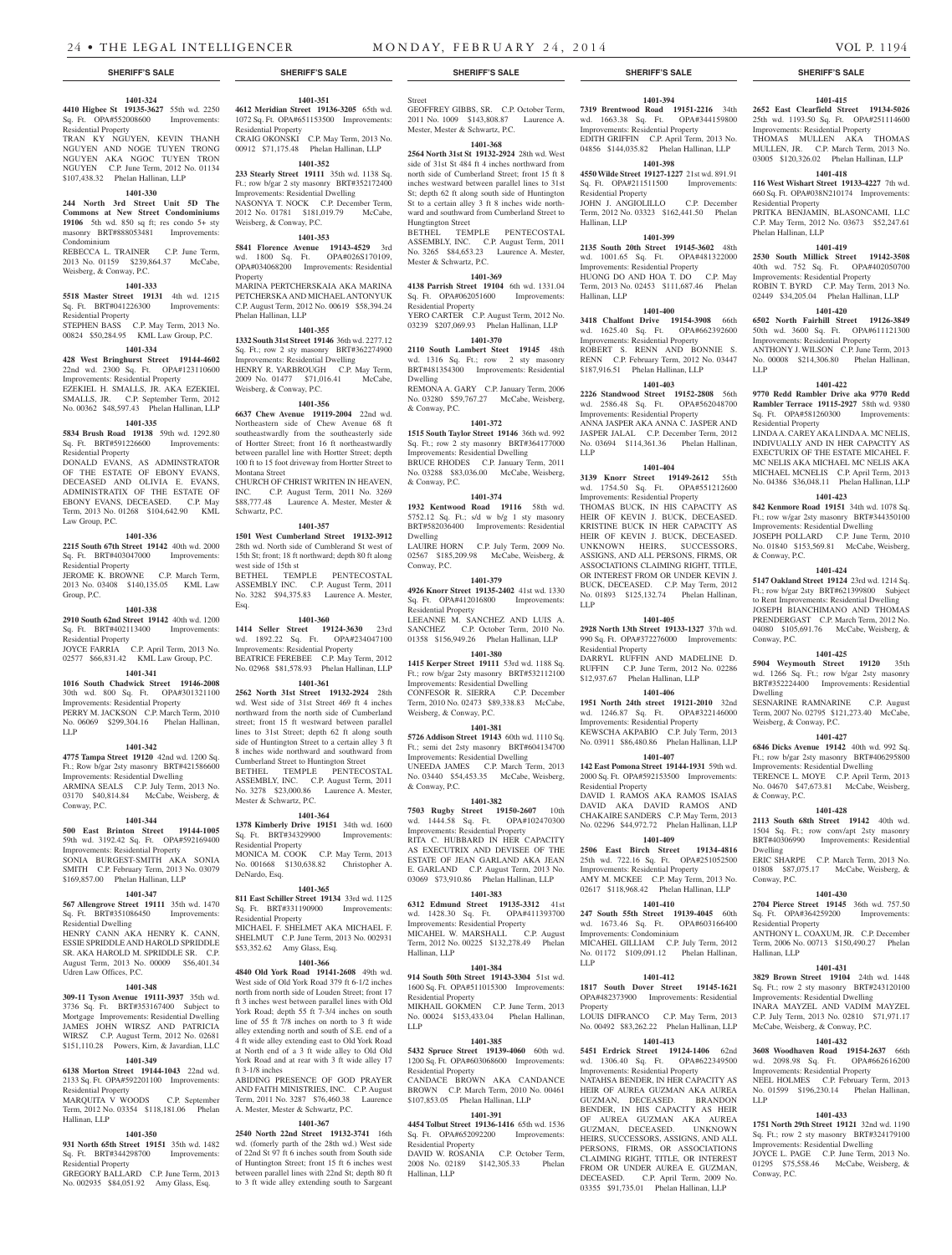**SHERIFF'S SALE**

**1401-324**

**4410 Higbee St 19135-3627** 55th wd. 2250 Sq. Ft. OPA#552008600 Improvements: Residential Property
TRAN KY NGUYEN, KEVIN THANH NGUYEN AND NGOC TUYEN TRONG NGUYEN AKA NGOC TUYEN TRON NGUYEN C.P. June Term, 2012 No. 01134 $107,438.32 Phelan Hallinan, LLP

**1401-330**

**244 North 3rd Street Unit 5D The Commons at New Street Condominiums 19106** 5th wd. 850 sq ft; res condo 5+ sty masonry BRT#888053481 Improvements: Condominium
REBECCA L. TRAINER C.P. June Term, 2013 No. 01159 $239,864.37 McCabe, Weisberg, & Conway, P.C.

**1401-333**

**5518 Master Street 19131** 4th wd. 1215 Sq. Ft. BRT#041226300 Improvements: Residential Property
STEPHEN BASS C.P. May Term, 2013 No. 00824 $50,284.95 KML Law Group, P.C.

**1401-334**

**428 West Bringhurst Street 19144-4602** 22nd wd. 2300 Sq. Ft. OPA#123110600 Improvements: Residential Property
EZEKIEL H. SMALLS, JR. AKA EZEKIEL SMALLS, JR. C.P. September Term, 2012 No. 00362 $48,597.43 Phelan Hallinan, LLP

**1401-335**

**5834 Brush Road 19138** 59th wd. 1292.80 Sq. Ft. BRT#591226600 Improvements: Residential Property
DONALD EVANS, AS ADMINSTRATOR OF THE ESTATE OF EBONY EVANS, DECEASED AND OLIVIA E. EVANS, ADMINISTRATIX OF THE ESTATE OF EBONY EVANS, DECEASED. C.P. May Term, 2013 No. 01268 $104,642.90 KML Law Group, P.C.

**1401-336**

**2215 South 67th Street 19142** 40th wd. 2000 Sq. Ft. BRT#403047000 Improvements: Residential Property
JEROME K. BROWNE C.P. March Term, 2013 No. 03408 $140,135.05 KML Law Group, P.C.

**1401-338**

**2910 South 62nd Street 19142** 40th wd. 1200 Sq. Ft. BRT#402113400 Improvements: Residential Property
JOYCE FARRIA C.P. April Term, 2013 No. 02577 $66,831.42 KML Law Group, P.C.

**1401-341**

**1016 South Chadwick Street 19146-2008** 30th wd. 800 Sq. Ft. OPA#301321100 Improvements: Residential Property
PERRY M. JACKSON C.P. March Term, 2010 No. 06069 $299,304.16 Phelan Hallinan, LLP

**1401-342**

**4775 Tampa Street 19120** 42nd wd. 1200 Sq. Ft.; Row b/gar 2sty masonry BRT#421586600 Improvements: Residential Dwelling
ARMINA SEALS C.P. July Term, 2013 No. 03170 $40,814.84 McCabe, Weisberg, & Conway, P.C.

**1401-344**

**500 East Brinton Street 19144-1005** 59th wd. 3192.42 Sq. Ft. OPA#592169400 Improvements: Residential Property
SONIA BURGEST-SMITH AKA SONIA SMITH C.P. February Term, 2013 No. 03079 $169,857.00 Phelan Hallinan, LLP

**1401-347**

**567 Allengrove Street 19111** 35th wd. 1470 Sq. Ft. BRT#351086450 Improvements: Residential Dwelling
HENRY CANN AKA HENRY K. CANN, ESSIE SPRIDDLE AND HAROLD SPRIDDLE SR. AKA HAROLD M. SPRIDDLE SR. C.P. August Term, 2013 No. 00009 $56,401.34 Udren Law Offices, P.C.

**1401-348**

**309-11 Tyson Avenue 19111-3937** 35th wd. 3736 Sq. Ft. BRT#353167400 Subject to Mortgage Improvements: Residential Dwelling
JAMES JOHN WIRSZ AND PATRICIA WIRSZ C.P. August Term, 2012 No. 02681 $151,110.28 Powers, Kirn, & Javardian, LLC

**1401-349**

**6138 Morton Street 19144-1043** 22nd wd. 2133 Sq. Ft. OPA#592201100 Improvements: Residential Property
MARQUITA V WOODS C.P. September Term, 2012 No. 03354 $118,181.06 Phelan Hallinan, LLP

**1401-350**

**931 North 65th Street 19151** 35th wd. 1482 Sq. Ft. BRT#344298700 Improvements: Residential Property
GREGORY BALLARD C.P. June Term, 2013 No. 002935 $84,051.92 Amy Glass, Esq.

**1401-351**

**4612 Meridian Street 19136-3205** 65th wd. 1072 Sq. Ft. OPA#651153500 Improvements: Residential Property
CRAIG OKONSKI C.P. May Term, 2013 No. 00912 $71,175.48 Phelan Hallinan, LLP

**1401-352**

**233 Stearly Street 19111** 35th wd. 1138 Sq. Ft.; row b/gar 2 sty masonry BRT#352172400 Improvements: Residential Dwelling
NASONYA T. NOCK C.P. December Term, 2012 No. 01781 $181,019.79 McCabe, Weisberg, & Conway, P.C.

**1401-353**

**5841 Florence Avenue 19143-4529** 3rd wd. 1800 Sq. Ft. OPA#0265170109, OPA#034068200 Improvements: Residential Property
MARINA PERTCHERSKAIA AKA MARINA PETCHERSKA AND MICHAEL ANTONYUK C.P. August Term, 2012 No. 00619 $58,394.24 Phelan Hallinan, LLP

**1401-355**

**1332 South 31st Street 19146** 36th wd. 2277.12 Sq. Ft.; row 2 sty masonry BRT#362274900 Improvements: Residential Dwelling
HENRY R. YARBROUGH C.P. May Term, 2009 No. 01477 $71,016.41 McCabe, Weisberg, & Conway, P.C.

**1401-356**

**6637 Chew Avenue 19119-2004** 22nd wd. Northeastern side of Chew Avenue 68 ft southeastwardly from the southeasterly side of Hortter Street; front 16 ft northeastwardly between parallel line with Hortter Street; depth 100 ft to 15 foot driveway from Hortter Street to Montana Street
CHURCH OF CHRIST WRITEN IN HEAVEN, INC. C.P. August Term, 2011 No. 3269 $88,777.48 Laurence A. Mester, Mester & Schwartz, P.C.

**1401-357**

**1501 West Cumberland Street 19132-3912** 28th wd. North side of Cumblerand St west of 15th St; front; 18 ft northward; depth 80 ft along west side of 15th st
BETHEL TEMPLE PENTECOSTAL ASSEMBLY INC. C.P. August Term, 2011 No. 3282 $94,375.83 Laurence A. Mester, Esq.

**1401-360**

**1414 Seller Street 19124-3630** 23rd wd. 1892.22 Sq. Ft. OPA#234047100 Improvements: Residential Property
BEATRICE FEREBEE C.P. May Term, 2012 No. 02968 $81,578.93 Phelan Hallinan, LLP

**1401-361**

**2562 North 31st Street 19132-2924** 28th wd. West side of 31st Street 469 ft 4 inches northward from the north side of Cumberland street; front 15 ft westward between parallel lines to 31st Street; depth 62 ft along south side of Huntington Street to a certain alley 3 ft 8 inches wide northward and southward from Cumberland Street to Huntington Street
BETHEL TEMPLE PENTECOSTAL ASSEMBLY, INC. C.P. August Term, 2011 No. 3278 $23,000.86 Laurence A. Mester, Mester & Schwartz, P.C.

**1401-364**

**1378 Kimberly Drive 19151** 34th wd. 1600 Sq. Ft. BRT#34329900 Improvements: Residential Property
MONICA M. COOK C.P. May Term, 2013 No. 001668 $130,638.82 Christopher A. DeNardo, Esq.

**1401-365**

**811 East Schiller Street 19134** 33rd wd. 1125 Sq. Ft. BRT#331190900 Improvements: Residential Property
MICHAEL F. SHELMET AKA MICHAEL F. SHELMUT C.P. June Term, 2013 No. 002931 $53,352.62 Amy Glass, Esq.

**1401-366**

**4840 Old York Road 19141-2608** 49th wd. West side of Old York Road 379 ft 6-1/2 inches north from north side of Louden Street; front 17 ft 3 inches west between parallel lines with Old York Road; depth 55 ft 7-3/4 inches on south line of 55 ft 7/8 inches on north to 3 ft wide alley extending north and south of S.E. end of a 4 ft wide alley extending east to Old York Road at North end of a 3 ft wide alley to Old Old York Road and at rear with 3 ft wide alley 17 ft 3-1/8 inches
ABIDING PRESENCE OF GOD PRAYER AND FAITH MINISTRIES, INC. C.P. August Term, 2011 No. 3287 $76,460.38 Laurence A. Mester, Mester & Schwartz, P.C.

**1401-367**

**2540 North 22nd Street 19132-3741** 16th wd. (formerly parth of the 28th wd.) West side of 22nd St 97 ft 6 inches south from South side of Huntington Street; front 15 ft 6 inches west between parallel lines with 22nd St; depth 80 ft to 3 ft wide alley extending south to Sargeant Street
GEOFFREY GIBBS, SR. C.P. October Term, 2011 No. 1009 $143,808.87 Laurence A. Mester, Mester & Schwartz, P.C.

**1401-368**

**2564 North 31st St 19132-2924** 28th wd. West side of 31st St 484 ft 4 inches northward from north side of Cumberland Street; front 15 ft 8 inches westward between parallel lines to 31st St; depth 62 ft along south side of Huntington St to a certain alley 3 ft 8 inches wide northward and southward from Cumberland Street to Hungtington Street
BETHEL TEMPLE PENTECOSTAL ASSEMBLY, INC. C.P. August Term, 2011 No. 3265 $84,653.23 Laurence A. Mester, Mester & Schwartz, P.C.

**1401-369**

**4138 Parrish Street 19104** 6th wd. 1331.04 Sq. Ft. OPA#062051600 Improvements: Residential Property
YERO CARTER C.P. August Term, 2012 No. 03239 $207,069.93 Phelan Hallinan, LLP

**1401-370**

**2110 South Lambert Street 19145** 48th wd. 1316 Sq. Ft.; row 2 sty masonry BRT#481354300 Improvements: Residential Dwelling
REMONA A. GARY C.P. January Term, 2006 No. 03280 $59,767.27 McCabe, Weisberg, & Conway, P.C.

**1401-372**

**1515 South Taylor Street 19146** 36th wd. 992 Sq. Ft.; row 2 sty masonry BRT#364177000 Improvements: Residential Dwelling
BRUCE RHODES C.P. January Term, 2011 No. 03288 $83,036.00 McCabe, Weisberg, & Conway, P.C.

**1401-374**

**1932 Kentwood Road 19116** 58th wd. 5752.12 Sq. Ft.; s/d w b/g 1 sty masonry BRT#582036400 Improvements: Residential Dwelling
LAUIRE HORN C.P. July Term, 2009 No. 02567 $185,209.98 McCabe, Weisberg, & Conway, P.C.

**1401-379**

**4926 Knorr Street 19135-2402** 41st wd. 1330 Sq. Ft. OPA#412016800 Improvements: Residential Property
LEEANNE M. SANCHEZ AND LUIS A. SANCHEZ C.P. October Term, 2010 No. 01358 $156,949.26 Phelan Hallinan, LLP

**1401-380**

**1415 Kerper Street 19111** 53rd wd. 1188 Sq. Ft.; row b/gar 2sty masonry BRT#532112100 Improvements: Residential Dwelling
CONFESOR R. SIERRA C.P. December Term, 2010 No. 02473 $89,338.83 McCabe, Weisberg, & Conway, P.C.

**1401-381**

**5726 Addison Street 19143** 60th wd. 1110 Sq. Ft.; semi det 2sty masonry BRT#604134700 Improvements: Residential Dwelling
UNEEDA JAMES C.P. March Term, 2013 No. 03440 $54,453.35 McCabe, Weisberg, & Conway, P.C.

**1401-382**

**7503 Rugby Street 19150-2607** 10th wd. 1444.58 Sq. Ft. OPA#102470300 Improvements: Residential Property
RITA C. HUBBARD IN HER CAPACITY AS EXECUTRIX AND DEVISEE OF THE ESTATE OF JEAN GARLAND AKA JEAN E. GARLAND C.P. August Term, 2013 No. 03069 $73,910.86 Phelan Hallinan, LLP

**1401-383**

**6312 Edmund Street 19135-3312** 41st wd. 1428.30 Sq. Ft. OPA#411393700 Improvements: Residential Property
MICHAEL W. MARSHALL C.P. August Term, 2012 No. 00225 $132,278.49 Phelan Hallinan, LLP

**1401-384**

**914 South 50th Street 19143-3304** 51st wd. 1600 Sq. Ft. OPA#511015300 Improvements: Residential Property
MIKHAIL GOKMEN C.P. June Term, 2013 No. 00024 $153,433.04 Phelan Hallinan, LLP

**1401-385**

**5432 Spruce Street 19139-4060** 60th wd. 1200 Sq. Ft. OPA#603068600 Improvements: Residential Property
CANDACE BROWN AKA CANDANCE BROWN C.P. March Term, 2010 No. 00461 $107,853.05 Phelan Hallinan, LLP

**1401-391**

**4454 Tolbut Street 19136-1416** 65th wd. 1536 Sq. Ft. OPA#652092200 Improvements: Residential Property
DAVID W. ROSANIA C.P. October Term, 2008 No. 02189 $142,305.33 Phelan Hallinan, LLP

**1401-394**

**7319 Brentwood Road 19151-2216** 34th wd. 1663.38 Sq. Ft. OPA#344159800 Improvements: Residential Property
EDITH GRIFFIN C.P. April Term, 2013 No. 04856 $144,035.82 Phelan Hallinan, LLP

**1401-398**

**4550 Wilde Street 19127-1227** 21st wd. 891.91 Sq. Ft. OPA#211511500 Improvements: Residential Property
JOHN J. ANGIOLILLO C.P. December Term, 2012 No. 03323 $162,441.50 Phelan Hallinan, LLP

**1401-399**

**2135 South 20th Street 19145-3602** 48th wd. 1001.65 Sq. Ft. OPA#481322000 Improvements: Residential Property
HUONG DO AND HOA T. DO C.P. May Term, 2013 No. 02453 $111,687.46 Phelan Hallinan, LLP

**1401-400**

**3418 Chalfont Drive 19154-3908** 66th wd. 1625.40 Sq. Ft. OPA#662392600 Improvements: Residential Property
ROBERT S. RENN AND BONNIE S. RENN C.P. February Term, 2012 No. 03447 $187,916.51 Phelan Hallinan, LLP

**1401-403**

**2226 Standwood Street 19152-2808** 56th wd. 2586.48 Sq. Ft. OPA#562048700 Improvements: Residential Property
ANNA JASPER AKA ANNA C. JASPER AND JASPER JALAL C.P. December Term, 2012 No. 03694 $114,361.36 Phelan Hallinan, LLP

**1401-404**

**3139 Knorr Street 19149-2612** 55th wd. 1754.50 Sq. Ft. OPA#551212600 Improvements: Residential Property
THOMAS BUCK, IN HIS CAPACITY AS HEIR OF KEVIN J. BUCK, DECEASED. KRISTINE BUCK IN HER CAPACITY AS HEIR OF KEVIN J. BUCK, DECEASED. UNKNOWN HEIRS, SUCCESSORS, ASSIGNS, AND ALL PERSONS, FIRMS, OR ASSOCIATIONS CLAIMING RIGHT, TITLE, OR INTEREST FROM OR UNDER KEVIN J. BUCK, DECEASED. C.P. May Term, 2012 No. 01893 $125,132.74 Phelan Hallinan, LLP

**1401-405**

**2928 North 13th Street 19133-1327** 37th wd. 990 Sq. Ft. OPA#372276000 Improvements: Residential Property
DARRYL RUFFIN AND MADELINE D. RUFFIN C.P. June Term, 2012 No. 02286 $12,937.67 Phelan Hallinan, LLP

**1401-406**

**1951 North 24th street 19121-2010** 32nd wd. 1246.87 Sq. Ft. OPA#322146000 Improvements: Residential Property
KEWSCHA AKPABIO C.P. July Term, 2013 No. 03911 $86,480.86 Phelan Hallinan, LLP

**1401-407**

**142 East Pomona Street 19144-1931** 59th wd. 2000 Sq. Ft. OPA#592153500 Improvements: Residential Property
DAVID I. RAMOS AKA RAMOS ISAIAS DAVID AKA DAVID RAMOS AND CHAKAIRE SANDERS C.P. May Term, 2013 No. 02296 $44,972.72 Phelan Hallinan, LLP

**1401-409**

**2506 East Birch Street 19134-4816** 25th wd. 722.16 Sq. Ft. OPA#251052500 Improvements: Residential Property
AMY M. MCKEE C.P. May Term, 2013 No. 02617 $118,968.42 Phelan Hallinan, LLP

**1401-410**

**247 South 55th Street 19139-4045** 60th wd. 1673.46 Sq. Ft. OPA#603166400 Improvements: Condominium
MICHAEL GILLIAM C.P. July Term, 2012 No. 01172 $109,091.12 Phelan Hallinan, LLP

**1401-412**

**1817 South Dover Street 19145-1621** OPA#482373900 Improvements: Residential Property
LOUIS DIFRANCO C.P. May Term, 2013 No. 00492 $83,262.22 Phelan Hallinan, LLP

**1401-413**

**5451 Erdrick Street 19124-1406** 62nd wd. 1306.40 Sq. Ft. OPA#622349500 Improvements: Residential Property
NATAHSA BENDER, IN HER CAPACITY AS HEIR OF AUREA GUZMAN AKA AUREA GUZMAN, DECEASED. BRANDON BENDER, IN HIS CAPACITY AS HEIR OF AUREA GUZMAN AKA AUREA GUZMAN, DECEASED. UNKNOWN HEIRS, SUCCESSORS, ASSIGNS, AND ALL PERSONS, FIRMS, OR ASSOCIATIONS CLAIMING RIGHT, TITLE, OR INTEREST FROM OR UNDER AUREA E. GUZMAN, DECEASED. C.P. April Term, 2009 No. 03355 $91,735.01 Phelan Hallinan, LLP

**1401-415**

**2652 East Clearfield Street 19134-5026** 25th wd. 1193.50 Sq. Ft. OPA#251114600 Improvements: Residential Property
THOMAS MULLEN AKA THOMAS MULLEN, JR. C.P. March Term, 2013 No. 03005 $120,326.02 Phelan Hallinan, LLP

**1401-418**

**116 West Wishart Street 19133-4227** 7th wd. 660 Sq. Ft. OPA#038N210174 Improvements: Residential Property
PRITKA BENJAMIN, BLASONCAMI, LLC C.P. May Term, 2012 No. 03673 $52,247.61 Phelan Hallinan, LLP

**1401-419**

**2530 South Millick Street 19142-3508** 40th wd. 752 Sq. Ft. OPA#402050700 Improvements: Residential Property
ROBIN T. BYRD C.P. May Term, 2013 No. 02449 $34,205.04 Phelan Hallinan, LLP

**1401-420**

**6502 North Fairhill Street 19126-3849** 50th wd. 3600 Sq. Ft. OPA#611121300 Improvements: Residential Property
ANTHONY J. WILSON C.P. June Term, 2013 No. 00008 $214,306.80 Phelan Hallinan, LLP

**1401-422**

**9770 Redd Rambler Drive aka 9770 Redd Rambler Terrace 19115-2927** 58th wd. 9380 Sq. Ft. OPA#581260300 Improvements: Residential Property
LINDA A. CAREY AKA LINDA A. MC NELIS, INDIVUALLY AND IN HER CAPACITY AS EXECTURIX OF THE ESTATE MICAHEL F. MC NELIS AKA MICHAEL MC NELIS AKA MICHAEL MCNELIS C.P. April Term, 2013 No. 04386 $36,048.11 Phelan Hallinan, LLP

**1401-423**

**842 Kenmore Road 19151** 34th wd. 1078 Sq. Ft.; row w/gar 2sty masonry BRT#344350100 Improvements: Residential Dwelling
JOSEPH POLLARD C.P. June Term, 2010 No. 01840 $153,569.81 McCabe, Weisberg, & Conway, P.C.

**1401-424**

**5147 Oakland Street 19124** 23rd wd. 1214 Sq. Ft.; row b/gar 2sty BRT#621399800 Subject to Rent Improvements: Residential Dwelling
JOSEPH BIANCHIMANO AND THOMAS PRENDERGAST C.P. March Term, 2012 No. 04080 $105,691.76 McCabe, Weisberg, & Conway, P.C.

**1401-425**

**5904 Weymouth Street 19120** 35th wd. 1266 Sq. Ft.; row b/gar 2sty masonry BRT#352224400 Improvements: Residential Dwelling
SESNARINE RAMNARINE C.P. August Term, 2007 No. 02795 $121,273.40 McCabe, Weisberg, & Conway, P.C.

**1401-427**

**6846 Dicks Avenue 19142** 40th wd. 992 Sq. Ft.; row b/gar 2sty masonry BRT#406295800 Improvements: Residential Dwelling
TERENCE L. MOYE C.P. April Term, 2013 No. 04670 $47,673.81 McCabe, Weisberg, & Conway, P.C.

**1401-428**

**2113 South 68th Street 19142** 40th wd. 1504 Sq. Ft.; row conv/apt 2sty masonry BRT#40306990 Improvements: Residential Dwelling
ERIC SHARPE C.P. March Term, 2013 No. 01808 $87,075.17 McCabe, Weisberg, & Conway, P.C.

**1401-430**

**2704 Pierce Street 19145** 36th wd. 757.50 Sq. Ft. OPA#364259200 Improvements: Residential Property
ANTHONY L. COAXUM, JR. C.P. December Term, 2006 No. 00713 $150,490.27 Phelan Hallinan, LLP

**1401-431**

**3829 Brown Street 19104** 24th wd. 1448 Sq. Ft.; row 2 sty masonry BRT#243120100 Improvements: Residential Dwelling
INARA MAYZEL AND VADIM MAYZEL C.P. July Term, 2013 No. 02810 $71,971.17 McCabe, Weisberg, & Conway, P.C.

**1401-432**

**3608 Woodhaven Road 19154-2637** 66th wd. 2098.98 Sq. Ft. OPA#662616200 Improvements: Residential Property
NEEL HOLMES C.P. February Term, 2013 No. 01599 $196,230.14 Phelan Hallinan, LLP

**1401-433**

**1751 North 29th Street 19121** 32nd wd. 1190 Sq. Ft.; row 2 sty masonry BRT#324179100 Improvements: Residential Dwelling
JOYCE L. PAGE C.P. June Term, 2013 No. 01295 $75,558.46 McCabe, Weisberg, & Conway, P.C.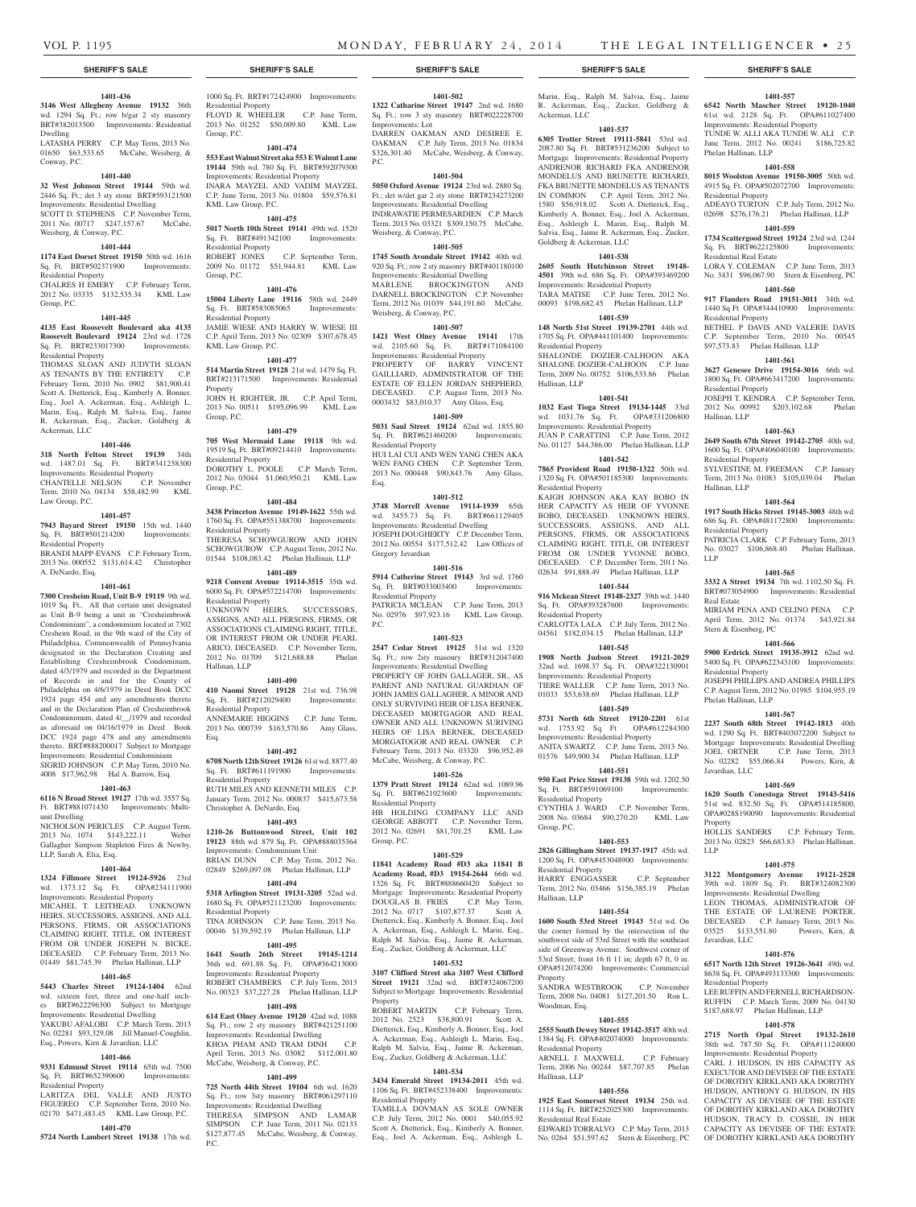## SHERIFF'S SALE

**1401-436**

**3146 West Allegheny Avenue 19132** 36th wd. 1294 Sq. Ft.; row b/gar 2 sty masonry BRT#382013500 Improvements: Residential Dwelling

LATASHA PERRY C.P. May Term, 2013 No. 01650 $63,533.65 McCabe, Weisberg, & Conway, P.C.

**1401-440**

**32 West Johnson Street 19144** 59th wd. 2446 Sq. Ft.; det 3 sty stone BRT#593121500 Improvements: Residential Dwelling

SCOTT D. STEPHENS C.P. November Term, 2011 No. 00717 $247,157.67 McCabe, Weisberg, & Conway, P.C.

**1401-444**

**1174 East Dorset Street 19150** 50th wd. 1616 Sq. Ft. BRT#502371900 Improvements: Residential Property

CHALRES H EMERY C.P. February Term, 2012 No. 03335 $132,535.34 KML Law Group, P.C.

**1401-445**

**4135 East Roosevelt Boulevard aka 4135 Roosevelt Boulevard 19124** 23rd wd. 1728 Sq. Ft. BRT#233017300 Improvements: Residential Property

THOMAS SLOAN AND JUDYTH SLOAN AS TENANTS BY THE ENTIRETY C.P. February Term, 2010 No. 0902 $81,900.41 Scott A. Dietterick, Esq., Kimberly A. Bonner, Esq., Joel A. Ackerman, Esq., Ashleigh L. Marin, Esq., Ralph M. Salvia, Esq., Jaime R. Ackerman, Esq., Zucker, Goldberg & Ackerman, LLC

**1401-446**

**318 North Felton Street 19139** 34th wd. 1487.01 Sq. Ft. BRT#341258300 Improvements: Residential Property

CHANTELLE NELSON C.P. November Term, 2010 No. 04134 $58,482.99 KML Law Group, P.C.

**1401-457**

**7943 Bayard Street 19150** 15th wd. 1440 Sq. Ft. BRT#501214200 Improvements: Residential Property

BRANDI MAPP-EVANS C.P. February Term, 2013 No. 000552 $131,614.42 Christopher A. DeNardo, Esq.

**1401-461**

**7300 Cresheim Road, Unit B-9 19119** 9th wd. 1019 Sq. Ft.. All that certain unit designated as Unit B-9 being a unit in "Cresheimbrook Condominium", a condominium located at 7302 Cresheim Road, in the 9th ward of the City of Philadelphia, Commonwealth of Pennsylvania designated in the Declaration Creating and Establishing Cresheimbrook Condominum, dated 4/3/1979 and recorded in the Department of Records in and for the County of Philadelphia on 4/6/1979 in Deed Book DCC 1924 page 454 and any amendments thereto and in the Declaration Plan of Cresheimbrook Condominimum, dated 4/__/1979 and recorded as aforesaid on 04/16/1979 in Deed Book DCC 1924 page 478 and any amendments thereto. BRT#888200017 Subject to Mortgage Improvements: Residential Condominium

SIGRID JOHNSON C.P. May Term, 2010 No. 4008 $17,962.98 Hal A. Barrow, Esq.

**1401-463**

**6116 N Broad Street 19127** 17th wd. 3557 Sq. Ft. BRT#881071430 Improvements: Multiunit Dwelling

NICHOLSON PERICLES C.P. August Term, 2013 No. 1074 $143,222.11 Weber Gallagher Simpson Stapleton Fires & Newby, LLP, Sarah A. Elia, Esq.

**1401-464**

**1324 Fillmore Street 19124-5926** 23rd wd. 1373.12 Sq. Ft. OPA#234111900 Improvements: Residential Property

MICAHEL T. LEITHEAD. UNKNOWN HEIRS, SUCCESSORS, ASSIGNS, AND ALL PERSONS, FIRMS, OR ASSOCIATIONS CLAIMING RIGHT, TITLE, OR INTEREST FROM OR UNDER JOSEPH N. BICKE, DECEASED. C.P. February Term, 2013 No. 01449 $81,745.39 Phelan Hallinan, LLP

**1401-465**

**5443 Charles Street 19124-1404** 62nd wd. sixteen feet, three and one-half inches BRT#622296300 Subject to Mortgage Improvements: Residential Dwelling

YAKUBU AFALOBI C.P. March Term, 2013 No. 02281 $93,329.08 Jill Manuel-Coughlin, Esq., Powers, Kirn & Javardian, LLC

**1401-466**

**9331 Edmund Street 19114** 65th wd. 7500 Sq. Ft. BRT#652390600 Improvements: Residential Property

LARITZA DEL VALLE AND JUSTO FIGUEREO C.P. September Term, 2010 No. 02170 $471,483.45 KML Law Group, P.C.

**1401-470**

**5724 North Lambert Street 19138** 17th wd. 1000 Sq. Ft. BRT#172424900 Improvements: Residential Property

FLOYD R. WHEELER C.P. June Term, 2013 No. 01252 $50,009.80 KML Law Group, P.C.

**1401-474**

**553 East Walnut Street aka 553 E Walnut Lane 19144** 59th wd. 780 Sq. Ft. BRT#592079300 Improvements: Residential Property

INARA MAYZEL AND VADIM MAYZEL C.P. June Term, 2013 No. 01804 $59,576.81 KML Law Group, P.C.

**1401-475**

**5017 North 10th Street 19141** 49th wd. 1520 Sq. Ft. BRT#491342100 Improvements: Residential Property

ROBERT JONES C.P. September Term, 2009 No. 01172 $51,944.81 KML Law Group, P.C.

**1401-476**

**15004 Liberty Lane 19116** 58th wd. 2449 Sq. Ft. BRT#583085065 Improvements: Residential Property

JAMIE WIESE AND HARRY W. WIESE III C.P. April Term, 2013 No. 02309 $307,678.45 KML Law Group, P.C.

**1401-477**

**514 Martin Street 19128** 21st wd. 1479 Sq. Ft. BRT#213171500 Improvements: Residential Property

JOHN H. RIGHTER, JR. C.P. April Term, 2013 No. 00511 $195,096.99 KML Law Group, P.C.

**1401-479**

**705 West Mermaid Lane 19118** 9th wd. 19519 Sq. Ft. BRT#09214410 Improvements: Residential Property

DOROTHY L. POOLE C.P. March Term, 2012 No. 03044 $1,060,950.21 KML Law Group, P.C.

**1401-484**

**3438 Princeton Avenue 19149-1622** 55th wd. 1760 Sq. Ft. OPA#551388700 Improvements: Residential Property

THERESA SCHOWGUROW AND JOHN SCHOWGUROW C.P. August Term, 2012 No. 01544 $108,083.42 Phelan Hallinan, LLP

**1401-489**

**9218 Convent Avenue 19114-3515** 35th wd. 6000 Sq. Ft. OPA#572214700 Improvements: Residential Property

UNKNOWN HEIRS, SUCCESSORS, ASSIGNS, AND ALL PERSONS, FIRMS, OR ASSOCIATIONS CLAIMING RIGHT, TITLE, OR INTEREST FROM OR UNDER PEARL ARICO, DECEASED. C.P. November Term, 2012 No. 01709 $121,688.88 Phelan Hallinan, LLP

**1401-490**

**410 Naomi Street 19128** 21st wd. 736.98 Sq. Ft. BRT#212029400 Improvements: Residential Property

ANNEMARIE HIGGINS C.P. June Term, 2013 No. 000739 $163,570.86 Amy Glass, Esq.

**1401-492**

**6708 North 12th Street 19126** 61st wd. 8877.40 Sq. Ft. BRT#611191900 Improvements: Residential Property

RUTH MILES AND KENNETH MILES C.P. January Term, 2012 No. 000837 $415,673.58 Christopher A. DeNardo, Esq.

**1401-493**

**1210-26 Buttonwood Street, Unit 102 19123** 88th wd. 879 Sq. Ft. OPA#888035364 Improvements: Condominium Unit

BRIAN DUNN C.P. May Term, 2012 No. 02849 $269,097.08 Phelan Hallinan, LLP

**1401-494**

**5318 Arlington Street 19131-3205** 52nd wd. 1680 Sq. Ft. OPA#521123200 Improvements: Residential Property

TINA JOHNSON C.P. June Term, 2013 No. 00046 $139,592.19 Phelan Hallinan, LLP

**1401-495**

**1641 South 26th Street 19145-1214** 36th wd. 691.88 Sq. Ft. OPA#364213000 Improvements: Residential Property

ROBERT CHAMBERS C.P. July Term, 2013 No. 00323 $37,227.28 Phelan Hallinan, LLP

**1401-498**

**614 East Olney Avenue 19120** 42nd wd. 1088 Sq. Ft.; row 2 sty masonry BRT#421251100 Improvements: Residential Dwelling

KHOA PHAM AND TRAM DINH C.P. April Term, 2013 No. 03082 $112,001.80 McCabe, Weisberg, & Conway, P.C.

**1401-499**

**725 North 44th Street 19104** 6th wd. 1620 Sq. Ft.; row 3sty masonry BRT#061297110 Improvements: Residential Dwelling

THERESA SIMPSON AND LAMAR SIMPSON C.P. June Term, 2011 No. 02133 $127,877.45 McCabe, Weisberg, & Conway, P.C.

**1401-502**

**1322 Catharine Street 19147** 2nd wd. 1680 Sq. Ft.; row 3 sty masonry BRT#022228700 Improvements: Lot

DARREN OAKMAN AND DESIREE E. OAKMAN C.P. July Term, 2013 No. 01834 $326,301.40 McCabe, Weisberg, & Conway, P.C.

**1401-504**

**5050 Oxford Avenue 19124** 23rd wd. 2880 Sq. Ft.; det w/det gar 2 sty stone BRT#234273200 Improvements: Residential Dwelling

INDRAWATIE PERMESARDIEN C.P. March Term, 2013 No. 03321 $309,150.75 McCabe, Weisberg, & Conway, P.C.

**1401-505**

**1745 South Avondale Street 19142** 40th wd. 920 Sq. Ft.; row 2 sty masonry BRT#401180100 Improvements: Residential Dwelling

MARLENE BROCKINGTON AND DARNELL BROCKINGTON C.P. November Term, 2012 No. 01039 $44,191.60 McCabe, Weisberg, & Conway, P.C.

**1401-507**

**1421 West Olney Avenue 19141** 17th wd. 2105.60 Sq. Ft. BRT#171084100 Improvements: Residential Property

PROPERTY OF BARRY VINCENT GAILLIARD, ADMINISTRATOR OF THE ESTATE OF ELLEN JORDAN SHEPHERD, DECEASED. C.P. August Term, 2013 No. 0003432 $83,010.37 Amy Glass, Esq.

**1401-509**

**5031 Saul Street 19124** 62nd wd. 1855.80 Sq. Ft. BRT#621460200 Improvements: Residential Property

HUI LAI CUI AND WEN YANG CHEN AKA WEN FANG CHEN C.P. September Term, 2013 No. 000448 $90,843.76 Amy Glass, Esq.

**1401-512**

**3748 Morrell Avenue 19114-1939** 65th wd. 3455.73 Sq. Ft. BRT#661129405 Improvements: Residential Dwelling

JOSEPH DOUGHERTY C.P. December Term, 2012 No. 00554 $177,512.42 Law Offices of Gregory Javardian

**1401-516**

**5914 Catherine Street 19143** 3rd wd. 1760 Sq. Ft. BRT#033003400 Improvements: Residential Property

PATRICIA MCLEAN C.P. June Term, 2013 No. 02976 $97,923.16 KML Law Group, P.C.

**1401-523**

**2547 Cedar Street 19125** 31st wd. 1320 Sq. Ft.; row 2sty masonry BRT#312047400 Improvements: Residential Dwelling

PROPERTY OF JOHN GALLAGHER, SR., AS PARENT AND NATURAL GUARDIAN OF JOHN JAMES GALLAGHER, A MINOR AND ONLY SURVIVING HEIR OF LISA BERNEK, DECEASED MORTGAGOR AND REAL OWNER AND ALL UNKNOWN SURVIVING HEIRS OF LISA BERNEK, DECEASED MORGATOGOR AND REAL OWNER C.P. February Term, 2013 No. 03320 $96,952.49 McCabe, Weisberg, & Conway, P.C.

**1401-526**

**1379 Pratt Street 19124** 62nd wd. 1089.96 Sq. Ft. BRT#621023600 Improvements: Residential Property

HB HOLDING COMPANY LLC AND GEORGE ABBOTT C.P. November Term, 2012 No. 02691 $81,701.25 KML Law Group, P.C.

**1401-529**

**11841 Academy Road #D3 aka 11841 B Academy Road, #D3 19154-2644** 66th wd. 1326 Sq. Ft. BRT#888660420 Subject to Mortgage Improvements: Residential Property

DOUGLAS B. FRIES C.P. May Term, 2012 No. 0717 $107,877.37 Scott A. Dietterick, Esq., Kimberly A. Bonner, Esq., Joel A. Ackerman, Esq., Ashleigh L. Marin, Esq., Ralph M. Salvia, Esq., Jaime R. Ackerman, Esq., Zucker, Goldberg & Ackerman, LLC

**1401-532**

**3107 Clifford Street aka 3107 West Clifford Street 19121** 32nd wd. BRT#324067200 Subject to Mortgage Improvements: Residential Property

ROBERT MARTIN C.P. February Term, 2012 No. 2523 $38,800.91 Scott A. Dietterick, Esq., Kimberly A. Bonner, Esq., Joel A. Ackerman, Esq., Ashleigh L. Marin, Esq., Ralph M. Salvia, Esq., Jaime R. Ackerman, Esq., Zucker, Goldberg & Ackerman, LLC

**1401-534**

**3434 Emerald Street 19134-2011** 45th wd. 1106 Sq. Ft. BRT#452338400 Improvements: Residential Property

TAMILLA DOVMAN AS SOLE OWNER C.P. July Term, 2012 No. 0001 $40,055.92 Scott A. Dietterick, Esq., Kimberly A. Bonner, Esq., Joel A. Ackerman, Esq., Ashleigh L. Marin, Esq., Ralph M. Salvia, Esq., Jaime R. Ackerman, Esq., Zucker, Goldberg & Ackerman, LLC

**1401-537**

**6305 Trotter Street 19111-5841** 53rd wd. 2087.80 Sq. Ft. BRT#531236200 Subject to Mortgage Improvements: Residential Property

ANDRENOR RICHARD FKA ANDRENOR MONDELUS AND BRUNETTE RICHARD, FKA BRUNETTE MONDELUS AS TENANTS IN COMMON C.P. April Term, 2012 No. 1580 $56,918.02 Scott A. Dietterick, Esq., Kimberly A. Bonner, Esq., Joel A. Ackerman, Esq., Ashleigh L. Marin, Esq., Ralph M. Salvia, Esq., Jaime R. Ackerman, Esq., Zucker, Goldberg & Ackerman, LLC

**1401-538**

**2605 South Hutchinson Street 19148-4501** 39th wd. 686 Sq. Ft. OPA#393469200 Improvements: Residential Property

TARA MATISE C.P. June Term, 2012 No. 00093 $198,682.45 Phelan Hallinan, LLP

**1401-539**

**148 North 51st Street 19139-2701** 44th wd. 1705 Sq. Ft. OPA#441101400 Improvements: Residential Property

SHALONDE DOZIER-CALHOON AKA SHALONE DOZIER-CALHOON C.P. June Term, 2009 No. 00752 $106,533.86 Phelan Hallinan, LLP

**1401-541**

**1032 East Tioga Street 19134-1445** 33rd wd. 1031.76 Sq. Ft. OPA#331206800 Improvements: Residential Property

JUAN P. CARATTINI C.P. June Term, 2012 No. 01127 $44,386.00 Phelan Hallinan, LLP

**1401-542**

**7865 Provident Road 19150-1322** 50th wd. 1320 Sq. Ft. OPA#501185300 Improvements: Residential Property

KAIGH JOHNSON AKA KAY BOBO IN HER CAPACITY AS HEIR OF YVONNE BOBO, DECEASED. UNKNOWN HEIRS, SUCCESSORS, ASSIGNS, AND ALL PERSONS, FIRMS, OR ASSOCIATIONS CLAIMING RIGHT, TITLE, OR INTEREST FROM OR UNDER YVONNE BOBO, DECEASED. C.P. December Term, 2011 No. 02634 $91,888.49 Phelan Hallinan, LLP

**1401-544**

**916 Mckean Street 19148-2327** 39th wd. 1440 Sq. Ft. OPA#393287600 Improvements: Residential Property

CARLOTTA LALA C.P. July Term, 2012 No. 04561 $182,034.15 Phelan Hallinan, LLP

**1401-545**

**1908 North Judson Street 19121-2029** 32nd wd. 1698.37 Sq. Ft. OPA#322130901 Improvements: Residential Property

TIERE WALLER C.P. June Term, 2013 No. 01033 $53,638.69 Phelan Hallinan, LLP

**1401-549**

**5731 North 6th Street 19120-2201** 61st wd. 1753.92 Sq Ft OPA#612284300 Improvements: Residential Property

ANITA SWARTZ C.P. June Term, 2013 No. 01576 $49,900.34 Phelan Hallinan, LLP

**1401-551**

**950 East Price Street 19138** 59th wd. 1202.50 Sq. Ft. BRT#591069100 Improvements: Residential Property

CYNTHIA J. WARD C.P. November Term, 2008 No. 03684 $90,270.20 KML Law Group, P.C.

**1401-553**

**2826 Gillingham Street 19137-1917** 45th wd. 1200 Sq. Ft. OPA#453048900 Improvements: Residential Property

HARRY ENGGASSER C.P. September Term, 2012 No. 03466 $156,385.19 Phelan Hallinan, LLP

**1401-554**

**1600 South 53rd Street 19143** 51st wd. On the corner formed by the intersection of the southwest side of 53rd Street with the southeast side of Greenway Avenue. Southwest corner of 53rd Street; front 16 ft 11 in; depth 67 ft, 0 in. OPA#512074200 Improvements: Commercial Property

SANDRA WESTBROOK C.P. November Term, 2008 No. 04081 $127,201.50 Ron L. Woodman, Esq.

**1401-555**

**2555 South Dewey Street 19142-3517** 40th wd. 1384 Sq. Ft. OPA#402074000 Improvements: Residential Property

ARNELL J. MAXWELL C.P. February Term, 2006 No. 00244 $87,707.85 Phelan Hallinan, LLP

**1401-556**

**1925 East Somerset Street 19134** 25th wd. 1114 Sq. Ft. BRT#252025300 Improvements: Residential Real Estate

EDWARD TORRALVO C.P. May Term, 2013 No. 0264 $51,597.62 Stern & Eisenberg, PC

**1401-557**

**6542 North Mascher Street 19120-1040** 61st wd. 2128 Sq. Ft. OPA#611027400 Improvements: Residential Property

TUNDE W. ALLI AKA TUNDE W. ALI C.P. June Term, 2012 No. 00241 $186,725.82 Phelan Hallinan, LLP

**1401-558**

**8015 Woolston Avenue 19150-3005** 50th wd. 4915 Sq. Ft. OPA#502072700 Improvements: Residential Property

ADEAYO TURTON C.P. July Term, 2012 No. 02698 $276,176.21 Phelan Hallinan, LLP

**1401-559**

**1734 Scattergood Street 19124** 23rd wd. 1244 Sq. Ft. BRT#622125800 Improvements: Residential Real Estate

LORA Y. COLEMAN C.P. June Term, 2013 No. 3431 $96,067.90 Stern & Eisenberg, PC

**1401-560**

**917 Flanders Road 19151-3011** 34th wd. 1440 Sq Ft OPA#344410900 Improvements: Residential Property

BETHEL P DAVIS AND VALERIE DAVIS C.P. September Term, 2010 No. 00545 $97,573.83 Phelan Hallinan, LLP

**1401-561**

**3627 Genesee Drive 19154-3016** 66th wd. 1800 Sq. Ft. OPA#663417200 Improvements: Residential Property

JOSEPH T. KENDRA C.P. September Term, 2012 No. 00992 $203,102.68 Phelan Hallinan, LLP

**1401-563**

**2649 South 67th Street 19142-2705** 40th wd. 1600 Sq. Ft. OPA#406040100 Improvements: Residential Property

SYLVESTINE M. FREEMAN C.P. January Term, 2013 No. 01083 $105,039.04 Phelan Hallinan, LLP

**1401-564**

**1917 South Hicks Street 19145-3003** 48th wd. 686 Sq. Ft. OPA#481172800 Improvements: Residential Property

PATRICIA CLARK C.P. February Term, 2013 No. 03027 $106,868.40 Phelan Hallinan, LLP

**1401-565**

**3332 A Street 19134** 7th wd. 1102.50 Sq. Ft. BRT#073054900 Improvements: Residential Real Estate

MIRIAM PENA AND CELINO PENA C.P. April Term, 2012 No. 01374 $43,921.84 Stern & Eisenberg, PC

**1401-566**

**5900 Erdrick Street 19135-3912** 62nd wd. 5400 Sq. Ft. OPA#622343100 Improvements: Residential Property

JOSEPH PHILLIPS AND ANDREA PHILLIPS C.P. August Term, 2012 No. 01985 $104,955.19 Phelan Hallinan, LLP

**1401-567**

**2237 South 68th Street 19142-1813** 40th wd. 1290 Sq. Ft. BRT#403072200 Subject to Mortgage Improvements: Residential Dwelling

JOEL ORTNER C.P. June Term, 2013 No. 02282 $55,066.84 Powers, Kirn, & Javardian, LLC

**1401-569**

**1620 South Conestoga Street 19143-5416** 51st wd. 832.50 Sq. Ft. OPA#514185800, OPA#028S190090 Improvements: Residential Property

HOLLIS SANDERS C.P. February Term, 2013 No. 02823 $66,683.83 Phelan Hallinan, LLP

**1401-575**

**3122 Montgomery Avenue 19121-2528** 39th wd. 1809 Sq. Ft. BRT#324082300 Improvements: Residential Dwelling

LEON THOMAS, ADMINISTRATOR OF THE ESTATE OF LAURENE PORTER, DECEASED. C.P. January Term, 2013 No. 03525 $133,551.80 Powers, Kirn, & Javardian, LLC

**1401-576**

**6517 North 12th Street 19126-3641** 49th wd. 8638 Sq. Ft. OPA#493133300 Improvements: Residential Property

LEE RUFFIN AND FERNELL RICHARDSON-RUFFIN C.P. March Term, 2009 No. 04130 $187,688.97 Phelan Hallinan, LLP

**1401-578**

**2715 North Opal Street 19132-2610** 38th wd. 787.50 Sq. Ft. OPA#111240000 Improvements: Residential Property

CARL J. HUDSON, IN HIS CAPACITY AS EXECUTOR AND DEVISEE OF THE ESTATE OF DOROTHY KIRKLAND AKA DOROTHY HUDSON, ANTHONY G. HUDSON, IN HIS CAPACITY AS DEVISEE OF THE ESTATE OF DOROTHY KIRKLAND AKA DOROTHY HUDSON, TRACY D. COSSIE, IN HER CAPACITY AS DEVISEE OF THE ESTATE OF DOROTHY KIRKLAND AKA DOROTHY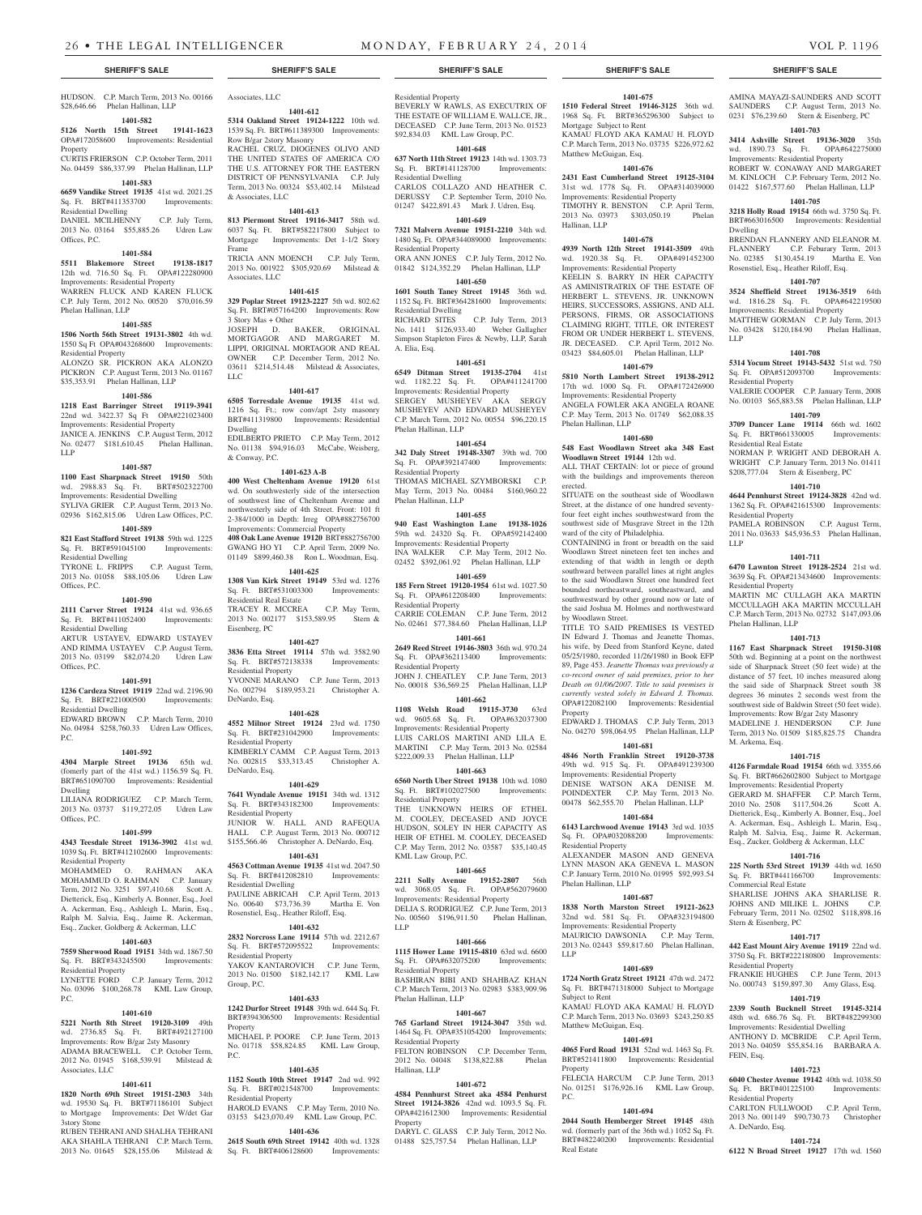HUDSON. C.P. March Term, 2013 No. 00166 $28,646.66 Phelan Hallinan, LLP

**1401-582**

**5126 North 15th Street 19141-1623** OPA#172058600 Improvements: Residential Property

CURTIS FRIERSON C.P. October Term, 2011 No. 04459 $86,337.99 Phelan Hallinan, LLP

**1401-583**

**6659 Vandike Street 19135** 41st wd. 2021.25 Sq. Ft. BRT#411353700 Improvements: Residential Dwelling

DANIEL MCILHENNY C.P. July Term, 2013 No. 03164 $55,885.26 Udren Law Offices, P.C.

**1401-584**

**5511 Blakemore Street 19138-1817** 12th wd. 716.50 Sq. Ft. OPA#122280900 Improvements: Residential Property

WARREN FLUCK AND KAREN FLUCK C.P. July Term, 2012 No. 00520 $70,016.59 Phelan Hallinan, LLP

**1401-585**

**1506 North 56th Street 19131-3802** 4th wd. 1550 Sq Ft OPA#043268600 Improvements: Residential Property

ALONZO SR. PICKRON AKA ALONZO PICKRON C.P. August Term, 2013 No. 01167 $35,353.91 Phelan Hallinan, LLP

**1401-586**

**1218 East Barringer Street 19119-3941** 22nd wd. 3422.37 Sq Ft OPA#221023400 Improvements: Residential Property

JANICE A. JENKINS C.P. August Term, 2012 No. 02477 $181,610.45 Phelan Hallinan, LLP

**1401-587**

**1100 East Sharpnack Street 19150** 50th wd. 2988.83 Sq. Ft. BRT#502322700 Improvements: Residential Dwelling

SYLIVA GRIER C.P. August Term, 2013 No. 02936 $162,815.06 Udren Law Offices, P.C.

**1401-589**

**821 East Stafford Street 19138** 59th wd. 1225 Sq. Ft. BRT#591045100 Improvements: Residential Dwelling

TYRONE L. FRIPPS C.P. August Term, 2013 No. 01058 $88,105.06 Udren Law Offices, P.C.

**1401-590**

**2111 Carver Street 19124** 41st wd. 936.65 Sq. Ft. BRT#411052400 Improvements: Residential Dwelling

ARTUR USTAYEV, EDWARD USTAYEV AND RIMMA USTAYEV C.P. August Term, 2013 No. 03199 $82,074.20 Udren Law Offices, P.C.

**1401-591**

**1236 Cardeza Street 19119** 22nd wd. 2196.90 Sq. Ft. BRT#221000500 Improvements: Residential Dwelling

EDWARD BROWN C.P. March Term, 2010 No. 04984 $258,760.33 Udren Law Offices, P.C.

**1401-592**

**4304 Marple Street 19136** 65th wd. (formerly part of the 41st wd.) 1156.59 Sq. Ft. BRT#651090700 Improvements: Residential Dwelling

LILIANA RODRIGUEZ C.P. March Term, 2013 No. 03737 $119,272.05 Udren Law Offices, P.C.

**1401-599**

**4343 Teesdale Street 19136-3902** 41st wd. 1039 Sq. Ft. BRT#412102600 Improvements: Residential Property

MOHAMMED O. RAHMAN AKA MOHAMMUD O. RAHMAN C.P. January Term, 2012 No. 3251 $97,410.68 Scott A. Dietterick, Esq., Kimberly A. Bonner, Esq., Joel A. Ackerman, Esq., Ashleigh L. Marin, Esq., Ralph M. Salvia, Esq., Jaime R. Ackerman, Esq., Zucker, Goldberg & Ackerman, LLC

**1401-603**

**7559 Sherwood Road 19151** 34th wd. 1867.50 Sq. Ft. BRT#343245500 Improvements: Residential Property

LYNETTE FORD C.P. January Term, 2012 No. 03096 $100,268.78 KML Law Group, P.C.

**1401-610**

**5221 North 8th Street 19120-3109** 49th wd. 2736.85 Sq. Ft. BRT#492127100 Improvements: Row B/gar 2story Masonry

ADAMA BRACEWELL C.P. October Term, 2012 No. 01945 $168,539.91 Milstead & Associates, LLC

**1401-611**

**1820 North 69th Street 19151-2303** 34th wd. 19530 Sq. Ft. BRT#71186101 Subject to Mortgage Improvements: Det W/det Gar 3story Stone

RUBEN TEHRANI AND SHALHA TEHRANI AKA SHAHLA TEHRANI C.P. March Term, 2013 No. 01645 $28,155.06 Milstead & Associates, LLC

**1401-612**

**5314 Oakland Street 19124-1222** 10th wd. 1539 Sq. Ft. BRT#611389300 Improvements: Row B/gar 2story Masonry

RACHEL CRUZ, DIOGENES OLIVO AND THE UNITED STATES OF AMERICA C/O THE U.S. ATTORNEY FOR THE EASTERN DISTRICT OF PENNSYLVANIA C.P. July Term, 2013 No. 00324 $53,402.14 Milstead & Associates, LLC

**1401-613**

**813 Piermont Street 19116-3417** 58th wd. 6037 Sq. Ft. BRT#582217800 Subject to Mortgage Improvements: Det 1-1/2 Story Frame

TRICIA ANN MOENCH C.P. July Term, 2013 No. 001922 $305,920.69 Milstead & Associates, LLC

**1401-615**

**329 Poplar Street 19123-2227** 5th wd. 802.62 Sq. Ft. BRT#057164200 Improvements: Row 3 Story Mas + Other

JOSEPH D. BAKER, ORIGINAL MORTGAGOR AND MARGARET M. LIPPI, ORIGINAL MORTGAGOR AND REAL OWNER C.P. December Term, 2012 No. 03611 $214,514.48 Milstead & Associates, LLC

**1401-617**

**6505 Torresdale Avenue 19135** 41st wd. 1216 Sq. Ft.; row conv/apt 2sty masonry BRT#411319800 Improvements: Residential Dwelling

EDILBERTO PRIETO C.P. May Term, 2012 No. 01138 $94,916.03 McCabe, Weisberg, & Conway, P.C.

**1401-623 A-B**

**400 West Cheltenham Avenue 19120** 61st wd. On southwesterly side of the intersection of southwest line of Cheltenham Avenue and northwesterly side of 4th Street. Front: 101 ft 2-384/1000 in Depth: Irreg OPA#882756700 Improvements: Commercial Property

**408 Oak Lane Avenue 19120** BRT#882756700 GWANG HO YI C.P. April Term, 2009 No. 01149 $899,460.38 Ron L. Woodman, Esq.

**1401-625**

**1308 Van Kirk Street 19149** 53rd wd. 1276 Sq. Ft. BRT#531003300 Improvements: Residential Real Estate

TRACEY R. MCCREA C.P. May Term, 2013 No. 002177 $153,589.95 Stern & Eisenberg, PC

**1401-627**

**3836 Etta Street 19114** 57th wd. 3582.90 Sq. Ft. BRT#572138338 Improvements: Residential Property

YVONNE MARANO C.P. June Term, 2013 No. 002794 $189,953.21 Christopher A. DeNardo, Esq.

**1401-628**

**4552 Milnor Street 19124** 23rd wd. 1750 Sq. Ft. BRT#231042900 Improvements: Residential Property

KIMBERLY CAMM C.P. August Term, 2013 No. 002815 $33,313.45 Christopher A. DeNardo, Esq.

**1401-629**

**7641 Wyndale Avenue 19151** 34th wd. 1312 Sq. Ft. BRT#343182300 Improvements: Residential Property

JUNIOR W. HALL AND RAFEQUA HALL C.P. August Term, 2013 No. 000712 $155,566.46 Christopher A. DeNardo, Esq.

**1401-631**

**4563 Cottman Avenue 19135** 41st wd. 2047.50 Sq. Ft. BRT#412082810 Improvements: Residential Dwelling

PAULINE ABRICAH C.P. April Term, 2013 No. 00640 $73,736.39 Martha E. Von Rosenstiel, Esq., Heather Riloff, Esq.

**1401-632**

**2832 Norcross Lane 19114** 57th wd. 2212.67 Sq. Ft. BRT#572095522 Improvements: Residential Property

YAKOV KANTAROVICH C.P. June Term, 2013 No. 01500 $182,142.17 KML Law Group, P.C.

**1401-633**

**1242 Durfor Street 19148** 39th wd. 644 Sq. Ft. BRT#394306500 Improvements: Residential Property

MICHAEL P. POORE C.P. June Term, 2013 No. 01718 $58,824.85 KML Law Group, P.C.

**1401-635**

**1152 South 10th Street 19147** 2nd wd. 992 Sq. Ft. BRT#021548700 Improvements: Residential Property

HAROLD EVANS C.P. May Term, 2010 No. 03153 $423,070.49 KML Law Group, P.C.

**1401-636**

**2615 South 69th Street 19142** 40th wd. 1328 Sq. Ft. BRT#406128600 Improvements: Residential Property

BEVERLY W RAWLS, AS EXECUTRIX OF THE ESTATE OF WILLIAM E. WALLCE, JR., DECEASED C.P. June Term, 2013 No. 01523 $92,834.03 KML Law Group, P.C.

**1401-648**

**637 North 11th Street 19123** 14th wd. 1303.73 Sq. Ft. BRT#141128700 Improvements: Residential Dwelling

CARLOS COLLAZO AND HEATHER C. DERUSSY C.P. September Term, 2010 No. 01247 $422,891.43 Mark J. Udren, Esq.

**1401-649**

**7321 Malvern Avenue 19151-2210** 34th wd. 1480 Sq. Ft. OPA#344089000 Improvements: Residential Property

ORA ANN JONES C.P. July Term, 2012 No. 01842 $124,352.29 Phelan Hallinan, LLP

**1401-650**

**1601 South Taney Street 19145** 36th wd. 1152 Sq. Ft. BRT#364281600 Improvements: Residential Dwelling

RICHARD SITES C.P. July Term, 2013 No. 1411 $126,933.40 Weber Gallagher Simpson Stapleton Fires & Newby, LLP, Sarah A. Elia, Esq.

**1401-651**

**6549 Ditman Street 19135-2704** 41st wd. 1182.22 Sq. Ft. OPA#411241700 Improvements: Residential Property

SERGEY MUSHEYEV AKA SERGY MUSHEYEV AND EDWARD MUSHEYEV C.P. March Term, 2012 No. 00554 $96,220.15 Phelan Hallinan, LLP

**1401-654**

**342 Daly Street 19148-3307** 39th wd. 700 Sq. Ft. OPA#392147400 Improvements: Residential Property

THOMAS MICHAEL SZYMBORSKI C.P. May Term, 2013 No. 00484 $160,960.22 Phelan Hallinan, LLP

**1401-655**

**940 East Washington Lane 19138-1026** 59th wd. 24320 Sq. Ft. OPA#592142400 Improvements: Residential Property

INA WALKER C.P. May Term, 2012 No. 02452 $392,061.92 Phelan Hallinan, LLP

**1401-659**

**185 Fern Street 19120-1954** 61st wd. 1027.50 Sq. Ft. OPA#612208400 Improvements: Residential Property

CARRIE COLEMAN C.P. June Term, 2012 No. 02461 $77,384.60 Phelan Hallinan, LLP

**1401-661**

**2649 Reed Street 19146-3803** 36th wd. 970.24 Sq. Ft. OPA#362113400 Improvements: Residential Property

JOHN J. CHEATLEY C.P. June Term, 2013 No. 00018 $36,569.25 Phelan Hallinan, LLP

**1401-662**

**1108 Welsh Road 19115-3730** 63rd wd. 9605.68 Sq. Ft. OPA#632037300 Improvements: Residential Property

LUIS CARLOS MARTINI AND LILA E. MARTINI C.P. May Term, 2013 No. 02584 $222,009.33 Phelan Hallinan, LLP

**1401-663**

**6560 North Uber Street 19138** 10th wd. 1080 Sq. Ft. BRT#102027500 Improvements: Residential Property

THE UNKNOWN HEIRS OF ETHEL M. COOLEY, DECEASED AND JOYCE HUDSON, SOLEY IN HER CAPACITY AS HEIR OF ETHEL M. COOLEY, DECEASED C.P. May Term, 2012 No. 03587 $35,140.45 KML Law Group, P.C.

**1401-665**

**2211 Solly Avenue 19152-2807** 56th wd. 3068.05 Sq. Ft. OPA#562079600 Improvements: Residential Property

DELIA S. RODRIGUEZ C.P. June Term, 2013 No. 00560 $196,911.50 Phelan Hallinan, LLP

**1401-666**

**1115 Hower Lane 19115-4810** 63rd wd. 6600 Sq. Ft. OPA#632075200 Improvements: Residential Property

BASHIRAN BIBI AND SHAHBAZ KHAN C.P. March Term, 2013 No. 02983 $383,909.96 Phelan Hallinan, LLP

**1401-667**

**765 Garland Street 19124-3047** 35th wd. 1464 Sq. Ft. OPA#351054200 Improvements: Residential Property

FELTON ROBINSON C.P. December Term, 2012 No. 04048 $138,822.88 Phelan Hallinan, LLP

**1401-672**

**4584 Pennhurst Street aka 4584 Penhurst Street 19124-3826** 42nd wd. 1093.5 Sq. Ft. OPA#421612300 Improvements: Residential Property

DARYL C. GLASS C.P. July Term, 2012 No. 01488 $25,757.54 Phelan Hallinan, LLP

**1401-675**

**1510 Federal Street 19146-3125** 36th wd. 1968 Sq. Ft. BRT#365296300 Subject to Mortgage Subject to Rent

KAMAU FLOYD AKA KAMAU H. FLOYD C.P. March Term, 2013 No. 03735 $226,972.62 Matthew McGuigan, Esq.

**1401-676**

**2431 East Cumberland Street 19125-3104** 31st wd. 1778 Sq. Ft. OPA#314039000 Improvements: Residential Property

TIMOTHY R. BENSTON C.P. April Term, 2013 No. 03973 $303,050.19 Phelan Hallinan, LLP

**1401-678**

**4939 North 12th Street 19141-3509** 49th wd. 1920.38 Sq. Ft. OPA#491452300 Improvements: Residential Property

KEELIN S. BARRY IN HER CAPACITY AS AMINISTRATRIX OF THE ESTATE OF HERBERT L. STEVENS, JR. UNKNOWN HEIRS, SUCCESSORS, ASSIGNS, AND ALL PERSONS, FIRMS, OR ASSOCIATIONS CLAIMING RIGHT, TITLE, OR INTEREST FROM OR UNDER HERBERT L. STEVENS, JR. DECEASED. C.P. April Term, 2012 No. 03423 $84,605.01 Phelan Hallinan, LLP

**1401-679**

**5810 North Lambert Street 19138-2912** 17th wd. 1000 Sq. Ft. OPA#172426900 Improvements: Residential Property

ANGELA FOWLER AKA ANGELA ROANE C.P. May Term, 2013 No. 01749 $62,088.35 Phelan Hallinan, LLP

**1401-680**

**548 East Woodlawn Street aka 348 East Woodlawn Street 19144** 12th wd.

ALL THAT CERTAIN: lot or piece of ground with the buildings and improvements thereon erected.

SITUATE on the southeast side of Woodlawn Street, at the distance of one hundred seventy-four feet eight inches southwestward from the southwest side of Musgrave Street in the 12th ward of the city of Philadelphia.

CONTAINING in front or breadth on the said Woodlawn Street nineteen feet ten inches and extending of that width in length or depth southward between parallel lines at right angles to the said Woodlawn Street one hundred feet bounded northeastward, southeastward, and southwestward by other ground now or late of the said Joshua M. Holmes and northwestward by Woodlawn Street.

TITLE TO SAID PREMISES IS VESTED IN Edward J. Thomas and Jeanette Thomas, his wife, by Deed from Stanford Keyne, dated 05/25/1980, recorded 11/26/1980 in Book EFP 89, Page 453. *Jeanette Thomas was previously a co-record owner of said premises, prior to her Death on 01/06/2007. Title to said premises is currently vested solely in Edward J. Thomas.* OPA#122082100 Improvements: Residential Property

EDWARD J. THOMAS C.P. July Term, 2013 No. 04270 $98,064.95 Phelan Hallinan, LLP

**1401-681**

**4846 North Franklin Street 19120-3738** 49th wd. 915 Sq. Ft. OPA#491239300 Improvements: Residential Property

DENISE WATSON AKA DENISE M. POINDEXTER C.P. May Term, 2013 No. 00478 $62,555.70 Phelan Hallinan, LLP

**1401-684**

**6143 Larchwood Avenue 19143** 3rd wd. 1035 Sq. Ft. OPA#032088200 Improvements: Residential Property

ALEXANDER MASON AND GENEVA LYNN MASON AKA GENEVA L. MASON C.P. January Term, 2010 No. 01995 $92,993.54 Phelan Hallinan, LLP

**1401-687**

**1838 North Marston Street 19121-2623** 32nd wd. 581 Sq. Ft. OPA#323194800 Improvements: Residential Property

MAURICIO DAWSONIA C.P. May Term, 2013 No. 02443 $59,817.60 Phelan Hallinan, LLP

**1401-689**

**1724 North Gratz Street 19121** 47th wd. 2472 Sq. Ft. BRT#471318000 Subject to Mortgage Subject to Rent

KAMAU FLOYD AKA KAMAU H. FLOYD C.P. March Term, 2013 No. 03693 $243,250.85 Matthew McGuigan, Esq.

**1401-691**

**4065 Ford Road 19131** 52nd wd. 1463 Sq. Ft. BRT#521411800 Improvements: Residential Property

FELECIA HARCUM C.P. June Term, 2013 No. 01251 $176,926.16 KML Law Group, P.C.

**1401-694**

**2044 South Hemberger Street 19145** 48th wd. (formerly part of the 36th wd.) 1052 Sq. Ft. BRT#482240200 Improvements: Residential Real Estate

AMINA MAYAZI-SAUNDERS AND SCOTT SAUNDERS C.P. August Term, 2013 No. 0231 $76,239.60 Stern & Eisenberg, PC

**1401-703**

**3414 Ashville Street 19136-3020** 35th wd. 1890.73 Sq. Ft. OPA#642275000 Improvements: Residential Property

ROBERT W. CONAWAY AND MARGARET M. KINLOCH C.P. February Term, 2012 No. 01422 $167,577.60 Phelan Hallinan, LLP

**1401-705**

**3218 Holly Road 19154** 66th wd. 3750 Sq. Ft. BRT#663016500 Improvements: Residential Dwelling

BRENDAN FLANNERY AND ELEANOR M. FLANNERY C.P. Feburary Term, 2013 No. 02385 $130,454.19 Martha E. Von Rosenstiel, Esq., Heather Riloff, Esq.

**1401-707**

**3524 Sheffield Street 19136-3519** 64th wd. 1816.28 Sq. Ft. OPA#642219500 Improvements: Residential Property

MATTHEW GORMAN C.P. July Term, 2013 No. 03428 $120,184.90 Phelan Hallinan, LLP

**1401-708**

**5314 Yocum Street 19143-5432** 51st wd. 750 Sq. Ft. OPA#512093700 Improvements: Residential Property

VALERIE COOPER C.P. January Term, 2008 No. 00103 $65,883.58 Phelan Hallinan, LLP

**1401-709**

**3709 Dancer Lane 19114** 66th wd. 1602 Sq. Ft. BRT#661330005 Improvements: Residential Real Estate

NORMAN P. WRIGHT AND DEBORAH A. WRIGHT C.P. January Term, 2013 No. 01411 $208,777.04 Stern & Eisenberg, PC

**1401-710**

**4644 Pennhurst Street 19124-3828** 42nd wd. 1362 Sq. Ft. OPA#421615300 Improvements: Residential Property

PAMELA ROBINSON C.P. August Term, 2011 No. 03633 $45,936.53 Phelan Hallinan, LLP

**1401-711**

**6470 Lawnton Street 19128-2524** 21st wd. 3639 Sq. Ft. OPA#213434600 Improvements: Residential Property

MARTIN MC CULLAGH AKA MARTIN MCCULLAGH AKA MARTIN MCCULLAH C.P. March Term, 2013 No. 02732 $147,093.06 Phelan Hallinan, LLP

**1401-713**

**1167 East Sharpnack Street 19150-3108** 50th wd. Beginning at a point on the northwest side of Sharpnack Street (50 feet wide) at the distance of 57 feet, 10 inches measured along the said side of Sharpnack Street south 38 degrees 36 minutes 2 seconds west from the southwest side of Baldwin Street (50 feet wide). Improvements: Row B/gar 2sty Masonry

MADELINE J. HENDERSON C.P. June Term, 2013 No. 01509 $185,825.75 Chandra M. Arkema, Esq.

**1401-715**

**4126 Farmdale Road 19154** 66th wd. 3355.66 Sq. Ft. BRT#662602800 Subject to Mortgage Improvements: Residential Property

GERARD M. SHAFFER C.P. March Term, 2010 No. 2508 $117,504.26 Scott A. Dietterick, Esq., Kimberly A. Bonner, Esq., Joel A. Ackerman, Esq., Ashleigh L. Marin, Esq., Ralph M. Salvia, Esq., Jaime R. Ackerman, Esq., Zucker, Goldberg & Ackerman, LLC

**1401-716**

**225 North 53rd Street 19139** 44th wd. 1650 Sq. Ft. BRT#441166700 Improvements: Commercial Real Estate

SHARLIESE JOHNS AKA SHARLIESE R. JOHNS AND MILIKE L. JOHNS C.P. February Term, 2011 No. 02502 $118,898.16 Stern & Eisenberg, PC

**1401-717**

**442 East Mount Airy Avenue 19119** 22nd wd. 3750 Sq. Ft. BRT#222180800 Improvements: Residential Property

FRANKIE HUGHES C.P. June Term, 2013 No. 000743 $159,897.30 Amy Glass, Esq.

**1401-719**

**2339 South Bucknell Street 19145-3214** 48th wd. 686.76 Sq. Ft. BRT#482299300 Improvements: Residential Dwelling

ANTHONY D. MCBRIDE C.P. April Term, 2013 No. 04059 $55,854.16 BARBARA A. FEIN, Esq.

**1401-723**

**6040 Chester Avenue 19142** 40th wd. 1038.50 Sq. Ft. BRT#401225100 Improvements: Residential Property

CARLTON FULLWOOD C.P. April Term, 2013 No. 001149 $90,730.73 Christopher A. DeNardo, Esq.

**1401-724**

**6122 N Broad Street 19127** 17th wd. 1560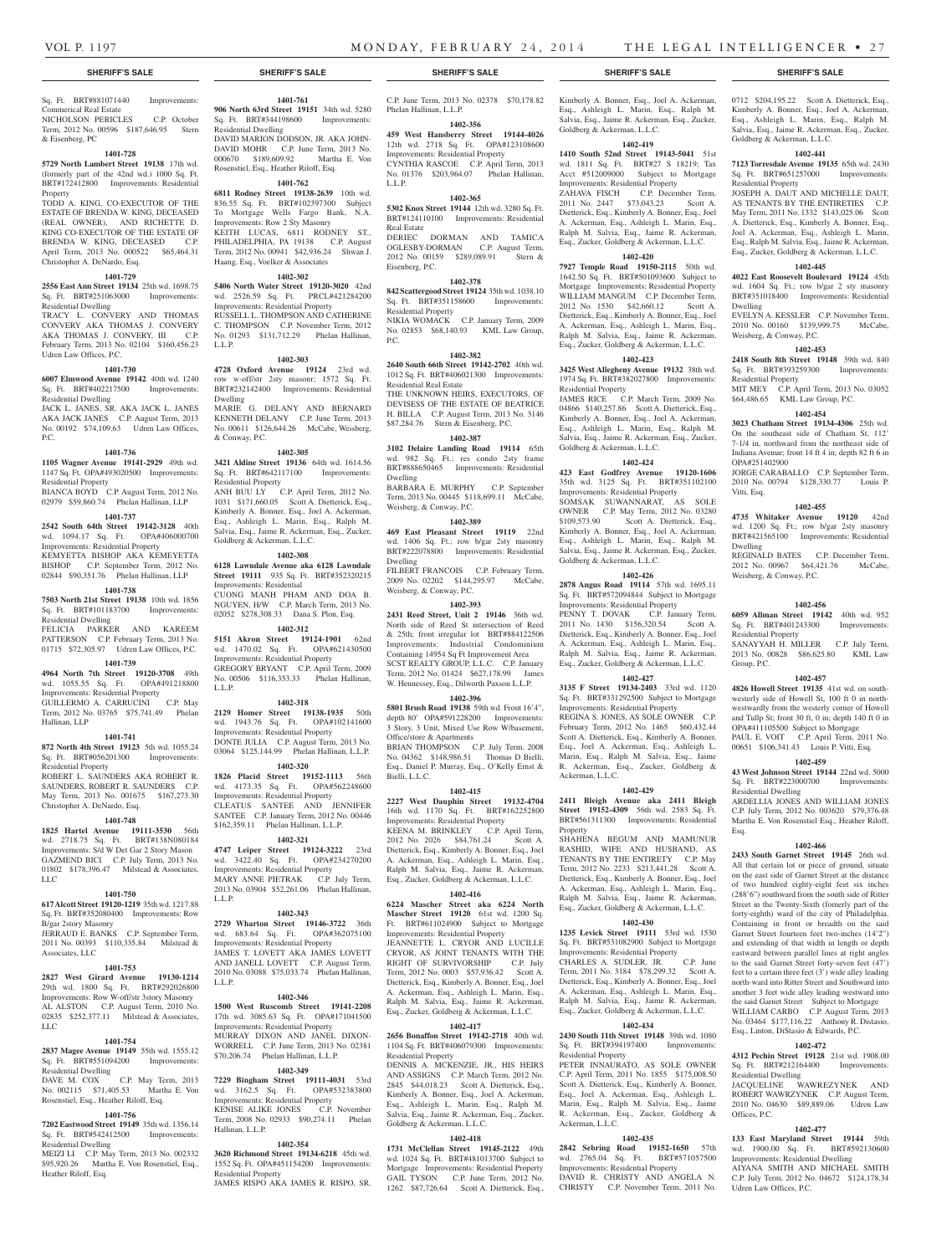## SHERIFF'S SALE

Sq. Ft. BRT#881071440 Improvements: Commerical Real Estate
NICHOLSON PERICLES C.P. October Term, 2012 No. 00596 $187,646.95 Stern & Eisenberg, PC

**1401-728**

**5729 North Lambert Street 19138** 17th wd. (formerly part of the 42nd wd.) 1000 Sq. Ft. BRT#172412800 Improvements: Residential Property
TODD A. KING, CO-EXECUTOR OF THE ESTATE OF BRENDA W. KING, DECEASED (REAL OWNER), AND RICHETTE D. KING CO-EXECUTOR OF THE ESTATE OF BRENDA W. KING, DECEASED C.P. April Term, 2013 No. 000522 $65,464.31 Christopher A. DeNardo, Esq.

**1401-729**

**2556 East Ann Street 19134** 25th wd. 1698.75 Sq. Ft. BRT#251063000 Improvements: Residential Dwelling
TRACY L. CONVERY AND THOMAS CONVERY AKA THOMAS J. CONVERY AKA THOMAS J. CONVERY, III C.P. February Term, 2013 No. 02104 $160,456.23 Udren Law Offices, P.C.

**1401-730**

**6007 Elmwood Avenue 19142** 40th wd. 1240 Sq. Ft. BRT#402217500 Improvements: Residential Dwelling
JACK L. JANES, SR. AKA JACK L. JANES AKA JACK JANES C.P. August Term, 2013 No. 00192 $74,109.63 Udren Law Offices, P.C.

**1401-736**

**1105 Wagner Avenue 19141-2929** 49th wd. 1147 Sq. Ft. OPA#493020500 Improvements: Residential Property
BIANCA BOYD C.P. August Term, 2012 No. 02979 $59,860.74 Phelan Hallinan, LLP

**1401-737**

**2542 South 64th Street 19142-3128** 40th wd. 1094.17 Sq. Ft. OPA#406000700 Improvements: Residential Property
KEMYETTA BISHOP AKA KEMEYETTA BISHOP C.P. September Term, 2012 No. 02844 $90,351.76 Phelan Hallinan, LLP

**1401-738**

**7503 North 21st Street 19138** 10th wd. 1856 Sq. Ft. BRT#101183700 Improvements: Residential Dwelling
FELICIA PARKER AND KAREEM PATTERSON C.P. February Term, 2013 No. 01715 $72,305.97 Udren Law Offices, P.C.

**1401-739**

**4964 North 7th Street 19120-3708** 49th wd. 1055.55 Sq. Ft. OPA#491218800 Improvements: Residential Property
GUILLERMO A. CARRUCINI C.P. May Term, 2012 No. 03765 $75,741.49 Phelan Hallinan, LLP

**1401-741**

**872 North 4th Street 19123** 5th wd. 1055.24 Sq. Ft. BRT#056201300 Improvements: Residential Property
ROBERT L. SAUNDERS AKA ROBERT R. SAUNDERS, ROBERT R. SAUNDERS C.P. May Term, 2013 No. 001675 $167,273.30 Christopher A. DeNardo, Esq.

**1401-748**

**1825 Hartel Avenue 19111-3530** 56th wd. 2718.75 Sq. Ft. BRT#138N080184 Improvements: S/d W Det Gar 2 Story Mason
GAZMEND BICI C.P. July Term, 2013 No. 01802 $178,396.47 Milstead & Associates, LLC

**1401-750**

**617 Alcott Street 19120-1219** 35th wd. 1217.88 Sq. Ft. BRT#352080400 Improvements: Row B/gar 2story Masonry
JERRAUD E. BANKS C.P. September Term, 2011 No. 00393 $110,335.84 Milstead & Associates, LLC

**1401-753**

**2827 West Girard Avenue 19130-1214** 29th wd. 1800 Sq. Ft. BRT#292026800 Improvements: Row W-off/str 3story Masonry
AL ALSTON C.P. August Term, 2010 No. 02835 $252,377.11 Milstead & Associates, LLC

**1401-754**

**2837 Magee Avenue 19149** 55th wd. 1555.12 Sq. Ft. BRT#551094200 Improvements: Residential Dwelling
DAVE M. COX C.P. May Term, 2013 No. 002115 $71,405.53 Martha E. Von Rosenstiel, Esq., Heather Riloff, Esq.

**1401-756**

**7202 Eastwood Street 19149** 35th wd. 1356.14 Sq. Ft. BRT#542412500 Improvements: Residential Dwelling
MEIZI LI C.P. May Term, 2013 No. 002332 $95,920.26 Martha E. Von Rosenstiel, Esq., Heather Riloff, Esq.

**1401-761**

**906 North 63rd Street 19151** 34th wd. 5280 Sq. Ft. BRT#344198600 Improvements: Residential Dwelling
DAVID MARION DODSON, JR. AKA JOHN-DAVID MOHR C.P. June Term, 2013 No. 000670 $189,609.92 Martha E. Von Rosenstiel, Esq., Heather Riloff, Esq.

**1401-762**

**6811 Rodney Street 19138-2639** 10th wd. 836.55 Sq. Ft. BRT#102397300 Subject To Mortgage Wells Fargo Bank, N.A. Improvements: Row 2 Sty Masonry
KEITH LUCAS, 6811 RODNEY ST., PHILADELPHIA, PA 19138 C.P. August Term, 2012 No. 00941 $42,936.24 Shwan J. Haang, Esq., Voelker & Associates

**1402-302**

**5406 North Water Street 19120-3020** 42nd wd. 2526.59 Sq. Ft. PRCL#421284200 Improvements: Residential Property
RUSSELL L. THOMPSON AND CATHERINE C. THOMPSON C.P. November Term, 2012 No. 01293 $131,712.29 Phelan Hallinan, L.L.P.

**1402-303**

**4728 Oxford Avenue 19124** 23rd wd. row w-off/str 2sty masonr; 1572 Sq. Ft. BRT#232142400 Improvements: Residential Dwelling
MARIE G. DELANY AND BERNARD KENNETH DELANY C.P. June Term, 2013 No. 00611 $126,644.26 McCabe, Weisberg, & Conway, P.C.

**1402-305**

**3421 Aldine Street 19136** 64th wd. 1614.56 Sq. Ft. BRT#642117100 Improvements: Residential Property
ANH BUU LY C.P. April Term, 2012 No. 1031 $171,660.05 Scott A. Dietterick, Esq., Kimberly A. Bonner, Esq., Joel A. Ackerman, Esq., Ashleigh L. Marin, Esq., Ralph M. Salvia, Esq., Jaime R. Ackerman, Esq., Zucker, Goldberg & Ackerman, L.L.C.

**1402-308**

**6128 Lawndale Avenue aka 6128 Lawndale Street 19111** 935 Sq. Ft. BRT#352320215 Improvements: Residential
CUONG MANH PHAM AND DOA B. NGUYEN, H/W C.P. March Term, 2013 No. 02052 $278,308.33 Dana S. Plon, Esq.

**1402-312**

**5151 Akron Street 19124-1901** 62nd wd. 1470.02 Sq. Ft. OPA#621430500 Improvements: Residential Property
GREGORY BRYANT C.P. April Term, 2009 No. 00506 $116,353.33 Phelan Hallinan, L.L.P.

**1402-318**

**2129 Homer Street 19138-1935** 50th wd. 1943.76 Sq. Ft. OPA#102141600 Improvements: Residential Property
DONTE JULIA C.P. August Term, 2013 No. 03064 $125,144.99 Phelan Hallinan, L.L.P.

**1402-320**

**1826 Placid Street 19152-1113** 56th wd. 4173.35 Sq. Ft. OPA#562248600 Improvements: Residential Property
CLEATUS SANTEE AND JENNIFER SANTEE C.P. January Term, 2012 No. 00446 $162,359.11 Phelan Hallinan, L.L.P.

**1402-321**

**4747 Leiper Street 19124-3222** 23rd wd. 3422.40 Sq. Ft. OPA#234270200 Improvements: Residential Property
MARY ANNE PIETRAK C.P. July Term, 2013 No. 03904 $52,261.06 Phelan Hallinan, L.L.P.

**1402-343**

**2729 Wharton Street 19146-3722** 36th wd. 683.64 Sq. Ft. OPA#362075100 Improvements: Residential Property
JAMES T. LOVETT AKA JAMES LOVETT AND JANELL LOVETT C.P. August Term, 2010 No. 03088 $75,033.74 Phelan Hallinan, L.L.P.

**1402-346**

**1500 West Ruscomb Street 19141-2208** 17th wd. 3085.63 Sq. Ft. OPA#171041500 Improvements: Residential Property
MURRAY DIXON AND JANEL DIXON-WORRELL C.P. June Term, 2013 No. 02381 $70,206.74 Phelan Hallinan, L.L.P.

**1402-349**

**7229 Bingham Street 19111-4031** 53rd wd. 3162.5 Sq. Ft. OPA#532383800 Improvements: Residential Property
KENISE ALIKE JONES C.P. November Term, 2008 No. 02933 $90,274.11 Phelan Hallinan, L.L.P.

**1402-354**

**3620 Richmond Street 19134-6218** 45th wd. 1552 Sq. Ft. OPA#451154200 Improvements: Residential Property
JAMES RISPO AKA JAMES R. RISPO, SR. C.P. June Term, 2013 No. 02378 $70,178.82 Phelan Hallinan, L.L.P.

**1402-356**

**459 West Hansberry Street 19144-4026** 12th wd. 2718 Sq. Ft. OPA#123108600 Improvements: Residential Property
CYNTHIA RASCOE C.P. April Term, 2013 No. 01376 $203,964.07 Phelan Hallinan, L.L.P.

**1402-365**

**5302 Knox Street 19144** 12th wd. 3280 Sq. Ft. BRT#124110100 Improvements: Residential Real Estate
DERIEC DORMAN AND TAMICA OGLESBY-DORMAN C.P. August Term, 2012 No. 00159 $289,089.91 Stern & Eisenberg, P.C.

**1402-378**

**842 Scattergood Street 19124** 35th wd. 1038.10 Sq. Ft. BRT#351158600 Improvements: Residential Property
NIKIA WOMACK C.P. January Term, 2009 No. 02853 $68,140.93 KML Law Group, P.C.

**1402-382**

**2640 South 66th Street 19142-2702** 40th wd. 1012 Sq. Ft. BRT#406021300 Improvements: Residential Real Estate
THE UNKNOWN HEIRS, EXECUTORS, OF DEVISESS OF THE ESTATE OF BEATRICE H. BILLA C.P. August Term, 2013 No. 3146 $87,284.76 Stern & Eisenberg, P.C.

**1402-387**

**3102 Delaire Landing Road 19114** 65th wd. 982 Sq. Ft.; res condo 2sty frame BRT#888650465 Improvements: Residential Dwelling
BARBARA E. MURPHY C.P. September Term, 2013 No. 00445 $118,699.11 McCabe, Weisberg, & Conway, P.C.

**1402-389**

**469 East Pleasant Street 19119** 22nd wd. 1406 Sq. Ft.; row b/gar 2sty masonry BRT#222078800 Improvements: Residential Dwelling
FILBERT FRANCOIS C.P. February Term, 2009 No. 02202 $144,295.97 McCabe, Weisberg, & Conway, P.C.

**1402-393**

**2431 Reed Street, Unit 2 19146** 36th wd. North side of Reed St intersection of Reed & 25th; front irregular lot BRT#884122506 Improvements: Industrial Condominium Containing 14954 Sq Ft Improvement Area
SCST REALTY GROUP, L.L.C. C.P. January Term, 2012 No. 01424 $627,178.99 James W. Hennessey, Esq., Dilworth Paxson L.L.P.

**1402-396**

**5801 Brush Road 19138** 59th wd. Front 16'4", depth 80' OPA#591228200 Improvements: 3 Story, 3 Unit, Mixed Use Row W/basement, Office/store & Apartments
BRIAN THOMPSON C.P. July Term, 2008 No. 04362 $148,986.51 Thomas D Bielli, Esq., Daniel P. Murray, Esq., O'Kelly Ernst & Bielli, L.L.C.

**1402-415**

**2227 West Dauphin Street 19132-4704** 16th wd. 1170 Sq. Ft. BRT#162252800 Improvements: Residential Property
KEENA M. BRINKLEY C.P. April Term, 2012 No. 2026 $84,761.24 Scott A. Dietterick, Esq., Kimberly A. Bonner, Esq., Joel A. Ackerman, Esq., Ashleigh L. Marin, Esq., Ralph M. Salvia, Esq., Jaime R. Ackerman, Esq., Zucker, Goldberg & Ackerman, L.L.C.

**1402-416**

**6224 Mascher Street aka 6224 North Mascher Street 19120** 61st wd. 1200 Sq. Ft. BRT#611024900 Subject to Mortgage Improvements: Residential Property
JEANNETTE L. CRYOR AND LUCILLE CRYOR, AS JOINT TENANTS WITH THE RIGHT OF SURVIVORSHIP C.P. July Term, 2012 No. 0003 $57,936.42 Scott A. Dietterick, Esq., Kimberly A. Bonner, Esq., Joel A. Ackerman, Esq., Ashleigh L. Marin, Esq., Ralph M. Salvia, Esq., Jaime R. Ackerman, Esq., Zucker, Goldberg & Ackerman, L.L.C.

**1402-417**

**2656 Bonaffon Street 19142-2718** 40th wd. 1104 Sq. Ft. BRT#406079300 Improvements: Residential Property
DENNIS A. MCKENZIE, JR., HIS HEIRS AND ASSIGNS C.P. March Term, 2012 No. 2845 $44,018.23 Scott A. Dietterick, Esq., Kimberly A. Bonner, Esq., Joel A. Ackerman, Esq., Ashleigh L. Marin, Esq., Ralph M. Salvia, Esq., Jaime R. Ackerman, Esq., Zucker, Goldberg & Ackerman, L.L.C.

**1402-418**

**1731 McClellan Street 19145-2122** 49th wd. 1024 Sq. Ft. BRT#481013700 Subject to Mortgage Improvements: Residential Property
GAIL TYSON C.P. June Term, 2012 No. 1262 $87,726.64 Scott A. Dietterick, Esq., Kimberly A. Bonner, Esq., Joel A. Ackerman, Esq., Ashleigh L. Marin, Esq., Ralph M. Salvia, Esq., Jaime R. Ackerman, Esq., Zucker, Goldberg & Ackerman, L.L.C.

**1402-419**

**1410 South 52nd Street 19143-5041** 51st wd. 1811 Sq. Ft. BRT#27 S 18219; Tax Acct #512009000 Subject to Mortgage Improvements: Residential Property
ZAHAVA FISCH C.P. December Term, 2011 No. 2447 $73,043.23 Scott A. Dietterick, Esq., Kimberly A. Bonner, Esq., Joel A. Ackerman, Esq., Ashleigh L. Marin, Esq., Ralph M. Salvia, Esq., Jaime R. Ackerman, Esq., Zucker, Goldberg & Ackerman, L.L.C.

**1402-420**

**7927 Temple Road 19150-2115** 50th wd. 1642.50 Sq. Ft. BRT#501093600 Subject to Mortgage Improvements: Residential Property
WILLIAM MANGUM C.P. December Term, 2012 No. 1530 $42,660.12 Scott A. Dietterick, Esq., Kimberly A. Bonner, Esq., Joel A. Ackerman, Esq., Ashleigh L. Marin, Esq., Ralph M. Salvia, Esq., Jaime R. Ackerman, Esq., Zucker, Goldberg & Ackerman, L.L.C.

**1402-423**

**3425 West Allegheny Avenue 19132** 38th wd. 1974 Sq. Ft. BRT#382027800 Improvements: Residential Property
JAMES RICE C.P. March Term, 2009 No. 04866 $140,257.86 Scott A. Dietterick, Esq., Kimberly A. Bonner, Esq., Joel A. Ackerman, Esq., Ashleigh L. Marin, Esq., Ralph M. Salvia, Esq., Jaime R. Ackerman, Esq., Zucker, Goldberg & Ackerman, L.L.C.

**1402-424**

**423 East Godfrey Avenue 19120-1606** 35th wd. 3125 Sq. Ft. BRT#351012100 Improvements: Residential Property
SOMSAK SUWANNARAT, AS SOLE OWNER C.P. May Term, 2012 No. 03280 $109,573.90 Scott A. Dietterick, Esq., Kimberly A. Bonner, Esq., Joel A. Ackerman, Esq., Ashleigh L. Marin, Esq., Ralph M. Salvia, Esq., Jaime R. Ackerman, Esq., Zucker, Goldberg & Ackerman, L.L.C.

**1402-426**

**2878 Angus Road 19114** 57th wd. 1695.11 Sq. Ft. BRT#572094844 Subject to Mortgage Improvements: Residential Property
PENNY T. DOVAK C.P. January Term, 2011 No. 1430 $156,320.54 Scott A. Dietterick, Esq., Kimberly A. Bonner, Esq., Joel A. Ackerman, Esq., Ashleigh L. Marin, Esq., Ralph M. Salvia, Esq., Jaime R. Ackerman, Esq., Zucker, Goldberg & Ackerman, L.L.C.

**1402-427**

**3135 F Street 19134-2403** 33rd wd. 1120 Sq. Ft. BRT#331292500 Subject to Mortgage Improvements: Residential Property
REGINA S. JONES, AS SOLE OWNER C.P. February Term, 2012 No. 1465 $60,432.44 Scott A. Dietterick, Esq., Kimberly A. Bonner, Esq., Joel A. Ackerman, Esq., Ashleigh L. Marin, Esq., Ralph M. Salvia, Esq., Jaime R. Ackerman, Esq., Zucker, Goldberg & Ackerman, L.L.C.

**1402-429**

**2411 Bleigh Avenue aka 2411 Bleigh Street 19152-4309** 56th wd. 2583 Sq. Ft. BRT#561311300 Improvements: Residential Property
SHAHENA BEGUM AND MAMUNUR RASHID, WIFE AND HUSBAND, AS TENANTS BY THE ENTIRETY C.P. May Term, 2012 No. 2233 $213,441.28 Scott A. Dietterick, Esq., Kimberly A. Bonner, Esq., Joel A. Ackerman, Esq., Ashleigh L. Marin, Esq., Ralph M. Salvia, Esq., Jaime R. Ackerman, Esq., Zucker, Goldberg & Ackerman, L.L.C.

**1402-430**

**1235 Levick Street 19111** 53rd wd. 1530 Sq. Ft. BRT#531082900 Subject to Mortgage Improvements: Residential Property
CHARLES A. SUDLER, JR. C.P. June Term, 2011 No. 3184 $78,299.32 Scott A. Dietterick, Esq., Kimberly A. Bonner, Esq., Joel A. Ackerman, Esq., Ashleigh L. Marin, Esq., Ralph M. Salvia, Esq., Jaime R. Ackerman, Esq., Zucker, Goldberg & Ackerman, L.L.C.

**1402-434**

**2430 South 11th Street 19148** 39th wd. 1080 Sq. Ft. BRT#394197400 Improvements: Residential Property
PETER INNAURATO, AS SOLE OWNER C.P. April Term, 2011 No. 1855 $175,008.50 Scott A. Dietterick, Esq., Kimberly A. Bonner, Esq., Joel A. Ackerman, Esq., Ashleigh L. Marin, Esq., Ralph M. Salvia, Esq., Jaime R. Ackerman, Esq., Zucker, Goldberg & Ackerman, L.L.C.

**1402-435**

**2842 Sebring Road 19152-1650** 57th wd. 2765.04 Sq. Ft. BRT#571057500 Improvements: Residential Property
DAVID R. CHRISTY AND ANGELA N. CHRISTY C.P. November Term, 2011 No. 0712 $204,195.22 Scott A. Dietterick, Esq., Kimberly A. Bonner, Esq., Joel A. Ackerman, Esq., Ashleigh L. Marin, Esq., Ralph M. Salvia, Esq., Jaime R. Ackerman, Esq., Zucker, Goldberg & Ackerman, L.L.C.

**1402-441**

**7123 Torresdale Avenue 19135** 65th wd. 2430 Sq. Ft. BRT#651257000 Improvements: Residential Property
JOSEPH A. DAUT AND MICHELLE DAUT, AS TENANTS BY THE ENTIRETIES C.P. May Term, 2011 No. 1332 $143,025.06 Scott A. Dietterick, Esq., Kimberly A. Bonner, Esq., Joel A. Ackerman, Esq., Ashleigh L. Marin, Esq., Ralph M. Salvia, Esq., Jaime R. Ackerman, Esq., Zucker, Goldberg & Ackerman, L.L.C.

**1402-445**

**4022 East Roosevelt Boulevard 19124** 45th wd. 1604 Sq. Ft.; row b/gar 2 sty masonry BRT#351018400 Improvements: Residential Dwelling
EVELYN A. KESSLER C.P. November Term, 2010 No. 00160 $139,999.75 McCabe, Weisberg, & Conway, P.C.

**1402-453**

**2418 South 8th Street 19148** 39th wd. 840 Sq. Ft. BRT#393259300 Improvements: Residential Property
MIT MEY C.P. April Term, 2013 No. 03052 $64,486.65 KML Law Group, P.C.

**1402-454**

**3023 Chatham Street 19134-4306** 25th wd. On the southeast side of Chatham St, 112' 7-1/4 in, northward from the northeast side of Indiana Avenue; front 14 ft 4 in; depth 82 ft 6 in OPA#251402900
JORGE CARABALLO C.P. September Term, 2010 No. 00794 $128,330.77 Louis P. Vitti, Esq.

**1402-455**

**4735 Whitaker Avenue 19120** 42nd wd. 1200 Sq. Ft.; row b/gar 2sty masonry BRT#421565100 Improvements: Residential Dwelling
REGINALD BATES C.P. December Term, 2012 No. 00967 $64,421.76 McCabe, Weisberg, & Conway, P.C.

**1402-456**

**6059 Allman Street 19142** 40th wd. 952 Sq. Ft. BRT#401243300 Improvements: Residential Property
SANAYYAH H. MILLER C.P. July Term, 2013 No. 00828 $86,625.80 KML Law Group, P.C.

**1402-457**

**4826 Howell Street 19135** 41st wd. on southwesterly side of Howell St, 100 ft 0 in northwestwardly from the westerly corner of Howell and Tullp St; front 30 ft, 0 in; depth 140 ft 0 in OPA#411105500 Subject to Mortgage
PAUL E. VOIT C.P. April Term, 2011 No. 00651 $106,341.43 Louis P. Vitti, Esq.

**1402-459**

**43 West Johnson Street 19144** 22nd wd. 5000 Sq. Ft. BRT#223000700 Improvements: Residential Dwelling
ARDELLIA JONES AND WILLIAM JONES C.P. July Term, 2012 No. 003620 $79,376.48 Martha E. Von Rosenstiel Esq., Heather Riloff, Esq.

**1402-466**

**2433 South Garnet Street 19145** 26th wd. All that certain lot or piece of ground, situate on the east side of Garnet Street at the distance of two hundred eighty-eight feet six inches (288'6") southward from the south side of Ritter Street in the Twenty-Sixth (formerly part of the forty-eighth) ward of the city of Philadelphia. Containing in front or breadth on the said Garnet Street fourteen feet two-inches (14'2") and extending of that width in length or depth eastward between parallel lines at right angles to the said Garnet Street forty-seven feet (47') feet to a certain three feet (3') wide alley leading north-ward into Ritter Street and Southward into another 3 feet wide alley leading westward into the said Garnet Street Subject to Mortgage
WILLIAM CARBO C.P. August Term, 2013 No. 03464 $177,116.22 Anthony R. Distasio, Esq., Linton, DiStasio & Edwards, P.C.

**1402-472**

**4312 Pechin Street 19128** 21st wd. 1908.00 Sq. Ft. BRT#212164400 Improvements: Residential Dwelling
JACQUELINE WAWREZYNEK AND ROBERT WAWRZYNEK C.P. August Term, 2010 No. 04630 $89,889.06 Udren Law Offices, P.C.

**1402-477**

**133 East Maryland Street 19144** 59th wd. 1900.00 Sq. Ft. BRT#592130600 Improvements: Residential Dwelling
AIYANA SMITH AND MICHAEL SMITH C.P. July Term, 2012 No. 04672 $124,178.34 Udren Law Offices, P.C.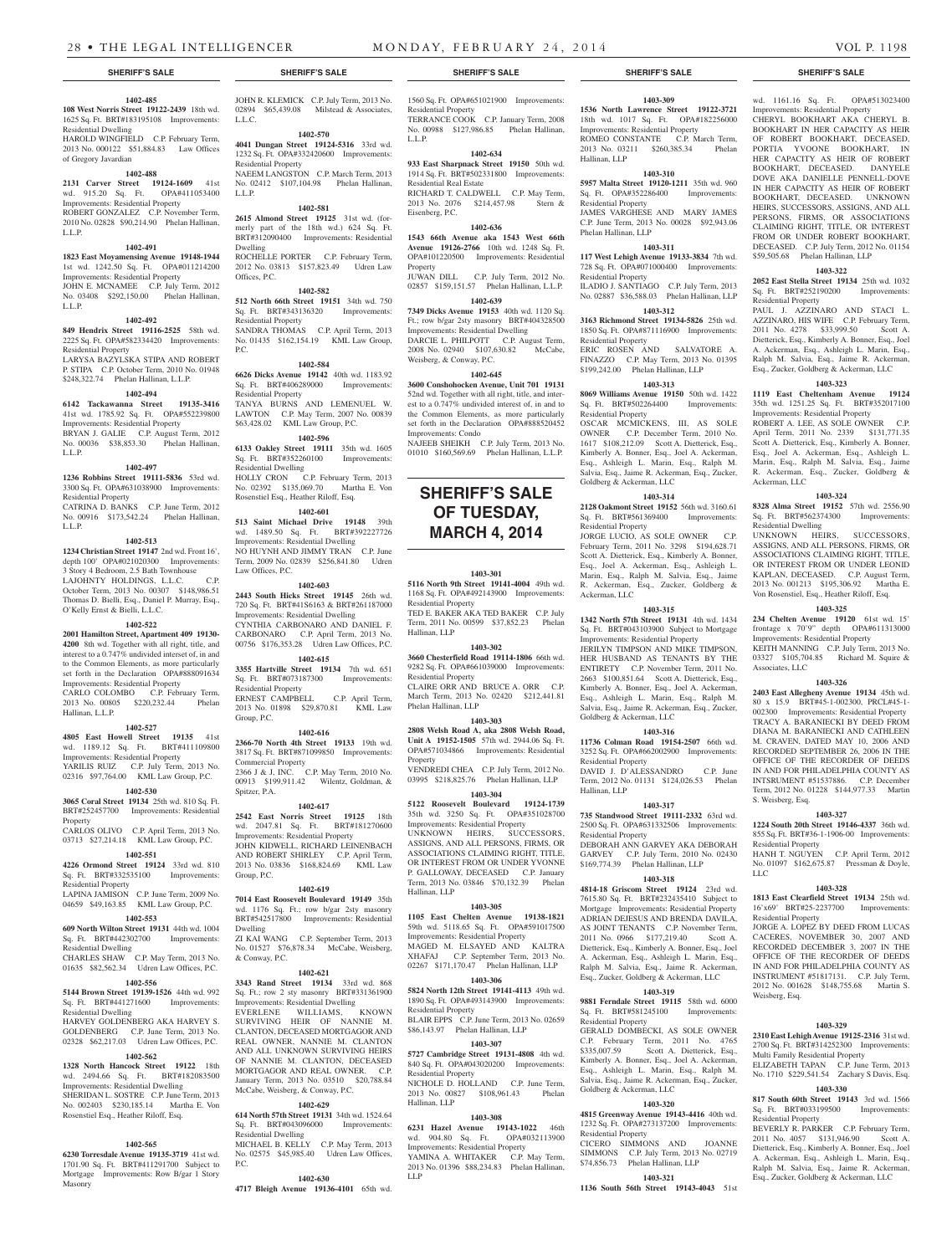## SHERIFF'S SALE

**1402-485**
**108 West Norris Street 19122-2439** 18th wd. 1625 Sq. Ft. BRT#183195108 Improvements: Residential Dwelling
HAROLD WINGFIELD C.P. February Term, 2013 No. 000122 $51,884.83 Law Offices of Gregory Javardian

**1402-488**
**2131 Carver Street 19124-1609** 41st wd. 915.20 Sq. Ft. OPA#411053400 Improvements: Residential Property
ROBERT GONZALEZ C.P. November Term, 2010 No. 02828 $90,214.90 Phelan Hallinan, L.L.P.

**1402-491**
**1823 East Moyamensing Avenue 19148-1944** 1st wd. 1242.50 Sq. Ft. OPA#011214200 Improvements: Residential Property
JOHN E. MCNAMEE C.P. July Term, 2012 No. 03408 $292,150.00 Phelan Hallinan, L.L.P.

**1402-492**
**849 Hendrix Street 19116-2525** 58th wd. 2225 Sq. Ft. OPA#582334420 Improvements: Residential Property
LARYSA BAZYLSKA STIPA AND ROBERT P. STIPA C.P. October Term, 2010 No. 01948 $248,322.74 Phelan Hallinan, L.L.P.

**1402-494**
**6142 Tackawanna Street 19135-3416** 41st wd. 1785.92 Sq. Ft. OPA#552239800 Improvements: Residential Property
BRYAN J. GALIE C.P. August Term, 2012 No. 00036 $38,853.30 Phelan Hallinan, L.L.P.

**1402-497**
**1236 Robbins Street 19111-5836** 53rd wd. 3300 Sq. Ft. OPA#631038900 Improvements: Residential Property
CATRINA D. BANKS C.P. June Term, 2012 No. 00916 $173,542.24 Phelan Hallinan, L.L.P.

**1402-513**
**1234 Christian Street 19147** 2nd wd. Front 16', depth 100' OPA#021020300 Improvements: 3 Story 4 Bedroom, 2.5 Bath Townhouse
LAJOHNTY HOLDINGS, L.L.C. C.P. October Term, 2013 No. 00307 $148,986.51 Thomas D. Bielli, Esq., Daniel P. Murray, Esq., O'Kelly Ernst & Bielli, L.L.C.

**1402-522**
**2001 Hamilton Street, Apartment 409 19130-4200** 8th wd. Together with all right, title, and interest to a 0.747% undivided interest of, in and to the Common Elements, as more particularly set forth in the Declaration OPA#888091634 Improvements: Residential Property
CARLO COLOMBO C.P. February Term, 2013 No. 00805 $220,232.44 Phelan Hallinan, L.L.P.

**1402-527**
**4805 East Howell Street 19135** 41st wd. 1189.12 Sq. Ft. BRT#411109800 Improvements: Residential Property
YARILIS RUIZ C.P. July Term, 2013 No. 02316 $97,764.00 KML Law Group, P.C.

**1402-530**
**3065 Coral Street 19134** 25th wd. 810 Sq. Ft. BRT#252457700 Improvements: Residential Property
CARLOS OLIVO C.P. April Term, 2013 No. 03713 $27,214.18 KML Law Group, P.C.

**1402-551**
**4226 Ormond Street 19124** 33rd wd. 810 Sq. Ft. BRT#332535100 Improvements: Residential Property
LAPINA JAMISON C.P. June Term, 2009 No. 04659 $49,163.85 KML Law Group, P.C.

**1402-553**
**609 North Wilton Street 19131** 44th wd. 1004 Sq. Ft. BRT#442302700 Improvements: Residential Dwelling
CHARLES SHAW C.P. May Term, 2013 No. 01635 $82,562.34 Udren Law Offices, P.C.

**1402-556**
**5144 Brown Street 19139-1526** 44th wd. 992 Sq. Ft. BRT#441271600 Improvements: Residential Dwelling
HARVEY GOLDENBERG AKA HARVEY S. GOLDENBERG C.P. June Term, 2013 No. 02328 $62,217.03 Udren Law Offices, P.C.

**1402-562**
**1328 North Hancock Street 19122** 18th wd. 2494.66 Sq. Ft. BRT#182083500 Improvements: Residential Dwelling
SHERIDAN L. SOSTRE C.P. June Term, 2013 No. 002403 $230,185.14 Martha E. Von Rosenstiel Esq., Heather Riloff, Esq.

**1402-565**
**6230 Torresdale Avenue 19135-3719** 41st wd. 1701.90 Sq. Ft. BRT#411291700 Subject to Mortgage Improvements: Row B/gar 1 Story Masonry
JOHN R. KLEMICK C.P. July Term, 2013 No. 02894 $65,439.08 Milstead & Associates, L.L.C.

**1402-570**
**4041 Dungan Street 19124-5316** 33rd wd. 1232 Sq. Ft. OPA#332420600 Improvements: Residential Property
NAEEM LANGSTON C.P. March Term, 2013 No. 02412 $107,104.98 Phelan Hallinan, L.L.P.

**1402-581**
**2615 Almond Street 19125** 31st wd. (formerly part of the 18th wd.) 624 Sq. Ft. BRT#312090400 Improvements: Residential Dwelling
ROCHELLE PORTER C.P. February Term, 2012 No. 03813 $157,823.49 Udren Law Offices, P.C.

**1402-582**
**512 North 66th Street 19151** 34th wd. 750 Sq. Ft. BRT#343136320 Improvements: Residential Property
SANDRA THOMAS C.P. April Term, 2013 No. 01435 $162,154.19 KML Law Group, P.C.

**1402-584**
**6626 Dicks Avenue 19142** 40th wd. 1183.92 Sq. Ft. BRT#406289000 Improvements: Residential Property
TANYA BURNS AND LEMENUEL W. LAWTON C.P. May Term, 2007 No. 00839 $63,428.02 KML Law Group, P.C.

**1402-596**
**6133 Oakley Street 19111** 35th wd. 1605 Sq. Ft. BRT#352260100 Improvements: Residential Dwelling
HOLLY CRON C.P. February Term, 2013 No. 02392 $135,069.70 Martha E. Von Rosenstiel Esq., Heather Riloff, Esq.

**1402-601**
**513 Saint Michael Drive 19148** 39th wd. 1489.50 Sq. Ft. BRT#392227726 Improvements: Residential Dwelling
NO HUYNH AND JIMMY TRAN C.P. June Term, 2009 No. 02839 $256,841.80 Udren Law Offices, P.C.

**1402-603**
**2443 South Hicks Street 19145** 26th wd. 720 Sq. Ft. BRT#41S6163 & BRT#261187000 Improvements: Residential Dwelling
CYNTHIA CARBONARO AND DANIEL F. CARBONARO C.P. April Term, 2013 No. 00756 $176,353.28 Udren Law Offices, P.C.

**1402-615**
**3355 Hartville Street 19134** 7th wd. 651 Sq. Ft. BRT#073187300 Improvements: Residential Property
ERNEST CAMPBELL C.P. April Term, 2013 No. 01898 $29,870.81 KML Law Group, P.C.

**1402-616**
**2366-70 North 4th Street 19133** 19th wd. 3817 Sq. Ft. BRT#871099850 Improvements: Commercial Property
2366 J & J, INC. C.P. May Term, 2010 No. 00913 $199,911.42 Wilentz, Goldman, & Spitzer, P.A.

**1402-617**
**2542 East Norris Street 19125** 18th wd. 2047.81 Sq. Ft. BRT#181270600 Improvements: Residential Property
JOHN KIDWELL, RICHARD LEINENBACH AND ROBERT SHIRLEY C.P. April Term, 2013 No. 03836 $168,824.69 KML Law Group, P.C.

**1402-619**
**7014 East Roosevelt Boulevard 19149** 35th wd. 1176 Sq. Ft.; row b/gar 2sty masonry BRT#542517800 Improvements: Residential Dwelling
ZI KAI WANG C.P. September Term, 2013 No. 01527 $76,878.34 McCabe, Weisberg, & Conway, P.C.

**1402-621**
**3343 Rand Street 19134** 33rd wd. 868 Sq. Ft.; row 2 sty masonry BRT#331361900 Improvements: Residential Dwelling
EVERLENE WILLIAMS, KNOWN SURVIVING HEIR OF NANNIE M. CLANTON, DECEASED MORTGAGOR AND REAL OWNER, NANNIE M. CLANTON AND ALL UNKNOWN SURVIVING HEIRS OF NANNIE M. CLANTON, DECEASED MORTGAGOR AND REAL OWNER. C.P. January Term, 2013 No. 03510 $20,788.84 McCabe, Weisberg, & Conway, P.C.

**1402-629**
**614 North 57th Street 19131** 34th wd. 1524.64 Sq. Ft. BRT#043096000 Improvements: Residential Dwelling
MICHAEL B. KELLY C.P. May Term, 2013 No. 02575 $45,985.40 Udren Law Offices, P.C.

**1402-630**
**4717 Bleigh Avenue 19136-4101** 65th wd. 1560 Sq. Ft. OPA#651021900 Improvements: Residential Property
TERRANCE COOK C.P. January Term, 2008 No. 00988 $127,986.85 Phelan Hallinan, L.L.P.

**1402-634**
**933 East Sharpnack Street 19150** 50th wd. 1914 Sq. Ft. BRT#502331800 Improvements: Residential Real Estate
RICHARD T. CALDWELL C.P. May Term, 2013 No. 2076 $214,457.98 Stern & Eisenberg, P.C.

**1402-636**
**1543 66th Avenue aka 1543 West 66th Avenue 19126-2766** 10th wd. 1248 Sq. Ft. OPA#101220500 Improvements: Residential Property
JUWAN DILL C.P. July Term, 2012 No. 02857 $159,151.57 Phelan Hallinan, L.L.P.

**1402-639**
**7349 Dicks Avenue 19153** 40th wd. 1120 Sq. Ft.; row b/gar 2sty masonry BRT#404328500 Improvements: Residential Dwelling
DARCIE L. PHILPOTT C.P. August Term, 2008 No. 02940 $107,630.82 McCabe, Weisberg, & Conway, P.C.

**1402-645**
**3600 Conshohocken Avenue, Unit 701 19131** 52nd wd. Together with all right, title, and interest to a 0.747% undivided interest of, in and to the Common Elements, as more particularly set forth in the Declaration OPA#888520452 Improvements: Condo
NAJEEB SHEIKH C.P. July Term, 2013 No. 01010 $160,569.69 Phelan Hallinan, L.L.P.

# SHERIFF'S SALE OF TUESDAY, MARCH 4, 2014

**1403-301**
**5116 North 9th Street 19141-4004** 49th wd. 1168 Sq. Ft. OPA#492143900 Improvements: Residential Property
TED E. BAKER AKA TED BAKER C.P. July Term, 2011 No. 00599 $37,852.23 Phelan Hallinan, LLP

**1403-302**
**3660 Chesterfield Road 19114-1806** 66th wd. 9282 Sq. Ft. OPA#661039000 Improvements: Residential Property
CLAIRE ORR AND BRUCE A. ORR C.P. March Term, 2013 No. 02420 $212,441.81 Phelan Hallinan, LLP

**1403-303**
**2808 Welsh Road A, aka 2808 Welsh Road, Unit A 19152-1505** 57th wd. 2944.06 Sq. Ft. OPA#571034866 Improvements: Residential Property
VENDREDI CHEA C.P. July Term, 2012 No. 03995 $218,825.76 Phelan Hallinan, LLP

**1403-304**
**5122 Roosevelt Boulevard 19124-1739** 35th wd. 3250 Sq. Ft. OPA#351028700 Improvements: Residential Property
UNKNOWN HEIRS, SUCCESSORS, ASSIGNS, AND ALL PERSONS, FIRMS, OR ASSOCIATIONS CLAIMING RIGHT, TITLE, OR INTEREST FROM OR UNDER YVONNE P. GALLOWAY, DECEASED C.P. January Term, 2013 No. 03846 $70,132.39 Phelan Hallinan, LLP

**1403-305**
**1105 East Chelten Avenue 19138-1821** 59th wd. 5118.65 Sq. Ft. OPA#591017500 Improvements: Residential Property
MAGED M. ELSAYED AND KALTRA XHAFAJ C.P. September Term, 2013 No. 02267 $171,170.47 Phelan Hallinan, LLP

**1403-306**
**5824 North 12th Street 19141-4113** 49th wd. 1890 Sq. Ft. OPA#493143900 Improvements: Residential Property
BLAIR EPPS C.P. June Term, 2013 No. 02659 $86,143.97 Phelan Hallinan, LLP

**1403-307**
**5727 Cambridge Street 19131-4808** 4th wd. 840 Sq. Ft. OPA#043020200 Improvements: Residential Property
NICHOLE D. HOLLAND C.P. June Term, 2013 No. 00827 $108,961.43 Phelan Hallinan, LLP

**1403-308**
**6231 Hazel Avenue 19143-1022** 46th wd. 904.80 Sq. Ft. OPA#032113900 Improvements: Residential Property
YAMINA A. WHITAKER C.P. May Term, 2013 No. 01396 $88,234.83 Phelan Hallinan, LLP

**1403-309**
**1536 North Lawrence Street 19122-3721** 18th wd. 1017 Sq. Ft. OPA#182256000 Improvements: Residential Property
ROMEO CONSTANTE C.P. March Term, 2013 No. 03211 $260,385.34 Phelan Hallinan, LLP

**1403-310**
**5957 Malta Street 19120-1211** 35th wd. 960 Sq. Ft. OPA#352286400 Improvements: Residential Property
JAMES VARGHESE AND MARY JAMES C.P. June Term, 2013 No. 00028 $92,943.06 Phelan Hallinan, LLP

**1403-311**
**117 West Lehigh Avenue 19133-3834** 7th wd. 728 Sq. Ft. OPA#071000400 Improvements: Residential Property
ILADIO J. SANTIAGO C.P. July Term, 2013 No. 02887 $36,588.03 Phelan Hallinan LLP

**1403-312**
**3163 Richmond Street 19134-5826** 25th wd. 1850 Sq. Ft. OPA#871116900 Improvements: Residential Property
ERIC ROSEN AND SALVATORE A. FINAZZO C.P. May Term, 2013 No. 01395 $199,242.00 Phelan Hallinan LLP

**1403-313**
**8069 Williams Avenue 19150** 50th wd. 1422 Sq. Ft. BRT#502264400 Improvements: Residential Property
OSCAR MCMICKENS, III, AS SOLE OWNER C.P. December Term, 2010 No. 1617 $108,212.09 Scott A. Dietterick, Esq., Kimberly A. Bonner, Esq., Joel A. Ackerman, Esq., Ashleigh L. Marin, Esq., Ralph M. Salvia, Esq., Jaime R. Ackerman, Esq., Zucker, Goldberg & Ackerman, LLC

**1403-314**
**2128 Oakmont Street 19152** 56th wd. 3160.61 Sq. Ft. BRT#561369400 Improvements: Residential Property
JORGE LUCIO, AS SOLE OWNER C.P. February Term, 2011 No. 3298 $194,628.71 Scott A. Dietterick, Esq., Kimberly A. Bonner, Esq., Joel A. Ackerman, Esq., Ashleigh L. Marin, Esq., Ralph M. Salvia, Esq., Jaime R. Ackerman, Esq., Zucker, Goldberg & Ackerman, LLC

**1403-315**
**1342 North 57th Street 19131** 4th wd. 1434 Sq. Ft. BRT#043103900 Subject to Mortgage Improvements: Residential Property
JERILYN TIMPSON AND MIKE TIMPSON, HER HUSBAND AS TENANTS BY THE ENTIRETY C.P. November Term, 2011 No. 2663 $100,851.64 Scott A. Dietterick, Esq., Kimberly A. Bonner, Esq., Joel A. Ackerman, Esq., Ashleigh L. Marin, Esq., Ralph M. Salvia, Esq., Jaime R. Ackerman, Esq., Zucker, Goldberg & Ackerman, LLC

**1403-316**
**11736 Colman Road 19154-2507** 66th wd. 3252 Sq. Ft. OPA#662002900 Improvements: Residential Property
DAVID J. D'ALESSANDRO C.P. June Term, 2012 No. 01131 $124,026.53 Phelan Hallinan, LLP

**1403-317**
**735 Standwood Street 19111-2332** 63rd wd. 2500 Sq. Ft. OPA#631332506 Improvements: Residential Property
DEBORAH ANN GARVEY AKA DEBORAH GARVEY C.P. July Term, 2010 No. 02430 $169,774.39 Phelan Hallinan, LLP

**1403-318**
**4814-18 Griscom Street 19124** 23rd wd. 7615.80 Sq. Ft. BRT#232435410 Subject to Mortgage Improvements: Residential Property
ADRIAN DEJESUS AND BRENDA DAVILA, AS JOINT TENANTS C.P. November Term, 2011 No. 0966 $177,219.40 Scott A. Dietterick, Esq., Kimberly A. Bonner, Esq., Joel A. Ackerman, Esq., Ashleigh L. Marin, Esq., Ralph M. Salvia, Esq., Jaime R. Ackerman, Esq., Zucker, Goldberg & Ackerman, LLC

**1403-319**
**9881 Ferndale Street 19115** 58th wd. 6000 Sq. Ft. BRT#581245100 Improvements: Residential Property
GERALD DOMBECKI, AS SOLE OWNER C.P. February Term, 2011 No. 4765 $335,007.59 Scott A. Dietterick, Esq., Kimberly A. Bonner, Esq., Joel A. Ackerman, Esq., Ashleigh L. Marin, Esq., Ralph M. Salvia, Esq., Jaime R. Ackerman, Esq., Zucker, Goldberg & Ackerman, LLC

**1403-320**
**4815 Greenway Avenue 19143-4416** 40th wd. 1232 Sq. Ft. OPA#273137200 Improvements: Residential Property
CICERO SIMMONS AND JOANNE SIMMONS C.P. July Term, 2013 No. 02719 $74,856.73 Phelan Hallinan LLP

**1403-321**
**1136 South 56th Street 19143-4043** 51st wd. 1161.16 Sq. Ft. OPA#513023400 Improvements: Residential Property
CHERYL BOOKHART AKA CHERYL B. BOOKHART IN HER CAPACITY AS HEIR OF ROBERT BOOKHART, DECEASED. PORTIA YVOONE BOOKHART, IN HER CAPACITY AS HEIR OF ROBERT BOOKHART, DECEASED. DANYELE DOVE AKA DANIELLE PENNELL-DOVE IN HER CAPACITY AS HEIR OF ROBERT BOOKHART, DECEASED. UNKNOWN HEIRS, SUCCESSORS, ASSIGNS, AND ALL PERSONS, FIRMS, OR ASSOCIATIONS CLAIMING RIGHT, TITLE, OR INTEREST FROM OR UNDER ROBERT BOOKHART, DECEASED. C.P. July Term, 2012 No. 01154 $59,505.68 Phelan Hallinan, LLP

**1403-322**
**2052 East Stella Street 19134** 25th wd. 1032 Sq. Ft. BRT#252190200 Improvements: Residential Property
PAUL J. AZZINARO AND STACI L. AZZINARO, HIS WIFE C.P. February Term, 2011 No. 4278 $33,999.50 Scott A. Dietterick, Esq., Kimberly A. Bonner, Esq., Joel A. Ackerman, Esq., Ashleigh L. Marin, Esq., Ralph M. Salvia, Esq., Jaime R. Ackerman, Esq., Zucker, Goldberg & Ackerman, LLC

**1403-323**
**1119 East Cheltenham Avenue 19124** 35th wd. 1251.25 Sq. Ft. BRT#352017100 Improvements: Residential Property
ROBERT A. LEE, AS SOLE OWNER C.P. April Term, 2011 No. 2339 $131,771.35 Scott A. Dietterick, Esq., Kimberly A. Bonner, Esq., Joel A. Ackerman, Esq., Ashleigh L. Marin, Esq., Ralph M. Salvia, Esq., Jaime R. Ackerman, Esq., Zucker, Goldberg & Ackerman, LLC

**1403-324**
**8328 Alma Street 19152** 57th wd. 2556.90 Sq. Ft. BRT#562374300 Improvements: Residential Dwelling
UNKNOWN HEIRS, SUCCESSORS, ASSIGNS, AND ALL PERSONS, FIRMS, OR ASSOCIATIONS CLAIMING RIGHT, TITLE, OR INTEREST FROM OR UNDER LEONID KAPLAN, DECEASED. C.P. August Term, 2013 No. 001213 $195,306.92 Martha E. Von Rosenstiel, Esq., Heather Riloff, Esq.

**1403-325**
**234 Chelten Avenue 19120** 61st wd. 15' frontage x 70'9" depth OPA#611313000 Improvements: Residential Property
KEITH MANNING C.P. July Term, 2013 No. 03327 $105,704.85 Richard M. Squire & Associates, LLC

**1403-326**
**2403 East Allegheny Avenue 19134** 45th wd. 80 x 15.9 BRT#45-1-002300, PRCL#45-1-002300 Improvements: Residential Property
TRACY A. BARANIECKI BY DEED FROM DIANA M. BARANIECKI AND CATHLEEN M. CRAVEN, DATED MAY 10, 2006 AND RECORDED SEPTEMBER 26, 2006 IN THE OFFICE OF THE RECORDER OF DEEDS IN AND FOR PHILADELPHIA COUNTY AS INTSRUMENT #51537886. C.P. December Term, 2012 No. 01228 $144,977.33 Martin S. Weisberg, Esq.

**1403-327**
**1224 South 20th Street 19146-4337** 36th wd. 855 Sq. Ft. BRT#36-1-1906-00 Improvements: Residential Property
HANH T. NGUYEN C.P. April Term, 2012 No. 01097 $162,675.87 Pressman & Doyle, LLC

**1403-328**
**1813 East Clearfield Street 19134** 25th wd. 16'x69' BRT#25-2237700 Improvements: Residential Property
JORGE A. LOPEZ BY DEED FROM LUCAS CACERES, NOVEMBER 30, 2007 AND RECORDED DECEMBER 3, 2007 IN THE OFFICE OF THE RECORDER OF DEEDS IN AND FOR PHILADELPHIA COUNTY AS INSTRUMENT #51817131. C.P. July Term, 2012 No. 001628 $148,755.68 Martin S. Weisberg, Esq.

**1403-329**
**2310 East Lehigh Avenue 19125-2316** 31st wd. 2700 Sq. Ft. BRT#314252300 Improvements: Multi Family Residential Property
ELIZABETH TAPAN C.P. June Term, 2013 No. 1710 $229,541.54 Zachary S Davis, Esq.

**1403-330**
**817 South 60th Street 19143** 3rd wd. 1566 Sq. Ft. BRT#033199500 Improvements: Residential Property
BEVERLY R. PARKER C.P. February Term, 2011 No. 4057 $131,946.90 Scott A. Dietterick, Esq., Kimberly A. Bonner, Esq., Joel A. Ackerman, Esq., Ashleigh L. Marin, Esq., Ralph M. Salvia, Esq., Jaime R. Ackerman, Esq., Zucker, Goldberg & Ackerman, LLC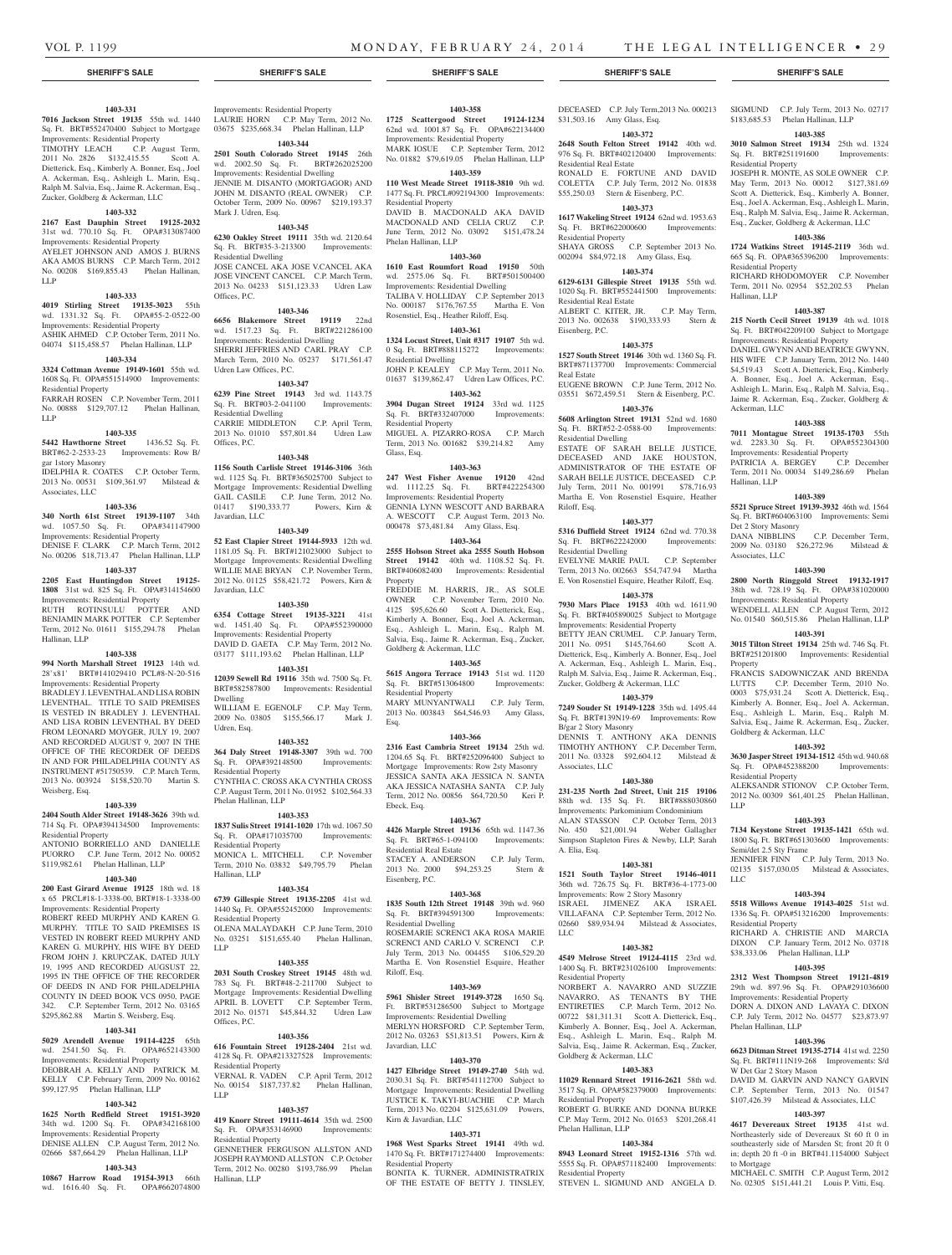**1403-331**

**7016 Jackson Street 19135** 55th wd. 1440 Sq. Ft. BRT#552470400 Subject to Mortgage Improvements: Residential Property
TIMOTHY LEACH C.P. August Term, 2011 No. 2826 $132,415.55 Scott A. Dietterick, Esq., Kimberly A. Bonner, Esq., Joel A. Ackerman, Esq., Ashleigh L. Marin, Esq., Ralph M. Salvia, Esq., Jaime R. Ackerman, Esq., Zucker, Goldberg & Ackerman, LLC

**1403-332**

**2167 East Dauphin Street 19125-2032** 31st wd. 770.10 Sq. Ft. OPA#313087400 Improvements: Residential Property
AYELET JOHNSON AND AMOS J. BURNS AKA AMOS BURNS C.P. March Term, 2012 No. 00208 $169,855.43 Phelan Hallinan, LLP

**1403-333**

**4019 Stirling Street 19135-3023** 55th wd. 1331.32 Sq. Ft. OPA#55-2-0522-00 Improvements: Residential Property
ASHIK AHMED C.P. October Term, 2011 No. 04074 $115,458.57 Phelan Hallinan, LLP

**1403-334**

**3324 Cottman Avenue 19149-1601** 55th wd. 1608 Sq. Ft. OPA#551514900 Improvements: Residential Property
FARRAH ROSEN C.P. November Term, 2011 No. 00888 $129,707.12 Phelan Hallinan, LLP

**1403-335**

**5442 Hawthorne Street** 1436.52 Sq. Ft. BRT#62-2-2533-23 Improvements: Row B/gar 1story Masonry
IDELPHIA R. COATES C.P. October Term, 2013 No. 00531 $109,361.97 Milstead & Associates, LLC

**1403-336**

**340 North 61st Street 19139-1107** 34th wd. 1057.50 Sq. Ft. OPA#341147900 Improvements: Residential Property
DENISE F. CLARK C.P. March Term, 2012 No. 00206 $18,713.47 Phelan Hallinan, LLP

**1403-337**

**2205 East Huntingdon Street 19125-1808** 31st wd. 825 Sq. Ft. OPA#314154600 Improvements: Residential Property
RUTH ROTINSULU POTTER AND BENJAMIN MARK POTTER C.P. September Term, 2012 No. 01611 $155,294.78 Phelan Hallinan, LLP

**1403-338**

**994 North Marshall Street 19123** 14th wd. 28'x81' BRT#141029410 PCL#8-N-20-516 Improvements: Residential Property
BRADLEY J. LEVENTHAL AND LISA ROBIN LEVENTHAL. TITLE TO SAID PREMISES IS VESTED IN BRADLEY J. LEVENTHAL AND LISA ROBIN LEVENTHAL BY DEED FROM LEONARD MOYGER, JULY 19, 2007 AND RECORDED AUGUST 9, 2007 IN THE OFFICE OF THE RECORDER OF DEEDS IN AND FOR PHILADELPHIA COUNTY AS INSTRUMENT #51750539. C.P. March Term, 2013 No. 003924 $158,520.70 Martin S. Weisberg, Esq.

**1403-339**

**2404 South Alder Street 19148-3626** 39th wd. 714 Sq. Ft. OPA#394134500 Improvements: Residential Property
ANTONIO BORRIELLO AND DANIELLE PUORRO C.P. June Term, 2012 No. 00052 $119,982.61 Phelan Hallinan, LLP

**1403-340**

**200 East Girard Avenue 19125** 18th wd. 18 x 65 PRCL#18-1-3338-00, BRT#18-1-3338-00 Improvements: Residential Property
ROBERT REED MURPHY AND KAREN G. MURPHY. TITLE TO SAID PREMISES IS VESTED IN ROBERT REED MURPHY AND KAREN G. MURPHY, HIS WIFE BY DEED FROM JOHN J. KRUPCZAK, DATED JULY 19, 1995 AND RECORDED AUGSUST 22, 1995 IN THE OFFICE OF THE RECORDER OF DEEDS IN AND FOR PHILADELPHIA COUNTY IN DEED BOOK VCS 0950, PAGE 342. C.P. September Term, 2012 No. 03165 $295,862.88 Martin S. Weisberg, Esq.

**1403-341**

**5029 Arendell Avenue 19114-4225** 65th wd. 2541.50 Sq. Ft. OPA#652143300 Improvements: Residential Property
DEOBRAH A. KELLY AND PATRICK M. KELLY C.P. February Term, 2009 No. 00162 $99,127.95 Phelan Hallinan, LLP

**1403-342**

**1625 North Redfield Street 19151-3920** 34th wd. 1200 Sq. Ft. OPA#342168100 Improvements: Residential Property
DENISE ALLEN C.P. August Term, 2012 No. 02666 $87,664.29 Phelan Hallinan, LLP

**1403-343**

**10867 Harrow Road 19154-3913** 66th wd. 1616.40 Sq. Ft. OPA#662074800 Improvements: Residential Property
LAURIE HORN C.P. May Term, 2012 No. 03675 $235,668.34 Phelan Hallinan, LLP

**1403-344**

**2501 South Colorado Street 19145** 26th wd. 2002.50 Sq. Ft. BRT#262025200 Improvements: Residential Dwelling
JENNIE M. DISANTO (MORTGAGOR) AND JOHN M. DISANTO (REAL OWNER) C.P. October Term, 2009 No. 00967 $219,193.37 Mark J. Udren, Esq.

**1403-345**

**6230 Oakley Street 19111** 35th wd. 2120.64 Sq. Ft. BRT#35-3-213300 Improvements: Residential Dwelling
JOSE CANCEL AKA JOSE V.CANCEL AKA JOSE VINCENT CANCEL C.P. March Term, 2013 No. 04233 $151,123.33 Udren Law Offices, P.C.

**1403-346**

**6656 Blakemore Street 19119** 22nd wd. 1517.23 Sq. Ft. BRT#221286100 Improvements: Residential Dwelling
SHERRI JEFFRIES AND CARL PRAY C.P. March Term, 2010 No. 05237 $171,561.47 Udren Law Offices, P.C.

**1403-347**

**6239 Pine Street 19143** 3rd wd. 1143.75 Sq. Ft. BRT#03-2-041100 Improvements: Residential Dwelling
CARRIE MIDDLETON C.P. April Term, 2013 No. 01010 $57,801.84 Udren Law Offices, P.C.

**1403-348**

**1156 South Carlisle Street 19146-3106** 36th wd. 1125 Sq. Ft. BRT#365025700 Subject to Mortgage Improvements: Residential Dwelling
GAIL CASILE C.P. June Term, 2012 No. 01417 $190,333.77 Powers, Kirn & Javardian, LLC

**1403-349**

**52 East Clapier Street 19144-5933** 12th wd. 1181.05 Sq. Ft. BRT#121023000 Subject to Mortgage Improvements: Residential Dwelling
WILLIE MAE BRYAN C.P. November Term, 2012 No. 01125 $58,421.72 Powers, Kirn & Javardian, LLC

**1403-350**

**6354 Cottage Street 19135-3221** 41st wd. 1451.40 Sq. Ft. OPA#552390000 Improvements: Residential Property
DAVID D. GAETA C.P. May Term, 2012 No. 03177 $111,193.62 Phelan Hallinan, LLP

**1403-351**

**12039 Sewell Rd 19116** 35th wd. 7500 Sq. Ft. BRT#582587800 Improvements: Residential Dwelling
WILLIAM E. EGENOLF C.P. May Term, 2009 No. 03805 $155,566.17 Mark J. Udren, Esq.

**1403-352**

**364 Daly Street 19148-3307** 39th wd. 700 Sq. Ft. OPA#392148500 Improvements: Residential Property
CYNTHIA C. CROSS AKA CYNTHIA CROSS C.P. August Term, 2011 No. 01952 $102,564.33 Phelan Hallinan, LLP

**1403-353**

**1837 Sulis Street 19141-1020** 17th wd. 1067.50 Sq. Ft. OPA#171035700 Improvements: Residential Property
MONICA L. MITCHELL C.P. November Term, 2010 No. 03832 $49,795.79 Phelan Hallinan, LLP

**1403-354**

**6739 Gillespie Street 19135-2205** 41st wd. 1440 Sq. Ft. OPA#552452000 Improvements: Residential Property
OLENA MALAYDAKH C.P. June Term, 2010 No. 03251 $151,655.40 Phelan Hallinan, LLP

**1403-355**

**2031 South Croskey Street 19145** 48th wd. 783 Sq. Ft. BRT#48-2-211700 Subject to Mortgage Improvements: Residential Dwelling
APRIL B. LOVETT C.P. September Term, 2012 No. 01571 $45,844.32 Udren Law Offices, P.C.

**1403-356**

**616 Fountain Street 19128-2404** 21st wd. 4128 Sq. Ft. OPA#213327528 Improvements: Residential Property
VERNAL R. VADEN C.P. April Term, 2012 No. 00154 $187,737.82 Phelan Hallinan, LLP

**1403-357**

**419 Knorr Street 19111-4614** 35th wd. 2500 Sq. Ft. OPA#353146900 Improvements: Residential Property
GENNETHER FERGUSON ALLSTON AND JOSEPH RAYMOND ALLSTON C.P. October Term, 2012 No. 00280 $193,786.99 Phelan Hallinan, LLP

**1403-358**

**1725 Scattergood Street 19124-1234** 62nd wd. 1001.87 Sq. Ft. OPA#622134400 Improvements: Residential Property
MARK IOSUE C.P. September Term, 2012 No. 01882 $79,619.05 Phelan Hallinan, LLP

**1403-359**

**110 West Meade Street 19118-3810** 9th wd. 1477 Sq. Ft. PRCL#092194300 Improvements: Residential Property
DAVID B. MACDONALD AKA DAVID MACDONALD AND CELIA CRUZ C.P. June Term, 2012 No. 03092 $151,478.24 Phelan Hallinan, LLP

**1403-360**

**1610 East Roumfort Road 19150** 50th wd. 2575.06 Sq. Ft. BRT#501500400 Improvements: Residential Dwelling
TALIBA V. HOLLIDAY C.P. September 2013 No. 000187 $176,767.55 Martha E. Von Rosenstiel, Esq., Heather Riloff, Esq.

**1403-361**

**1324 Locust Street, Unit #317 19107** 5th wd. 0 Sq. Ft. BRT#888115272 Improvements: Residential Dwelling
JOHN P. KEALEY C.P. May Term, 2011 No. 01637 $139,862.47 Udren Law Offices, P.C.

**1403-362**

**3904 Dugan Street 19124** 33rd wd. 1125 Sq. Ft. BRT#332407000 Improvements: Residential Property
MIGUEL A. PIZARRO-ROSA C.P. March Term, 2013 No. 001682 $39,214.82 Amy Glass, Esq.

**1403-363**

**247 West Fisher Avenue 19120** 42nd wd. 1112.25 Sq. Ft. BRT#422254300 Improvements: Residential Property
GENNIA LYNN WESCOTT AND BARBARA A. WESCOTT C.P. August Term, 2013 No. 000478 $73,481.84 Amy Glass, Esq.

**1403-364**

**2555 Hobson Street aka 2555 South Hobson Street 19142** 40th wd. 1108.52 Sq. Ft. BRT#406082400 Improvements: Residential Property
FREDDIE M. HARRIS, JR., AS SOLE OWNER C.P. November Term, 2010 No. 4125 $95,626.60 Scott A. Dietterick, Esq., Kimberly A. Bonner, Esq., Joel A. Ackerman, Esq., Ashleigh L. Marin, Esq., Ralph M. Salvia, Esq., Jaime R. Ackerman, Esq., Zucker, Goldberg & Ackerman, LLC

**1403-365**

**5615 Angora Terrace 19143** 51st wd. 1120 Sq. Ft. BRT#513064800 Improvements: Residential Property
MARY MUNYANTWALI C.P. July Term, 2013 No. 003843 $64,546.93 Amy Glass, Esq.

**1403-366**

**2316 East Cambria Street 19134** 25th wd. 1204.65 Sq. Ft. BRT#252096400 Subject to Mortgage Improvements: Row 2sty Masonry
JESSICA SANTA AKA JESSICA N. SANTA AKA JESSICA NATASHA SANTA C.P. July Term, 2012 No. 00856 $64,720.50 Keri P. Ebeck, Esq.

**1403-367**

**4426 Marple Street 19136** 65th wd. 1147.36 Sq. Ft. BRT#65-1-094100 Improvements: Residential Real Estate
STACEY A. ANDERSON C.P. July Term, 2013 No. 2000 $94,253.25 Stern & Eisenberg, P.C.

**1403-368**

**1835 South 12th Street 19148** 39th wd. 960 Sq. Ft. BRT#394591300 Improvements: Residential Dwelling
ROSEMARIE SCRENCI AKA ROSA MARIE SCRENCI AND CARLO V. SCRENCI C.P. July Term, 2013 No. 004455 $106,529.20 Martha E. Von Rosenstiel Esquire, Heather Riloff, Esq.

**1403-369**

**5961 Shisler Street 19149-3728** 1650 Sq. Ft. BRT#531286500 Subject to Mortgage Improvements: Residential Dwelling
MERLYN HORSFORD C.P. September Term, 2012 No. 03263 $51,813.51 Powers, Kirn & Javardian, LLC

**1403-370**

**1427 Elbridge Street 19149-2740** 54th wd. 2030.31 Sq. Ft. BRT#541112700 Subject to Mortgage Improvements: Residential Dwelling
JUSTICE K. TAKYI-BUACHIE C.P. March Term, 2013 No. 02204 $125,631.09 Powers, Kirn & Javardian, LLC

**1403-371**

**1968 West Sparks Street 19141** 49th wd. 1470 Sq. Ft. BRT#171274400 Improvements: Residential Property
BONITA K. TURNER, ADMINISTRATRIX OF THE ESTATE OF BETTY J. TINSLEY, DECEASED C.P. July Term,2013 No. 000213 $31,503.16 Amy Glass, Esq.

**1403-372**

**2648 South Felton Street 19142** 40th wd. 976 Sq. Ft. BRT#402120400 Improvements: Residential Real Estate
RONALD E. FORTUNE AND DAVID COLETTA C.P. July Term, 2012 No. 01838 $55,250.03 Stern & Eisenberg, P.C.

**1403-373**

**1617 Wakeling Street 19124** 62nd wd. 1953.63 Sq. Ft. BRT#622000600 Improvements: Residential Property
SHAYA GROSS C.P. September 2013 No. 002094 $84,972.18 Amy Glass, Esq.

**1403-374**

**6129-6131 Gillespie Street 19135** 55th wd. 1020 Sq. Ft. BRT#552441500 Improvements: Residential Real Estate
ALBERT C. KITER, JR. C.P. May Term, 2013 No. 002638 $190,333.93 Stern & Eisenberg, P.C.

**1403-375**

**1527 South Street 19146** 30th wd. 1360 Sq. Ft. BRT#871137700 Improvements: Commercial Real Estate
EUGENE BROWN C.P. June Term, 2012 No. 03551 $672,459.51 Stern & Eisenberg, P.C.

**1403-376**

**5608 Arlington Street 19131** 52nd wd. 1680 Sq. Ft. BRT#52-2-0588-00 Improvements: Residential Dwelling
ESTATE OF SARAH BELLE JUSTICE, DECEASED AND JAKE HOUSTON, ADMINISTRATOR OF THE ESTATE OF SARAH BELLE JUSTICE, DECEASED C.P. July Term, 2011 No. 001991 $78,716.93 Martha E. Von Rosenstiel Esquire, Heather Riloff, Esq.

**1403-377**

**5316 Duffield Street 19124** 62nd wd. 770.38 Sq. Ft. BRT#622242000 Improvements: Residential Dwelling
EVELYNE MARIE PAUL C.P. September Term, 2013 No. 002663 $54,747.94 Martha E. Von Rosenstiel Esquire, Heather Riloff, Esq.

**1403-378**

**7930 Mars Place 19153** 40th wd. 1611.90 Sq. Ft. BRT#405890025 Subject to Mortgage Improvements: Residential Property
BETTY JEAN CRUMEL C.P. January Term, 2011 No. 0951 $145,764.60 Scott A. Dietterick, Esq., Kimberly A. Bonner, Esq., Joel A. Ackerman, Esq., Ashleigh L. Marin, Esq., Ralph M. Salvia, Esq., Jaime R. Ackerman, Esq., Zucker, Goldberg & Ackerman, LLC

**1403-379**

**7249 Souder St 19149-1228** 35th wd. 1495.44 Sq. Ft. BRT#139N19-69 Improvements: Row B/gar 2 Story Masonry
DENNIS T. ANTHONY AKA DENNIS TIMOTHY ANTHONY C.P. December Term, 2011 No. 03328 $92,604.12 Milstead & Associates, LLC

**1403-380**

**231-235 North 2nd Street, Unit 215 19106** 88th wd. 135 Sq. Ft. BRT#888030860 Improvements: Parkominium Condominium
ALAN STASSON C.P. October Term, 2013 No. 450 $21,001.94 Weber Gallagher Simpson Stapleton Fires & Newby, LLP, Sarah A. Elia, Esq.

**1403-381**

**1521 South Taylor Street 19146-4011** 36th wd. 726.75 Sq. Ft. BRT#36-4-1773-00 Improvements: Row 2 Story Masonry
ISRAEL JIMENEZ AKA ISRAEL VILLAFANA C.P. September Term, 2012 No. 02660 $89,934.94 Milstead & Associates, LLC

**1403-382**

**4549 Melrose Street 19124-4115** 23rd wd. 1400 Sq. Ft. BRT#231026100 Improvements: Residential Property
NORBERT A. NAVARRO AND SUZZIE NAVARRO, AS TENANTS BY THE ENTIRETIES C.P. March Term, 2012 No. 00722 $81,311.31 Scott A. Dietterick, Esq., Kimberly A. Bonner, Esq., Joel A. Ackerman, Esq., Ashleigh L. Marin, Esq., Ralph M. Salvia, Esq., Jaime R. Ackerman, Esq., Zucker, Goldberg & Ackerman, LLC

**1403-383**

**11029 Rennard Street 19116-2621** 58th wd. 3517 Sq. Ft. OPA#582379000 Improvements: Residential Property
ROBERT G. BURKE AND DONNA BURKE C.P. May Term, 2012 No. 01653 $201,268.41 Phelan Hallinan, LLP

**1403-384**

**8943 Leonard Street 19152-1316** 57th wd. 5555 Sq. Ft. OPA#571182400 Improvements: Residential Property
STEVEN L. SIGMUND AND ANGELA D. SIGMUND C.P. July Term, 2013 No. 02717 $183,685.53 Phelan Hallinan, LLP

**1403-385**

**3010 Salmon Street 19134** 25th wd. 1324 Sq. Ft. BRT#251191600 Improvements: Residential Property
JOSEPH R. MONTE, AS SOLE OWNER C.P. May Term, 2013 No. 00012 $127,381.69 Scott A. Dietterick, Esq., Kimberly A. Bonner, Esq., Joel A. Ackerman, Esq., Ashleigh L. Marin, Esq., Ralph M. Salvia, Esq., Jaime R. Ackerman, Esq., Zucker, Goldberg & Ackerman, LLC

**1403-386**

**1724 Watkins Street 19145-2119** 36th wd. 665 Sq. Ft. OPA#365396200 Improvements: Residential Property
RICHARD RHODOMOYER C.P. November Term, 2011 No. 02954 $52,202.53 Phelan Hallinan, LLP

**1403-387**

**215 North Cecil Street 19139** 4th wd. 1018 Sq. Ft. BRT#042209100 Subject to Mortgage Improvements: Residential Property
DANIEL GWYNN AND BEATRICE GWYNN, HIS WIFE C.P. January Term, 2012 No. 1440 $4,519.43 Scott A. Dietterick, Esq., Kimberly A. Bonner, Esq., Joel A. Ackerman, Esq., Ashleigh L. Marin, Esq., Ralph M. Salvia, Esq., Jaime R. Ackerman, Esq., Zucker, Goldberg & Ackerman, LLC

**1403-388**

**7011 Montague Street 19135-1703** 55th wd. 2283.30 Sq. Ft. OPA#552304300 Improvements: Residential Property
PATRICIA A. BERGEY C.P. December Term, 2011 No. 00034 $149,286.69 Phelan Hallinan, LLP

**1403-389**

**5521 Spruce Street 19139-3932** 46th wd. 1564 Sq. Ft. BRT#604063100 Improvements: Semi Det 2 Story Masonry
DANA NIBBLINS C.P. December Term, 2009 No. 03180 $26,272.96 Milstead & Associates, LLC

**1403-390**

**2800 North Ringgold Street 19132-1917** 38th wd. 728.19 Sq. Ft. OPA#381020000 Improvements: Residential Property
WENDELL ALLEN C.P. August Term, 2012 No. 01540 $60,515.86 Phelan Hallinan, LLP

**1403-391**

**3015 Tilton Street 19134** 25th wd. 746 Sq. Ft. BRT#251201800 Improvements: Residential Property
FRANCIS SADOWNICZAK AND BRENDA LUTTS C.P. December Term, 2010 No. 0003 $75,931.24 Scott A. Dietterick, Esq., Kimberly A. Bonner, Esq., Joel A. Ackerman, Esq., Ashleigh L. Marin, Esq., Ralph M. Salvia, Esq., Jaime R. Ackerman, Esq., Zucker, Goldberg & Ackerman, LLC

**1403-392**

**3630 Jasper Street 19134-1512** 45th wd. 940.68 Sq. Ft. OPA#452388200 Improvements: Residential Property
ALEKSANDR STIONOV C.P. October Term, 2012 No. 00309 $61,401.25 Phelan Hallinan, LLP

**1403-393**

**7134 Keystone Street 19135-1421** 65th wd. 1800 Sq. Ft. BRT#651303600 Improvements: Semi/det 2.5 Sty Frame
JENNIFER FINN C.P. July Term, 2013 No. 02135 $157,030.05 Milstead & Associates, LLC

**1403-394**

**5518 Willows Avenue 19143-4025** 51st wd. 1336 Sq. Ft. OPA#513216200 Improvements: Residential Property
RICHARD A. CHRISTIE AND MARCIA DIXON C.P. January Term, 2012 No. 03718 $38,333.06 Phelan Hallinan, LLP

**1403-395**

**2312 West Thompson Street 19121-4819** 29th wd. 897.96 Sq. Ft. OPA#291036600 Improvements: Residential Property
DORN A. DIXON AND LAVAYA C. DIXON C.P. July Term, 2012 No. 04577 $23,873.97 Phelan Hallinan, LLP

**1403-396**

**6623 Ditman Street 19135-2714** 41st wd. 2250 Sq. Ft. BRT#111N19-268 Improvements: S/d W Det Gar 2 Story Mason
DAVID M. GARVIN AND NANCY GARVIN C.P. September Term, 2013 No. 01547 $107,426.39 Milstead & Associates, LLC

**1403-397**

**4617 Devereaux Street 19135** 41st wd. Northeasterly side of Devereaux St 60 ft 0 in southeasterly side of Marsden St; front 20 ft 0 in; depth 20 ft -0 in BRT#41.1154000 Subject to Mortgage
MICHAEL C. SMITH C.P. August Term, 2012 No. 02305 $151,441.21 Louis P. Vitti, Esq.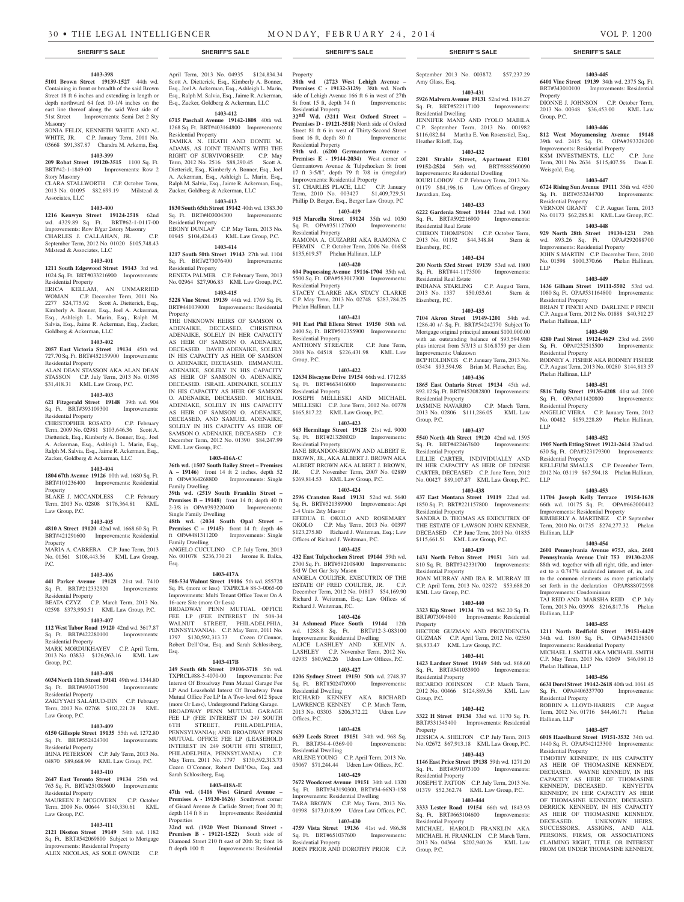**SHERIFF'S SALE**

**1403-398**

**5101 Brown Street 19139-1527** 44th wd. Containing in front or breadth of the said Brown Street 18 ft 6 inches and extending in length or depth northward 64 feet 10-1/4 inches on the east line thereof along the said West side of 51st Street Improvements: Semi Det 2 Sty Masonry

SONIA FELIX, KENNETH WHITE AND AL WHITE, JR. C.P. January Term, 2011 No. 03668 $91,387.87 Chandra M. Arkema, Esq.

**1403-399**

**209 Robat Street 19120-3515** 1100 Sq. Ft. BRT#42-1-1849-00 Improvements: Row 2 Story Masonry

CLARA STALLWORTH C.P. October Term, 2013 No. 01095 $82,699.19 Milstead & Associates, LLC

**1403-400**

**1216 Kenwyn Street 19124-2518** 62nd wd. 4329.89 Sq. Ft. BRT#62-1-0117-00 Improvements: Row B/gar 2story Masonry

CHARLES J. CALLAHAN, JR. C.P. September Term, 2012 No. 01020 $105,748.43 Milstead & Associates, LLC

**1403-401**

**1211 South Edgewood Street 19143** 3rd wd. 1024 Sq. Ft. BRT#033216900 Improvements: Residential Property

ERICA KELLAM, AN UNMARRIED WOMAN C.P. December Term, 2011 No. 2277 $24,775.92 Scott A. Dietterick, Esq., Kimberly A. Bonner, Esq., Joel A. Ackerman, Esq., Ashleigh L. Marin, Esq., Ralph M. Salvia, Esq., Jaime R. Ackerman, Esq., Zucker, Goldberg & Ackerman, LLC

**1403-402**

**2057 East Victoria Street 19134** 45th wd. 727.70 Sq. Ft. BRT#452159900 Improvements: Residential Property

ALAN DEAN STASSON AKA ALAN DEAN STASSON C.P. July Term, 2013 No. 01395 $31,418.31 KML Law Group, P.C.

**1403-403**

**621 Fitzgerald Street 19148** 39th wd. 904 Sq. Ft. BRT#393109300 Improvements: Residential Property

CHRISTOPHER ROSATO C.P. February Term, 2009 No. 02981 $103,646.36 Scott A. Dietterick, Esq., Kimberly A. Bonner, Esq., Joel A. Ackerman, Esq., Ashleigh L. Marin, Esq., Ralph M. Salvia, Esq., Jaime R. Ackerman, Esq., Zucker, Goldberg & Ackerman, LLC

**1403-404**

**1804 67th Avenue 19126** 10th wd. 1680 Sq. Ft. BRT#101236400 Improvements: Residential Property

BLAKE J. MCCANDLESS C.P. February Term, 2013 No. 02808 $176,364.81 KML Law Group, P.C.

**1403-405**

**4810 A Street 19120** 42nd wd. 1668.60 Sq. Ft. BRT#421291600 Improvements: Residential Property

MARIA A. CABRERA C.P. June Term, 2013 No. 01561 $108,443.56 KML Law Group, P.C.

**1403-406**

**441 Parker Avenue 19128** 21st wd. 7410 Sq. Ft. BRT#212332920 Improvements: Residential Property

BEATA CZYZ C.P. March Term, 2013 No. 02598 $373,950.51 KML Law Group, P.C.

**1403-407**

**112 West Tabor Road 19120** 42nd wd. 3617.87 Sq. Ft. BRT#422280100 Improvements: Residential Property

MARK MORDUKHAYEV C.P. April Term, 2013 No. 03833 $126,963.16 KML Law Group, P.C.

**1403-408**

**6034 North 11th Street 19141** 49th wd. 1344.80 Sq. Ft. BRT#493077500 Improvements: Residential Property

ZAKIYYAH SALAHUD-DIN C.P. February Term, 2013 No. 02768 $102,221.28 KML Law Group, P.C.

**1403-409**

**6150 Gillespie Street 19135** 55th wd. 1272.80 Sq. Ft. BRT#552424700 Improvements: Residential Property

IRINA PETERSON C.P. July Term, 2013 No. 04870 $89,668.99 KML Law Group, P.C.

**1403-410**

**2647 East Toronto Street 19134** 25th wd. 763 Sq. Ft. BRT#251085600 Improvements: Residential Property

MAUREEN P. MCGOVERN C.P. October Term, 2009 No. 00644 $140,330.61 KML Law Group, P.C.

**1403-411**

**2121 Disston Street 19149** 54th wd. 1182 Sq. Ft. BRT#542069800 Subject to Mortgage Improvements: Residential Property

ALEX NICOLAS, AS SOLE OWNER C.P. April Term, 2013 No. 04935 $124,834.34 Scott A. Dietterick, Esq., Kimberly A. Bonner, Esq., Joel A. Ackerman, Esq., Ashleigh L. Marin, Esq., Ralph M. Salvia, Esq., Jaime R. Ackerman, Esq., Zucker, Goldberg & Ackerman, LLC

**1403-412**

**6715 Paschall Avenue 19142-1808** 40th wd. 1268 Sq. Ft. BRT#403164800 Improvements: Residential Property

TAMIKA N. HEATH AND DONTE M. ADAMS, AS JOINT TENANTS WITH THE RIGHT OF SURVIVORSHIP. C.P. May Term, 2012 No. 2516 $88,290.45 Scott A. Dietterick, Esq., Kimberly A. Bonner, Esq., Joel A. Ackerman, Esq., Ashleigh L. Marin, Esq., Ralph M. Salvia, Esq., Jaime R. Ackerman, Esq., Zucker, Goldberg & Ackerman, LLC

**1403-413**

**1830 South 65th Street 19142** 40th wd. 1383.30 Sq. Ft. BRT#403004300 Improvements: Residential Property

EBONY DUNLAP C.P. May Term, 2013 No. 01945 $104,424.43 KML Law Group, P.C.

**1403-414**

**1217 South 50th Street 19143** 27th wd. 1104 Sq. Ft. BRT#273076400 Improvements: Residential Property

RENETA PALMER C.P. February Term, 2013 No. 02964 $27,906.83 KML Law Group, P.C.

**1403-415**

**5228 Vine Street 19139** 44th wd. 1769 Sq. Ft. BRT#441039000 Improvements: Residential Property

THE UNKNOWN HEIRS OF SAMSON O. ADENAIKE, DECEASED, CHRISTINA ADENAIKE, SOLELY IN HER CAPACITY AS HEIR OF SAMSON O. ADENAIKE, DECEASED. DAVID ADENAIKE, SOLELY IN HIS CAPACITY AS HEIR OF SAMSON O. ADENAIKE, DECEASED. EMMANUEL ADENAIKE, SOLELY IN HIS CAPACITY AS HEIR OF SAMSON O. ADENAIKE, DECEASED. ISRAEL ADENAIKE, SOLELY IN HIS CAPACITY AS HEIR OF SAMSON O. ADENAIKE, DECEASED. MICHAEL ADENAIKE, SOLELY IN HIS CAPACITY AS HEIR OF SAMSON O. ADENAIKE, DECEASED. AND SAMUEL ADENAIKE, SOLELY IN HIS CAPACITY AS HEIR OF SAMSON O. ADENAIKE, DECEASED C.P. December Term, 2012 No. 01390 $84,247.99 KML Law Group, P.C.

**1403-416A-C**

**36th wd. (1507 South Bailey Street – Premises A – 19146)** front 14 ft 2 inches, depth 52 ft OPA#364268800 Improvements: Single Family Dwelling

**39th wd. (2519 South Franklin Street – Premises B – 19148)** front 14 ft; depth 40 ft 2-3/8 in OPA#393220400 Improvements: Single Family Dwelling

**48th wd. (2034 South Opal Street – Premises C – 19145)** front 14 ft; depth 46 ft OPA#481311200 Improvements: Single Family Dwelling

ANGELO CUCULINO C.P. July Term, 2013 No. 001078 $236,370.21 Jerome R. Balka, Esq.

**1403-417A**

**508-534 Walnut Street 19106** 5th wd. 855728 Sq. Ft. (more or less) TXPRCL# 88-3-0065-00 Improvements: Multi Tenant Office Tower On A 16-acre Site (more Or Less)

BROADWAY PENN MUTUAL OFFICE FEE LP (FEE INTEREST IN 508-34 WALNUT STREET, PHILADELPHIA, PENNSYLVANIA). C.P. May Term, 2011 No. 1797 $130,592,313.73 Cozen O'Connor, Robert Dell'Osa, Esq. and Sarah Schlossberg, Esq.

**1403-417B**

**249 South 6th Street 19106-3718** 5th wd. TXPRCL#88-3-4070-00 Improvements: Fee Interest Of Broadway Penn Mutual Garage Fee LP And Leasehold Interest Of Broadway Penn Mutual Office Fee LP In A Two-level 612 Space (more Or Less), Underground Parking Garage.

BROADWAY PENN MUTUAL GARAGE FEE LP (FEE INTEREST IN 249 SOUTH 6TH STREET, PHILADELPHIA, PENNSYLVANIA); AND BROADWAY PENN MUTUAL OFFICE FEE LP (LEASEHOLD INTEREST IN 249 SOUTH 6TH STREET, PHILADELPHIA, PENNSYLVANIA) C.P. May Term, 2011 No. 1797 $130,592,313.73 Cozen O'Connor, Robert Dell'Osa, Esq. and Sarah Schlossberg, Esq.

**1403-418A-E**

**47th wd. (1416 West Girard Avenue – Premises A - 19130-1626)** Southwest corner of Girard Avenue & Carlisle Street; front 20 ft; depth 114 ft 8 in Improvements: Residential Properties

**32nd wd. (1920 West Diamond Street - Premises B - 19121-1522)** South side of Diamond Street 210 ft east of 20th St; front 16 ft depth 100 ft Improvements: Residential Property

**38th wd (2723 West Lehigh Avenue – Premises C - 19132-3129)** 38th wd. North side of Lehigh Avenue 166 ft 6 in west of 27th St front 15 ft, depth 74 ft Improvements: Residential Property

**32nd Wd. (3211 West Oxford Street – Premises D - 19121-3518)** North side of Oxford Street 81 ft 6 in west of Thirty-Second Street front 16 ft, depth 80 ft Improvements: Residential Property

**59th wd. (6200 Germantown Avenue - Premises E - 19144-2034)** West corner of Germantown Avenue & Tulpehocken St front 17 ft 3-5/8", depth 79 ft 7/8 in (irregular) Improvements: Residential Property

ST. CHARLES PLACE, LLC C.P. January Term, 2010 No. 003427 $1,409,729.51 Phillip D. Berger, Esq., Berger Law Group, PC

**1403-419**

**915 Marcella Street 19124** 35th wd. 1050 Sq. Ft. OPA#351127600 Improvements: Residential Property

RAMONA A. GUIZARRI AKA RAMONA C FERMIN C.P. October Term, 2006 No. 01658 $135,619.57 Phelan Hallinan, LLP

**1403-420**

**604 Poquessing Avenue 19116-1704** 35th wd. 5500 Sq. Ft. OPA#583017300 Improvements: Residential Property

STACEY CLARKE AKA STACY CLARKE C.P. May Term, 2013 No. 02748 $283,784.25 Phelan Hallinan, LLP

**1403-421**

**901 East Phil Ellena Street 19150** 50th wd. 2400 Sq. Ft. BRT#502355900 Improvements: Residential Property

ANTHONY STREATER C.P. June Term, 2008 No. 04518 $226,431.98 KML Law Group, P.C.

**1403-422**

**12634 Biscayne Drive 19154** 66th wd. 1712.85 Sq. Ft. BRT#663416000 Improvements: Residential Property

JOSEPH MELLESKI AND MICHAEL MELLESKI C.P. June Term, 2012 No. 00778 $165,817.22 KML Law Group, P.C.

**1403-423**

**663 Hermitage Street 19128** 21st wd. 9000 Sq. Ft. BRT#213288020 Improvements: Residential Property

JANE BRANDON-BROWN AND ALBERT E. BROWN, JR., AKA ALBERT J. BROWN AKA ALBERT BROWN AKA ALBERT J. BROWN, JR. C.P. November Term, 2007 No. 02889 $269,814.53 KML Law Group, P.C.

**1403-424**

**2596 Cranston Road 19131** 52nd wd. 5640 Sq. Ft. BRT#521389900 Improvements: Apt 2-4 Units 2sty Masonr

EFEDUA E. OKOLO AND ROSEMARY OKOLO C.P. May Term, 2013 No. 00397 $123,275.80 Richard J. Weitzman, Esq.; Law Offices of Richard J. Weitzman, P.C.

**1403-425**

**432 East Tulpehocken Street 19144** 59th wd. 2700 Sq. Ft. BRT#592108400 Improvements: S/d W Det Gar 3sty Mason

ANGELA COULTER, EXECUTRIX OF THE ESTATE OF FRED COULTER, JR. C.P. December Term, 2012 No. 01817 $54,169.90 Richard J. Weitzman, Esq.; Law Offices of Richard J. Weitzman, P.C.

**1403-426**

**34 Ashmead Place South 19144** 12th wd. 1288.8 Sq. Ft. BRT#12-3-083100 Improvements: Residential Dwelling

ALICE LASHLEY AND KELVIN A. LASHLEY C.P. November Term, 2012 No. 02933 $80,962.26 Udren Law Offices, P.C.

**1403-427**

**1206 Sydney Street 19150** 50th wd. 2748.37 Sq. Ft. BRT#502470900 Improvements: Residential Dwelling

RICHARD KENNEY AKA RICHARD LAWRENCE KENNEY C.P. March Term, 2013 No. 03303 $206,372.22 Udren Law Offices, P.C.

**1403-428**

**6639 Leeds Street 19151** 34th wd. 968 Sq. Ft. BRT#34-4-0369-00 Improvements: Residential Dwelling

ARLENE YOUNG C.P. April Term, 2013 No. 05067 $71,244.44 Udren Law Offices, P.C.

**1403-429**

**7672 Woodcrest Avenue 19151** 34th wd. 1320 Sq. Ft. BRT#343190300, BRT#34-66N3-158 Improvements: Residential Dwelling

TARA BROWN C.P. May Term, 2013 No. 01998 $173,018.99 Udren Law Offices, P.C.

**1403-430**

**4759 Vista Street 19136** 41st wd. 986.58 Sq. Ft. BRT#651037600 Improvements: Residential Property

JOHN PRIOR AND DOROTHY PRIOR C.P. September 2013 No. 003872 $57,237.29 Amy Glass, Esq.

**1403-431**

**5926 Malvern Avenue 19131** 52nd wd. 1816.27 Sq. Ft. BRT#522117100 Improvements: Residential Dwelling

JENNIFER MAND AND IYOLO MABILA C.P. September Term, 2013 No. 001982 $116,082.84 Martha E. Von Rosenstiel, Esq., Heather Riloff, Esq.

**1403-432**

**2201 Strahle Street, Apartment E101 19152-2524** 56th wd. BRT#888560090 Improvements: Residential Dwelling

IOURI LOBOV C.P. February Term, 2013 No. 01179 $84,196.16 Law Offices of Gregory Javardian, Esq.

**1403-433**

**6222 Gardenia Street 19144** 22nd wd. 1360 Sq. Ft. BRT#592216900 Improvements: Residential Real Estate

CHIRON THOMPSON C.P. October Term, 2013 No. 01192 $44,348.84 Stern & Eisenberg, P.C.

**1403-434**

**200 North 53rd Street 19139** 53rd wd. 1800 Sq. Ft. BRT#44-1173500 Improvements: Residential Real Estate

INDIANA STARLING C.P. August Term, 2013 No. 1337 $50,053.61 Stern & Eisenberg, P.C.

**1403-435**

**7104 Akron Street 19149-1201** 54th wd. 1286.40 +/- Sq. Ft. BRT#54242770 Subject To Mortgage original principal amount $100,000.00 with an outstanding balance of $93,594.980 plus interest from 5/3/13 at $16.8759 per diem Improvements: Unknown

BCP HOLDINGS C.P. January Term, 2013 No. 03434 $93,594.98 Brian M. Fleischer, Esq.

**1403-436**

**1865 East Ontario Street 19134** 45th wd. 892.12 Sq. Ft. BRT#452082800 Improvements: Residential Property

JASMINE NAVARRO C.P. March Term, 2013 No. 02806 $111,286.05 KML Law Group, P.C.

**1403-437**

**5540 North 4th Street 19120** 42nd wd. 1595 Sq. Ft. BRT#422467600 Improvements: Residential Property

LILLIE CARTER, INDIVIDUALLY AND IN HER CAPACITY AS HEIR OF DENISE CARTER, DECEASED C.P. June Term, 2012 No. 00427 $89,107.87 KML Law Group, P.C.

**1403-438**

**437 East Montana Street 19119** 22nd wd. 1850 Sq. Ft. BRT#221157800 Improvements: Residential Property

SANDRA D. THOMAS AS EXECUTRIX OF THE ESTATE OF LAWSON JOHN KENNER, DECEASED C.P. June Term, 2013 No. 01835 $115,661.51 KML Law Group, P.C.

**1403-439**

**1431 North Felton Street 19151** 34th wd. 810 Sq. Ft. BRT#342331700 Improvements: Residential Property

JOAN MURRAY AND IRA R. MURRAY III C.P. April Term, 2013 No. 02872 $53,688.20 KML Law Group, P.C.

**1403-440**

**3323 Kip Street 19134** 7th wd. 862.20 Sq. Ft. BRT#073094600 Improvements: Residential Property

HECTOR GUZMAN AND PROVIDENCIA GUZMAN C.P. April Term, 2012 No. 02550 $8,833.47 KML Law Group, P.C.

**1403-441**

**1423 Lardner Street 19149** 54th wd. 868.60 Sq. Ft. BRT#541033900 Improvements: Residential Property

RICARDO JOHNSON C.P. March Term, 2012 No. 00466 $124,889.56 KML Law Group, P.C.

**1403-442**

**3322 H Street 19134** 33rd wd. 1170 Sq. Ft. BRT#331345400 Improvements: Residential Property

JESSICA A. SHELTON C.P. July Term, 2013 No. 02672 $67,913.18 KML Law Group, P.C.

**1403-443**

**1146 East Price Street 19138** 59th wd. 1271.20 Sq. Ft. BRT#591073100 Improvements: Residential Property

JOSEPH T. PATTON C.P. July Term, 2013 No. 01379 $52,362.74 KML Law Group, P.C.

**1403-444**

**3333 Lester Road 19154** 66th wd. 1843.93 Sq. Ft. BRT#663104600 Improvements: Residential Property

MICHAEL HAROLD FRANKLIN AKA MICHAEL H. FRANKLIN C.P. March Term, 2013 No. 04364 $202,940.26 KML Law Group, P.C.

**1403-445**

**6401 Vine Street 19139** 34th wd. 2375 Sq. Ft. BRT#343010100 Improvements: Residential Property

DIONNE J. JOHNSON C.P. October Term, 2013 No. 00348 $36,453.00 KML Law Group, P.C.

**1403-446**

**812 West Moyamensing Avenue 19148** 39th wd. 2415 Sq. Ft. OPA#393326200 Improvements: Residential Property

KSM INVESTMENTS, LLC C.P. June Term, 2011 No. 2634 $115,407.56 Dean E. Weisgold, Esq.

**1403-447**

**6724 Rising Sun Avenue 19111** 35th wd. 4550 Sq. Ft. BRT#353244700 Improvements: Residential Property

VERNON GRANT C.P. August Term, 2013 No. 01173 $62,285.81 KML Law Group, P.C.

**1403-448**

**929 North 28th Street 19130-1231** 29th wd. 893.26 Sq. Ft. OPA#292088700 Improvements: Residential Property

JOHN S MARTIN C.P. December Term, 2010 No. 01598 $100,370.66 Phelan Hallinan, LLP

**1403-449**

**1436 Gilham Street 19111-5502** 53rd wd. 1080 Sq. Ft. OPA#531164800 Improvements: Residential Property

BRIAN T FINCH AND DARLENE P FINCH C.P. August Term, 2012 No. 01888 $40,312.27 Phelan Hallinan, LLP

**1403-450**

**4280 Paul Street 19124-4629** 23rd wd. 2990 Sq. Ft. OPA#232515500 Improvements: Residential Property

RODNEY A. FISHER AKA RODNEY FISHER C.P. August Term, 2013 No. 00280 $144,813.57 Phelan Hallinan, LLP

**1403-451**

**5816 Tulip Street 19135-4208** 41st wd. 2000 Sq. Ft. OPA#411420800 Improvements: Residential Property

ANGELIC VIERA C.P. January Term, 2012 No. 00482 $159,228.89 Phelan Hallinan, LLP

**1403-452**

**1905 North Etting Street 19121-2614** 32nd wd. 630 Sq. Ft. OPA#323179300 Improvements: Residential Property

KELLEUM SMALLS C.P. December Term, 2012 No. 03119 $67,594.18 Phelan Hallinan, LLP

**1403-453**

**11704 Joseph Kelly Terrace 19154-1638** 66th wd. 10175 Sq. Ft. OPA#662000412 Improvements: Residential Property

KIMBERLY A. MARTINEZ C.P. September Term, 2010 No. 01735 $274,277.32 Phelan Hallinan, LLP

**1403-454**

**2601 Pennsylvania Avenue #753, aka, 2601 Pennsylvania Avenue Unit 753 19130-2335** 88th wd. together with all right, title, and interest to a 0.747% undivided interest of, in, and to the common elements as more particularly set forth in the declaration OPA#888072998 Improvements: Condominium

TAJ REID AND MARSHA REID C.P. July Term, 2013 No. 03998 $216,817.76 Phelan Hallinan, LLP

**1403-455**

**1211 North Redfield Street 19151-4429** 34th wd. 1800 Sq. Ft. OPA#342158500 Improvements: Residential Property

MICHAEL J. SMITH AKA MICHAEL SMITH C.P. May Term, 2013 No. 02609 $46,080.15 Phelan Hallinan, LLP

**1403-456**

**6631 Dorel Street 19142-2618** 40th wd. 1061.45 Sq. Ft. OPA#406337700 Improvements: Residential Property

ROBBIN A. LLOYD-HARRIS C.P. August Term, 2012 No. 01716 $44,461.71 Phelan Hallinan, LLP

**1403-457**

**6018 Hazelhurst Street 19151-3532** 34th wd. 1440 Sq. Ft. OPA#342123300 Improvements: Residential Property

TIMOTHY KENNEDY, IN HIS CAPACITY AS HEIR OF THOMASINE KENNEDY, DECEASED. WAYNE KENNEDY, IN HIS CAPACITY AS HEIR OF THOMASINE KENNEDY, DECEASED. KENYETTA KENNEDY, IN HER CAPACITY AS HEIR OF THOMASINE KENNEDY, DECEASED. DERRICK KENNEDY, IN HIS CAPACITY AS HEIR OF THOMASINE KENNEDY, DECEASED. UNKNOWN HEIRS, SUCCESSORS, ASSIGNS, AND ALL PERSONS, FIRMS, OR ASSOCIATIONS CLAIMING RIGHT, TITLE, OR INTEREST FROM OR UNDER THOMASINE KENNEDY,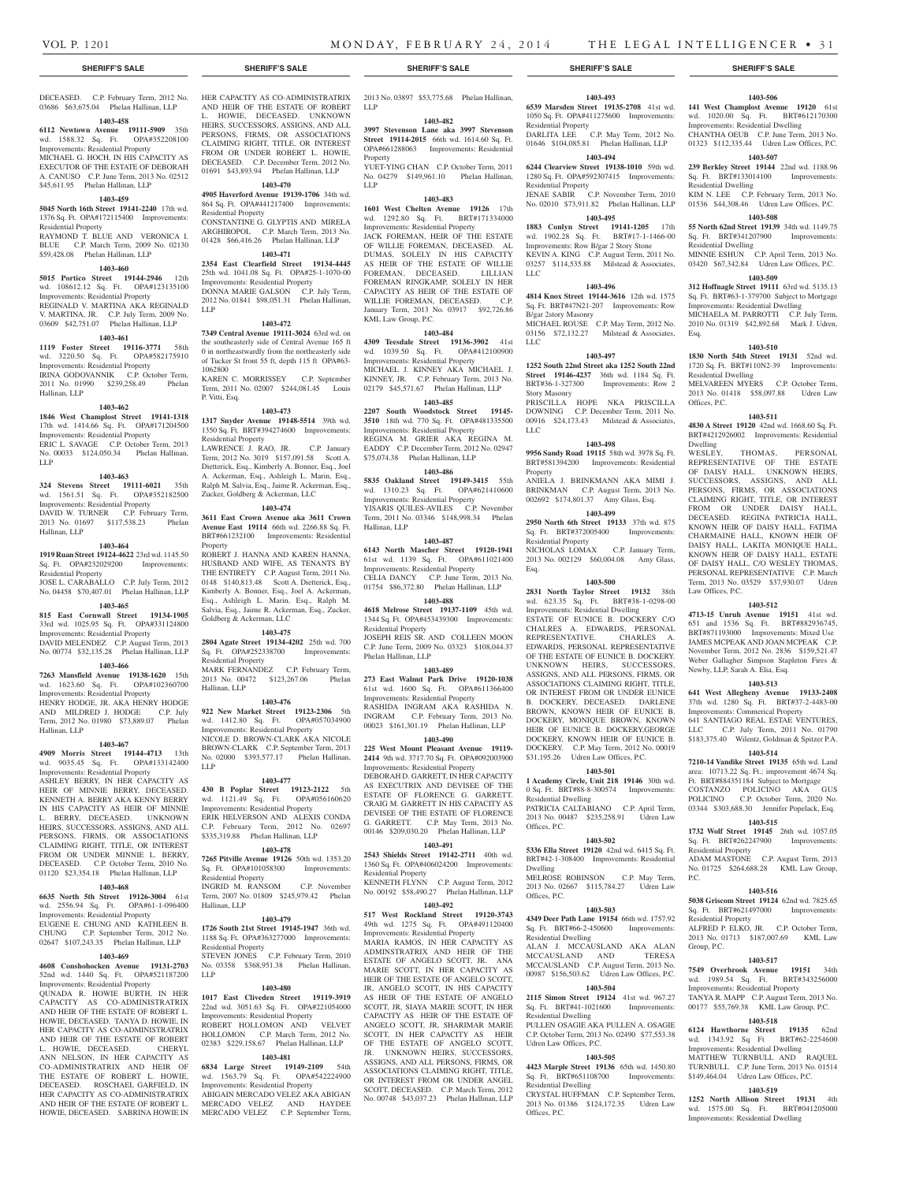DECEASED. C.P. February Term, 2012 No. 03686 $63,675.04 Phelan Hallinan, LLP

**1403-458**

**6112 Newtown Avenue 19111-5909** 35th wd. 1588.32 Sq. Ft. OPA#352208100 Improvements: Residential Property
MICHAEL G. HOCH, IN HIS CAPACITY AS EXECUTOR OF THE ESTATE OF DEBORAH A. CANUSO C.P. June Term, 2013 No. 02512 $45,611.95 Phelan Hallinan, LLP

**1403-459**

**5045 North 16th Street 19141-2240** 17th wd. 1376 Sq. Ft. OPA#172115400 Improvements: Residential Property
RAYMOND T. BLUE AND VERONICA I. BLUE C.P. March Term, 2009 No. 02130 $59,428.08 Phelan Hallinan, LLP

**1403-460**

**5015 Portico Street 19144-2946** 12th wd. 108612.12 Sq. Ft. OPA#123135100 Improvements: Residential Property
REGINALD V. MARTINA AKA REGINALD V. MARTINA, JR. C.P. July Term, 2009 No. 03609 $42,751.07 Phelan Hallinan, LLP

**1403-461**

**1119 Foster Street 19116-3771** 58th wd. 3220.50 Sq. Ft. OPA#582175910 Improvements: Residential Property
IRINA GODOVANNIK C.P. October Term, 2011 No. 01990 $239,258.49 Phelan Hallinan, LLP

**1403-462**

**1846 West Champlost Street 19141-1318** 17th wd. 1414.66 Sq. Ft. OPA#171204500 Improvements: Residential Property
ERIC L. SAVAGE C.P. October Term, 2013 No. 00033 $124,050.34 Phelan Hallinan, LLP

**1403-463**

**324 Stevens Street 19111-6021** 35th wd. 1561.51 Sq. Ft. OPA#352182500 Improvements: Residential Property
DAVID W. TURNER C.P. February Term, 2013 No. 01697 $117,538.23 Phelan Hallinan, LLP

**1403-464**

**1919 Ruan Street 19124-4622** 23rd wd. 1145.50 Sq. Ft. OPA#232029200 Improvements: Residential Property
JOSE L. CARABALLO C.P. July Term, 2012 No. 04458 $70,407.01 Phelan Hallinan, LLP

**1403-465**

**815 East Cornwall Street 19134-1905** 33rd wd. 1025.95 Sq. Ft. OPA#331124800 Improvements: Residential Property
DAVID MELENDEZ C.P. August Term, 2013 No. 00774 $32,135.28 Phelan Hallinan, LLP

**1403-466**

**7263 Mansfield Avenue 19138-1620** 15th wd. 1623.60 Sq. Ft. OPA#102360700 Improvements: Residential Property
HENRY HODGE, JR. AKA HENRY HODGE AND MILDRED J. HODGE C.P. July Term, 2012 No. 01980 $73,889.07 Phelan Hallinan, LLP

**1403-467**

**4909 Morris Street 19144-4713** 13th wd. 9035.45 Sq. Ft. OPA#133142400 Improvements: Residential Property
ASHLEY BERRY, IN HER CAPACITY AS HEIR OF MINNIE BERRY, DECEASED. KENNETH A. BERRY AKA KENNY BERRY IN HIS CAPACITY AS HEIR OF MINNIE L. BERRY, DECEASED. UNKNOWN HEIRS, SUCCESSORS, ASSIGNS, AND ALL PERSONS, FIRMS, OR ASSOCIATIONS CLAIMING RIGHT, TITLE, OR INTEREST FROM OR UNDER MINNIE L. BERRY, DECEASED. C.P. October Term, 2010 No. 01120 $23,354.18 Phelan Hallinan, LLP

**1403-468**

**6635 North 5th Street 19126-3004** 61st wd. 2556.94 Sq. Ft. OPA#61-1-096400 Improvements: Residential Property
EUGENE E. CHUNG AND KATHLEEN B. CHUNG C.P. September Term, 2012 No. 02647 $107,243.35 Phelan Hallinan, LLP

**1403-469**

**4608 Conshohocken Avenue 19131-2703** 52nd wd. 1440 Sq. Ft. OPA#521187200 Improvements: Residential Property
QUNADA R. HOWIE BURTH, IN HER CAPACITY AS CO-ADMINISTRATRIX AND HEIR OF THE ESTATE OF ROBERT L. HOWIE, DECEASED. TANYA D. HOWIE, IN HER CAPACITY AS CO-ADMINISTRATRIX AND HEIR OF THE ESTATE OF ROBERT L. HOWIE, DECEASED. CHERYL ANN NELSON, IN HER CAPACITY AS CO-ADMINISTRATRIX AND HEIR OF THE ESTATE OF ROBERT L. HOWIE, DECEASED. ROSCHAEL GARFIELD, IN HER CAPACITY AS CO-ADMINISTRATRIX AND HEIR OF THE ESTATE OF ROBERT L. HOWIE, DECEASED. SABRINA HOWIE IN HER CAPACITY AS CO-ADMINISTRATRIX AND HEIR OF THE ESTATE OF ROBERT L. HOWIE, DECEASED. UNKNOWN HEIRS, SUCCESSORS, ASSIGNS, AND ALL PERSONS, FIRMS, OR ASSOCIATIONS CLAIMING RIGHT, TITLE, OR INTEREST FROM OR UNDER ROBERT L. HOWIE, DECEASED. C.P. December Term, 2012 No. 01691 $43,893.94 Phelan Hallinan, LLP

**1403-470**

**4905 Haverford Avenue 19139-1706** 34th wd. 864 Sq. Ft. OPA#441217400 Improvements: Residential Property
CONSTANTINE G. GLYPTIS AND MIRELA ARGHIROPOL C.P. March Term, 2013 No. 01428 $66,416.26 Phelan Hallinan, LLP

**1403-471**

**2354 East Clearfield Street 19134-4445** 25th wd. 1041.08 Sq. Ft. OPA#25-1-1070-00 Improvements: Residential Property
DONNA MARIE GALSON C.P. July Term, 2012 No. 01841 $98,051.31 Phelan Hallinan, LLP

**1403-472**

**7349 Central Avenue 19111-3024** 63rd wd. on the southeasterly side of Central Avenue 165 ft 0 in northeastwardly from the northeasterly side of Tucker St front 55 ft, depth 115 ft OPA#63-1062800
KAREN C. MORRISSEY C.P. September Term, 2011 No. 02007 $244,081.45 Louis P. Vitti, Esq.

**1403-473**

**1317 Snyder Avenue 19148-5514** 39th wd. 1350 Sq. Ft. BRT#394274600 Improvements: Residential Property
LAWRENCE J. RAO, JR. C.P. January Term, 2012 No. 3019 $157,091.58 Scott A. Dietterick, Esq., Kimberly A. Bonner, Esq., Joel A. Ackerman, Esq., Ashleigh L. Marin, Esq., Ralph M. Salvia, Esq., Jaime R. Ackerman, Esq., Zucker, Goldberg & Ackerman, LLC

**1403-474**

**3611 East Crown Avenue aka 3611 Crown Avenue East 19114** 66th wd. 2266.88 Sq. Ft. BRT#661232100 Improvements: Residential Property
ROBERT J. HANNA AND KAREN HANNA, HUSBAND AND WIFE, AS TENANTS BY THE ENTIRETY C.P. August Term, 2011 No. 0148 $140,813.48 Scott A. Dietterick, Esq., Kimberly A. Bonner, Esq., Joel A. Ackerman, Esq., Ashleigh L. Marin, Esq., Ralph M. Salvia, Esq., Jaime R. Ackerman, Esq., Zucker, Goldberg & Ackerman, LLC

**1403-475**

**2804 Agate Street 19134-4202** 25th wd. 700 Sq. Ft. OPA#252338700 Improvements: Residential Property
MARK FERNANDEZ C.P. February Term, 2013 No. 00472 $123,267.06 Phelan Hallinan, LLP

**1403-476**

**922 New Market Street 19123-2306** 5th wd. 1412.80 Sq. Ft. OPA#057034900 Improvements: Residential Property
NICOLE D. BROWN-CLARK AKA NICOLE BROWN-CLARK C.P. September Term, 2013 No. 02000 $393,577.17 Phelan Hallinan, LLP

**1403-477**

**430 B Poplar Street 19123-2122** 5th wd. 1121.49 Sq. Ft. OPA#056160620 Improvements: Residential Property
ERIK HELVERSON AND ALEXIS CONDA C.P. February Term, 2012 No. 02697 $335,319.88 Phelan Hallinan, LLP

**1403-478**

**7265 Pitville Avenue 19126** 50th wd. 1353.20 Sq. Ft. OPA#101058300 Improvements: Residential Property
INGRID M. RANSOM C.P. November Term, 2007 No. 01809 $245,979.42 Phelan Hallinan, LLP

**1403-479**

**1726 South 21st Street 19145-1947** 36th wd. 1188 Sq. Ft. OPA#363277000 Improvements: Residential Property
STEVEN JONES C.P. February Term, 2010 No. 03358 $368,951.38 Phelan Hallinan, LLP

**1403-480**

**1017 East Cliveden Street 19119-3919** 22nd wd. 3051.63 Sq. Ft. OPA#221054000 Improvements: Residential Property
ROBERT HOLLOMON AND VELVET HOLLOMON C.P. March Term, 2012 No. 02383 $229,158.67 Phelan Hallinan, LLP

**1403-481**

**6834 Large Street 19149-2109** 54th wd. 1563.79 Sq. Ft. OPA#542224900 Improvements: Residential Property
ABIGAIN MERCADO VELEZ AKA ABIGAN MERCADO VELEZ AND HAYDEE MERCADO VELEZ C.P. September Term, 2013 No. 03897 $53,775.68 Phelan Hallinan, LLP

**1403-482**

**3997 Stevenson Lane aka 3997 Stevenson Street 19114-2015** 66th wd. 1614.60 Sq. Ft. OPA#661288063 Improvements: Residential Property
YUET-YING CHAN C.P. October Term, 2011 No. 04279 $149,961.10 Phelan Hallinan, LLP

**1403-483**

**1601 West Chelten Avenue 19126** 17th wd. 1292.80 Sq. Ft. BRT#171334000 Improvements: Residential Property
JACK FOREMAN, HEIR OF THE ESTATE OF WILLIE FOREMAN, DECEASED. AL DUMAS, SOLELY IN HIS CAPACITY AS HEIR OF THE ESTATE OF WILLIE FOREMAN, DECEASED. LILLIAN FOREMAN RINGKAMP, SOLELY IN HER CAPACITY AS HEIR OF THE ESTATE OF WILLIE FOREMAN, DECEASED. C.P. January Term, 2013 No. 03917 $92,726.86 KML Law Group, P.C.

**1403-484**

**4309 Teesdale Street 19136-3902** 41st wd. 1039.50 Sq. Ft. OPA#412100900 Improvements: Residential Property
MICHAEL J. KINNEY AKA MICHAEL J. KINNEY, JR. C.P. February Term, 2013 No. 02179 $45,571.67 Phelan Hallinan, LLP

**1403-485**

**2207 South Woodstock Street 19145-3510** 18th wd. 770 Sq. Ft. OPA#481335500 Improvements: Residential Property
REGINA M. GRIER AKA REGINA M. EADDY C.P. December Term, 2012 No. 02947 $75,074.38 Phelan Hallinan, LLP

**1403-486**

**5835 Oakland Street 19149-3415** 55th wd. 1310.23 Sq. Ft. OPA#621410600 Improvements: Residential Property
YISARIS QUILES-AVILES C.P. November Term, 2011 No. 03346 $148,998.34 Phelan Hallinan, LLP

**1403-487**

**6143 North Mascher Street 19120-1941** 61st wd. 1139 Sq. Ft. OPA#611021400 Improvements: Residential Property
CELIA DANCY C.P. June Term, 2013 No. 01754 $86,372.80 Phelan Hallinan, LLP

**1403-488**

**4618 Melrose Street 19137-1109** 45th wd. 1344 Sq. Ft. OPA#453439300 Improvements: Residential Property
JOSEPH REIS SR. AND COLLEEN MOON C.P. June Term, 2009 No. 03323 $108,044.37 Phelan Hallinan, LLP

**1403-489**

**273 East Walnut Park Drive 19120-1038** 61st wd. 1600 Sq. Ft. OPA#611366400 Improvements: Residential Property
RASHIDA INGRAM AKA RASHIDA N. INGRAM C.P. February Term, 2013 No. 00023 $161,301.19 Phelan Hallinan, LLP

**1403-490**

**225 West Mount Pleasant Avenue 19119-2414** 9th wd. 3717.70 Sq. Ft. OPA#092003900 Improvements: Residential Property
DEBORAH D. GARRETT, IN HER CAPACITY AS EXECUTRIX AND DEVISEE OF THE ESTATE OF FLORENCE G. GARRETT. CRAIG M. GARRETT IN HIS CAPACITY AS DEVISEE OF THE ESTATE OF FLORENCE G. GARRETT. C.P. May Term, 2013 No. 00146 $209,030.20 Phelan Hallinan, LLP

**1403-491**

**2543 Shields Street 19142-2711** 40th wd. 1360 Sq. Ft. OPA#406024200 Improvements: Residential Property
KENNETH FLYNN C.P. August Term, 2012 No. 00192 $58,490.27 Phelan Hallinan, LLP

**1403-492**

**517 West Rockland Street 19120-3743** 49th wd. 1275 Sq. Ft. OPA#491120400 Improvements: Residential Property
MARIA RAMOS, IN HER CAPACITY AS ADMINSTRATRIX AND HEIR OF THE ESTATE OF ANGELO SCOTT, JR. ANA MARIE SCOTT, IN HER CAPACITY AS HEIR OF THE ESTATE OF ANGELO SCOTT, JR., ANGELO SCOTT, IN HIS CAPACITY AS HEIR OF THE ESTATE OF ANGELO SCOTT, JR, SIAYA MARIE SCOTT, IN HER CAPACITY AS HEIR OF THE ESTATE OF ANGELO SCOTT, JR. SHARIMAR MARIE SCOTT, IN HER CAPACITY AS HEIR OF THE ESTATE OF ANGELO SCOTT, JR. UNKNOWN HEIRS, SUCCESSORS, ASSIGNS, AND ALL PERSONS, FIRMS, OR ASSOCIATIONS CLAIMING RIGHT, TITLE, OR INTEREST FROM OR UNDER ANGELO SCOTT, DECEASED. C.P. March Term, 2012 No. 00748 $43,037.23 Phelan Hallinan, LLP

**1403-493**

**6539 Marsden Street 19135-2708** 41st wd. 1050 Sq. Ft. OPA#411275600 Improvements: Residential Property
DARLITA LEE C.P. May Term, 2012 No. 01646 $104,085.81 Phelan Hallinan, LLP

**1403-494**

**6244 Clearview Street 19138-1010** 59th wd. 1280 Sq. Ft. OPA#592307415 Improvements: Residential Property
JENAE SABIR C.P. November Term, 2010 No. 02010 $73,911.82 Phelan Hallinan, LLP

**1403-495**

**1883 Conlyn Street 19141-1205** 17th wd. 1902.28 Sq. Ft. BRT#17-1-1466-00 Improvements: Row B/gar 2 Story Stone
KEVIN A. KING C.P. August Term, 2011 No. 03257 $114,535.88 Milstead & Associates, LLC

**1403-496**

**4814 Knox Street 19144-3616** 12th wd. 1575 Sq. Ft. BRT#47N21-207 Improvements: Row B/gar 2story Masonry
MICHAEL ROUSE C.P. May Term, 2012 No. 03156 $72,132.27 Milstead & Associates, LLC

**1403-497**

**1252 South 22nd Street aka 1252 South 22nd Street 19146-4237** 36th wd. 1184 Sq. Ft. BRT#36-1-327300 Improvements: Row 2 Story Masonry
PRISCILLA HOPE NKA PRISCILLA DOWNING C.P. December Term, 2011 No. 00916 $24,173.43 Milstead & Associates, LLC

**1403-498**

**9956 Sandy Road 19115** 58th wd. 3978 Sq. Ft. BRT#581394200 Improvements: Residential Property
ANIELA J. BRINKMANN AKA MIMI J. BRINKMAN C.P. August Term, 2013 No. 002692 $174,801.37 Amy Glass, Esq.

**1403-499**

**2950 North 6th Street 19133** 37th wd. 875 Sq. Ft. BRT#372005400 Improvements: Residential Property
NICHOLAS LOMAX C.P. January Term, 2013 No. 002129 $60,004.08 Amy Glass, Esq.

**1403-500**

**2831 North Taylor Street 19132** 38th wd. 623.35 Sq. Ft. BRT#38-1-0298-00 Improvements: Residential Dwelling
ESTATE OF EUNICE B. DOCKERY C/O CHALRES A. EDWARDS, PERSONAL REPRESENTATIVE. CHARLES A. EDWARDS, PERSONAL REPRESENTATIVE OF THE ESTATE OF EUNICE B. DOCKERY. UNKNOWN HEIRS, SUCCESSORS, ASSIGNS, AND ALL PERSONS, FIRMS, OR ASSOCIATIONS CLAIMING RIGHT, TITLE, OR INTEREST FROM OR UNDER EUNICE B. DOCKERY, DECEASED. DARLENE BROWN, KNOWN HEIR OF EUNICE B. DOCKERY, MONIQUE BROWN, KNOWN HEIR OF EUNICE B. DOCKERY, GEORGE DOCKERY, KNOWN HEIR OF EUNICE B. DOCKERY. C.P. May Term, 2012 No. 00019 $31,195.26 Udren Law Offices, P.C.

**1403-501**

**1 Academy Circle, Unit 218 19146** 30th wd. 0 Sq. Ft. BRT#88-8-300574 Improvements: Residential Dwelling
PATRICIA CALTABIANO C.P. April Term, 2013 No. 00487 $235,258.91 Udren Law Offices, P.C.

**1403-502**

**5336 Ella Street 19120** 42nd wd. 6415 Sq. Ft. BRT#42-1-308400 Improvements: Residential Dwelling
MELROSE ROBINSON C.P. May Term, 2013 No. 02667 $115,784.27 Udren Law Offices, P.C.

**1403-503**

**4349 Deer Path Lane 19154** 66th wd. 1757.92 Sq. Ft. BRT#66-2-450600 Improvements: Residential Dwelling
ALAN J. MCCAUSLAND AKA ALAN MCCAUSLAND AND TERESA MCCAUSLAND C.P. August Term, 2013 No. 00987 $156,503.62 Udren Law Offices, P.C.

**1403-504**

**2115 Simon Street 19124** 41st wd. 967.27 Sq. Ft. BRT#41-1021600 Improvements: Residential Dwelling
PULLEN OSAGIE AKA PULLEN A. OSAGIE C.P. October Term, 2013 No. 02490 $77,553.38 Udren Law Offices, P.C.

**1403-505**

**4423 Marple Street 19136** 65th wd. 1450.80 Sq. Ft. BRT#651108700 Improvements: Residential Dwelling
CRYSTAL HUFFMAN C.P. September Term, 2013 No. 01386 $124,172.35 Udren Law Offices, P.C.

**1403-506**

**141 West Champlost Avenue 19120** 61st wd. 1020.00 Sq. Ft. BRT#612170300 Improvements: Residential Dwelling
CHANTHA OEUB C.P. June Term, 2013 No. 01323 $112,335.44 Udren Law Offices, P.C.

**1403-507**

**239 Berkley Street 19144** 22nd wd. 1188.96 Sq. Ft. BRT#133014100 Improvements: Residential Dwelling
KIM N. LEE C.P. February Term, 2013 No. 01536 $44,308.46 Udren Law Offices, P.C.

**1403-508**

**55 North 62nd Street 19139** 34th wd. 1149.75 Sq. Ft. BRT#341207900 Improvements: Residential Dwelling
MINNIE ESHUN C.P. April Term, 2013 No. 03420 $67,342.84 Udren Law Offices, P.C.

**1403-509**

**312 Hoffnagle Street 19111** 63rd wd. 5135.13 Sq. Ft. BRT#63-1-379700 Subject to Mortgage Improvements: Residential Dwelling
MICHAELA M. PARROTTI C.P. July Term, 2010 No. 01319 $42,892.68 Mark J. Udren, Esq.

**1403-510**

**1830 North 54th Street 19131** 52nd wd. 1720 Sq. Ft. BRT#110N2-39 Improvements: Residential Dwelling
MELVAREEN MYERS C.P. October Term, 2013 No. 01418 $58,097.88 Udren Law Offices, P.C.

**1403-511**

**4830 A Street 19120** 42nd wd. 1668.60 Sq. Ft. BRT#4212926002 Improvements: Residential Dwelling
WESLEY, THOMAS, PERSONAL REPRESENTATIVE OF THE ESTATE OF DAISY HALL. UNKNOWN HEIRS, SUCCESSORS, ASSIGNS, AND ALL PERSONS, FIRMS, OR ASSOCIATIONS CLAIMING RIGHT, TITLE, OR INTEREST FROM OR UNDER DAISY HALL, DECEASED. REGINA PATRICIA HALL, KNOWN HEIR OF DAISY HALL, FATIMA CHARMAINE HALL, KNOWN HEIR OF DAISY HALL, LAKITA MONIQUE HALL, KNOWN HEIR OF DAISY HALL, ESTATE OF DAISY HALL, C/O WESLEY THOMAS, PERSONAL REPRESENTATIVE C.P. March Term, 2013 No. 03529 $37,930.07 Udren Law Offices, P.C.

**1403-512**

**4713-15 Unruh Avenue 19151** 41st wd. 651 and 1536 Sq. Ft. BRT#882936745, BRT#871193000 Improvements: Mixed Use
JAMES MCPEAK AND JOAN MCPEAK C.P. November Term, 2012 No. 2836 $159,521.47 Weber Gallagher Simpson Stapleton Fires & Newby, LLP, Sarah A. Elia, Esq.

**1403-513**

**641 West Allegheny Avenue 19133-2408** 37th wd. 1280 Sq. Ft. BRT#37-2-4483-00 Improvements: Commerical Property
641 SANTIAGO REAL ESTATE VENTURES, LLC C.P. July Term, 2011 No. 01790 $183,375.40 Wilentz, Goldman & Spitzer P.A.

**1403-514**

**7210-14 Vandike Street 19135** 65th wd. Land area: 10713.22 Sq. Ft.; improvement 4674 Sq. Ft. BRT#884351184 Subject to Mortgage
COSTANZO POLICINO AKA GUS POLICINO C.P. October Term, 2020 No. 03344 $303,688.30 Jennifer Popelack, Esq.

**1403-515**

**1732 Wolf Street 19145** 26th wd. 1057.05 Sq. Ft. BRT#262247900 Improvements: Residential Property
ADAM MASTONE C.P. August Term, 2013 No. 01725 $264,688.28 KML Law Group, P.C.

**1403-516**

**5038 Griscom Street 19124** 62nd wd. 7825.65 Sq. Ft. BRT#621497000 Improvements: Residential Property
ALFRED P. ELKO, JR. C.P. October Term, 2013 No. 01713 $187,007.69 KML Law Group, P.C.

**1403-517**

**7549 Overbrook Avenue 19151** 34th wd. 1989.54 Sq. Ft. BRT#343256000 Improvements: Residential Property
TANYA R. MAPP C.P. August Term, 2013 No. 00177 $55,769.38 KML Law Group, P.C.

**1403-518**

**6124 Hawthorne Street 19135** 62nd wd. 1343.92 Sq Ft BRT#62-2254600 Improvements: Residential Dwelling
MATTHEW TURNBULL AND RAQUEL TURNBULL C.P. June Term, 2013 No. 01514 $149,464.04 Udren Law Offices, P.C.

**1403-519**

**1252 North Allison Street 19131** 4th wd. 1575.00 Sq. Ft. BRT#041205000 Improvements: Residential Dwelling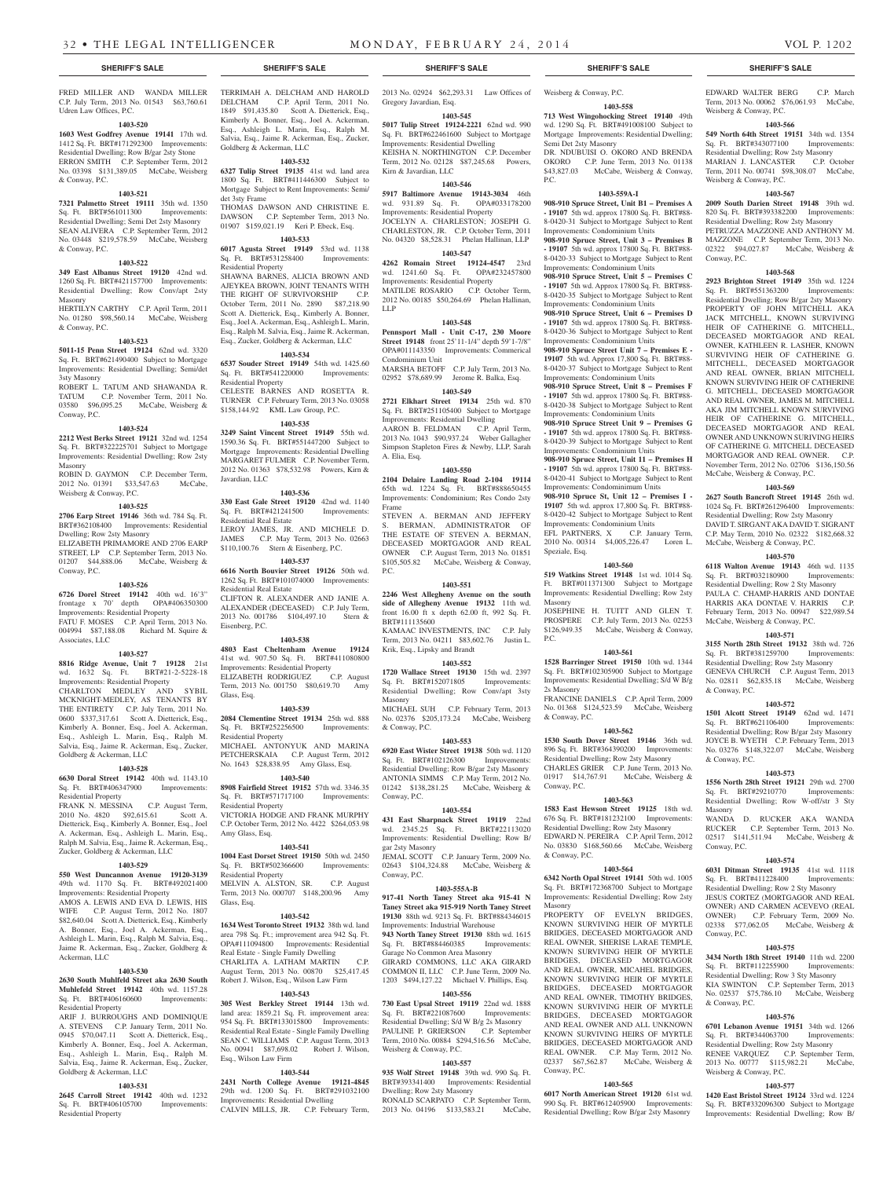FRED MILLER AND WANDA MILLER C.P. July Term, 2013 No. 01543 $63,760.61 Udren Law Offices, P.C.

**1403-520**

**1603 West Godfrey Avenue 19141** 17th wd. 1412 Sq. Ft. BRT#171292300 Improvements: Residential Dwelling; Row B/gar 2sty Stone

ERRON SMITH C.P. September Term, 2012 No. 03398 $131,389.05 McCabe, Weisberg & Conway, P.C.

**1403-521**

**7321 Palmetto Street 19111** 35th wd. 1350 Sq. Ft. BRT#561011300 Improvements: Residential Dwelling; Semi Det 2sty Masonry

SEAN ALIVERA C.P. September Term, 2012 No. 03448 $219,578.59 McCabe, Weisberg & Conway, P.C.

**1403-522**

**349 East Albanus Street 19120** 42nd wd. 1260 Sq. Ft. BRT#421157700 Improvements: Residential Dwelling; Row Conv/apt 2sty Masonry

HERTILYN CARTHY C.P. April Term, 2011 No. 01280 $98,560.14 McCabe, Weisberg & Conway, P.C.

**1403-523**

**5011-15 Penn Street 19124** 62nd wd. 3320 Sq. Ft. BRT#621490400 Subject to Mortgage Improvements: Residential Dwelling; Semi/det 3sty Masonry

ROBERT L. TATUM AND SHAWANDA R. TATUM C.P. November Term, 2011 No. 03580 $96,095.25 McCabe, Weisberg & Conway, P.C.

**1403-524**

**2212 West Berks Street 19121** 32nd wd. 1254 Sq. Ft. BRT#322225701 Subject to Mortgage Improvements: Residential Dwelling; Row 2sty Masonry

ROBIN D. GAYMON C.P. December Term, 2012 No. 01391 $33,547.63 McCabe, Weisberg & Conway, P.C.

**1403-525**

**2706 Earp Street 19146** 36th wd. 784 Sq. Ft. BRT#362108400 Improvements: Residential Dwelling; Row 2sty Masonry

ELIZABETH PRIMAMORE AND 2706 EARP STREET, LP C.P. September Term, 2013 No. 01207 $44,888.06 McCabe, Weisberg & Conway, P.C.

**1403-526**

**6726 Dorel Street 19142** 40th wd. 16'3" frontage x 70' depth OPA#406350300 Improvements: Residential Property

FATU F. MOSES C.P. April Term, 2013 No. 004994 $87,188.08 Richard M. Squire & Associates, LLC

**1403-527**

**8816 Ridge Avenue, Unit 7 19128** 21st wd. 1632 Sq. Ft. BRT#21-5-2228-18 Improvements: Residential Property

CHARLTON MEDLEY AND SYBIL MCKNIGHT-MEDLEY, AS TENANTS BY THE ENTIRETY C.P. July Term, 2011 No. 0600 $337,317.61 Scott A. Dietterick, Esq., Kimberly A. Bonner, Esq., Joel A. Ackerman, Esq., Ashleigh L. Marin, Esq., Ralph M. Salvia, Esq., Jaime R. Ackerman, Esq., Zucker, Goldberg & Ackerman, LLC

**1403-528**

**6630 Doral Street 19142** 40th wd. 1143.10 Sq. Ft. BRT#406347900 Improvements: Residential Property

FRANK N. MESSINA C.P. August Term, 2010 No. 4820 $92,615.61 Scott A. Dietterick, Esq., Kimberly A. Bonner, Esq., Joel A. Ackerman, Esq., Ashleigh L. Marin, Esq., Ralph M. Salvia, Esq., Jaime R. Ackerman, Esq., Zucker, Goldberg & Ackerman, LLC

**1403-529**

**550 West Duncannon Avenue 19120-3139** 49th wd. 1170 Sq. Ft. BRT#492021400 Improvements: Residential Property

AMOS A. LEWIS AND EVA D. LEWIS, HIS WIFE C.P. August Term, 2012 No. 1807 $82,640.04 Scott A. Dietterick, Esq., Kimberly A. Bonner, Esq., Joel A. Ackerman, Esq., Ashleigh L. Marin, Esq., Ralph M. Salvia, Esq., Jaime R. Ackerman, Esq., Zucker, Goldberg & Ackerman, LLC

**1403-530**

**2630 South Muhlfeld Street aka 2630 South Muhlefeld Street 19142** 40th wd. 1157.28 Sq. Ft. BRT#406160600 Improvements: Residential Property

ARIF J. BURROUGHS AND DOMINIQUE A. STEVENS C.P. January Term, 2011 No. 0945 $70,047.11 Scott A. Dietterick, Esq., Kimberly A. Bonner, Esq., Joel A. Ackerman, Esq., Ashleigh L. Marin, Esq., Ralph M. Salvia, Esq., Jaime R. Ackerman, Esq., Zucker, Goldberg & Ackerman, LLC

**1403-531**

**2645 Carroll Street 19142** 40th wd. 1232 Sq. Ft. BRT#406105700 Improvements: Residential Property

TERRIMAH A. DELCHAM AND HAROLD DELCHAM C.P. April Term, 2011 No. 1849 $91,435.80 Scott A. Dietterick, Esq., Kimberly A. Bonner, Esq., Joel A. Ackerman, Esq., Ashleigh L. Marin, Esq., Ralph M. Salvia, Esq., Jaime R. Ackerman, Esq., Zucker, Goldberg & Ackerman, LLC

**1403-532**

**6327 Tulip Street 19135** 41st wd. land area 1800 Sq. Ft. BRT#411446300 Subject to Mortgage Subject to Rent Improvements: Semi/det 3sty Frame

THOMAS DAWSON AND CHRISTINE E. DAWSON C.P. September Term, 2013 No. 01907 $159,021.19 Keri P. Ebeck, Esq.

**1403-533**

**6017 Agusta Street 19149** 53rd wd. 1138 Sq. Ft. BRT#531258400 Improvements: Residential Property

SHAWNA BARNES, ALICIA BROWN AND AJEYKEA BROWN, JOINT TENANTS WITH THE RIGHT OF SURVIVORSHIP C.P. October Term, 2011 No. 2890 $87,218.90 Scott A. Dietterick, Esq., Kimberly A. Bonner, Esq., Joel A. Ackerman, Esq., Ashleigh L. Marin, Esq., Ralph M. Salvia, Esq., Jaime R. Ackerman, Esq., Zucker, Goldberg & Ackerman, LLC

**1403-534**

**6537 Souder Street 19149** 54th wd. 1425.60 Sq. Ft. BRT#541220000 Improvements: Residential Property

CELESTE BARNES AND ROSETTA R. TURNER C.P. February Term, 2013 No. 03058 $158,144.92 KML Law Group, P.C.

**1403-535**

**3249 Saint Vincent Street 19149** 55th wd. 1590.36 Sq. Ft. BRT#551447200 Subject to Mortgage Improvements: Residential Dwelling

MARGARET FULMER C.P. November Term, 2012 No. 01363 $78,532.98 Powers, Kirn & Javardian, LLC

**1403-536**

**330 East Gale Street 19120** 42nd wd. 1140 Sq. Ft. BRT#421241500 Improvements: Residential Real Estate

LEROY JAMES, JR. AND MICHELE D. JAMES C.P. May Term, 2013 No. 02663 $110,100.76 Stern & Eisenberg, P.C.

**1403-537**

**6616 North Bouvier Street 19126** 50th wd. 1262 Sq. Ft. BRT#101074000 Improvements: Residential Real Estate

CLIFTON R. ALEXANDER AND JANIE A. ALEXANDER (DECEASED) C.P. July Term, 2013 No. 001786 $104,497.10 Stern & Eisenberg, P.C.

**1403-538**

**4803 East Cheltenham Avenue 19124** 41st wd. 907.50 Sq. Ft. BRT#411080800 Improvements: Residential Property

ELIZABETH RODRIGUEZ C.P. August Term, 2013 No. 001750 $80,619.70 Amy Glass, Esq.

**1403-539**

**2084 Clementine Street 19134** 25th wd. 888 Sq. Ft. BRT#252256500 Improvements: Residential Property

MICHAEL ANTONYUK AND MARINA PETCHERSKAIA C.P. August Term, 2012 No. 1643 $28,838.95 Amy Glass, Esq.

**1403-540**

**8908 Fairfield Street 19152** 57th wd. 3346.35 Sq. Ft. BRT#571717100 Improvements: Residential Property

VICTORIA HODGE AND FRANK MURPHY C.P. October Term, 2012 No. 4422 $264,053.98 Amy Glass, Esq.

**1403-541**

**1004 East Dorset Street 19150** 50th wd. 2450 Sq. Ft. BRT#502366600 Improvements: Residential Property

MELVIN A. ALSTON, SR. C.P. August Term, 2013 No. 000707 $148,200.96 Amy Glass, Esq.

**1403-542**

**1634 West Toronto Street 19132** 38th wd. land area 798 Sq. Ft.; improvement area 942 Sq. Ft. OPA#111094800 Improvements: Residential Real Estate - Single Family Dwelling

CHARLITA A. LATHAM MARTIN C.P. August Term, 2013 No. 00870 $25,417.45 Robert J. Wilson, Esq., Wilson Law Firm

**1403-543**

**305 West Berkley Street 19144** 13th wd. land area: 1859.21 Sq. Ft. improvement area: 954 Sq. Ft. BRT#133015800 Improvements: Residential Real Estate - Single Family Dwelling

SEAN C. WILLIAMS C.P. August Term, 2013 No. 00941 $87,698.02 Robert J. Wilson, Esq., Wilson Law Firm

**1403-544**

**2431 North College Avenue 19121-4845** 29th wd. 1200 Sq. Ft. BRT#291032100 Improvements: Residential Dwelling

CALVIN MILLS, JR. C.P. February Term, 2013 No. 02924 $62,293.31 Law Offices of Gregory Javardian, Esq.

**1403-545**

**5017 Tulip Street 19124-2221** 62nd wd. 990 Sq. Ft. BRT#622461600 Subject to Mortgage Improvements: Residential Dwelling

KEISHA N. NORTHINGTON C.P. December Term, 2012 No. 02128 $87,245.68 Powers, Kirn & Javardian, LLC

**1403-546**

**5917 Baltimore Avenue 19143-3034** 46th wd. 931.89 Sq. Ft. OPA#033178200 Improvements: Residential Property

JOCELYN A. CHARLESTON; JOSEPH G. CHARLESTON, JR. C.P. October Term, 2011 No. 04320 $8,528.31 Phelan Hallinan, LLP

**1403-547**

**4262 Romain Street 19124-4547** 23rd wd. 1241.60 Sq. Ft. OPA#232457800 Improvements: Residential Property

MATILDE ROSARIO C.P. October Term, 2012 No. 00185 $50,264.69 Phelan Hallinan, LLP

**1403-548**

**Pennsport Mall - Unit C-17, 230 Moore Street 19148** front 25'11-1/4" depth 59'1-7/8" OPA#011143350 Improvements: Commerical Condominium Unit

MARSHA BETOFF C.P. July Term, 2013 No. 02952 $78,689.99 Jerome R. Balka, Esq.

**1403-549**

**2721 Elkhart Street 19134** 25th wd. 870 Sq. Ft. BRT#251105400 Subject to Mortgage Improvements: Residential Dwelling

AARON B. FELDMAN C.P. April Term, 2013 No. 1043 $90,937.24 Weber Gallagher Simpson Stapleton Fires & Newby, LLP, Sarah A. Elia, Esq.

**1403-550**

**2104 Delaire Landing Road 2-104 19114** 65th wd. 1224 Sq. Ft. BRT#888650455 Improvements: Condominium; Res Condo 2sty Frame

STEVEN A. BERMAN AND JEFFERY S. BERMAN, ADMINISTRATOR OF THE ESTATE OF STEVEN A. BERMAN, DECEASED MORTGAGOR AND REAL OWNER C.P. August Term, 2013 No. 01851 $105,505.82 McCabe, Weisberg & Conway, P.C.

**1403-551**

**2246 West Allegheny Avenue on the south side of Allegheny Avenue 19132** 11th wd. front 16.00 ft x depth 62.00 ft, 992 Sq. Ft. BRT#111135600

KAMAAC INVESTMENTS, INC C.P. July Term, 2013 No. 04211 $83,602.76 Justin L. Krik, Esq., Lipsky and Brandt

**1403-552**

**1720 Wallace Street 19130** 15th wd. 2397 Sq. Ft. BRT#152071805 Improvements: Residential Dwelling; Row Conv/apt 3sty Masonry

MICHAEL SUH C.P. February Term, 2013 No. 02376 $205,173.24 McCabe, Weisberg & Conway, P.C.

**1403-553**

**6920 East Wister Street 19138** 50th wd. 1120 Sq. Ft. BRT#102126300 Improvements: Residential Dwelling; Row B/gar 2sty Masonry

ANTONIA SIMMS C.P. May Term, 2012 No. 01242 $138,281.25 McCabe, Weisberg & Conway, P.C.

**1403-554**

**431 East Sharpnack Street 19119** 22nd wd. 2345.25 Sq. Ft. BRT#221130020 Improvements: Residential Dwelling; Row B/gar 2sty Masonry

JEMAL SCOTT C.P. January Term, 2009 No. 02643 $104,324.88 McCabe, Weisberg & Conway, P.C.

**1403-555A-B**

**917-41 North Taney Street aka 915-41 N Taney Street aka 915-919 North Taney Street 19130** 88th wd. 9213 Sq. Ft. BRT#884346015 Improvements: Industrial Warehouse

**943 North Taney Street 19130** 88th wd. 1615 Sq. Ft. BRT#884460385 Improvements: Garage No Common Area Masonry

GIRARD COMMONS, LLC AKA GIRARD COMMON II, LLC C.P. June Term, 2009 No. 1203 $494,127.22 Michael V. Phillips, Esq.

**1403-556**

**730 East Upsal Street 19119** 22nd wd. 1888 Sq. Ft. BRT#221087600 Improvements: Residential Dwelling; S/d W B/g 2s Masonry

PAULINE P. GRIERSON C.P. September Term, 2010 No. 00884 $294,516.56 McCabe, Weisberg & Conway, P.C.

**1403-557**

**935 Wolf Street 19148** 39th wd. 990 Sq. Ft. BRT#393341400 Improvements: Residential Dwelling; Row 2sty Masonry

RONALD SCARPATO C.P. September Term, 2013 No. 04196 $133,583.21 McCabe, Weisberg & Conway, P.C.

**1403-558**

**713 West Wingohocking Street 19140** 49th wd. 1290 Sq. Ft. BRT#491008100 Subject to Mortgage Improvements: Residential Dwelling; Semi Det 2sty Masonry

DR. NDUBUISI O. OKORO AND BRENDA OKORO C.P. June Term, 2013 No. 01138 $43,827.03 McCabe, Weisberg & Conway, P.C.

**1403-559A-I**

**908-910 Spruce Street, Unit B1 – Premises A - 19107** 5th wd. approx 17800 Sq. Ft. BRT#88-8-0420-31 Subject to Mortgage Subject to Rent Improvements: Condominium Units

**908-910 Spruce Street, Unit 3 – Premises B - 19107** 5th wd. approx 17800 Sq. Ft. BRT#88-8-0420-33 Subject to Mortgage Subject to Rent Improvements: Condominium Units

**908-910 Spruce Street, Unit 5 – Premises C - 19107** 5th wd. Approx 17800 Sq. Ft. BRT#88-8-0420-35 Subject to Mortgage Subject to Rent Improvements: Condominium Units

**908-910 Spruce Street, Unit 6 – Premises D - 19107** 5th wd. approx 17800 Sq. Ft. BRT#88-8-0420-36 Subject to Mortgage Subject to Rent Improvements: Condominium Units

**908-910 Spruce Street Unit 7 – Premises E - 19107** 5th wd. Approx 17,800 Sq. Ft. BRT#88-8-0420-37 Subject to Mortgage Subject to Rent Improvements: Condominium Units

**908-910 Spruce Street, Unit 8 – Premises F - 19107** 5th wd. approx 17800 Sq. Ft. BRT#88-8-0420-38 Subject to Mortgage Subject to Rent Improvements: Condominium Units

**908-910 Spruce Street Unit 9 – Premises G - 19107** 5th wd. approx 17800 Sq. Ft. BRT#88-8-0420-39 Subject to Mortgage Subject to Rent Improvements: Condominium Units

**908-910 Spruce Street, Unit 11 – Premises H - 19107** 5th wd. approx 17800 Sq. Ft. BRT#88-8-0420-41 Subject to Mortgage Subject to Rent Improvements: Condominimum Units

**908-910 Spruce St, Unit 12 – Premises I - 19107** 5th wd. approx 17,800 Sq. Ft. BRT#88-8-0420-42 Subject to Mortgage Subject to Rent Improvements: Condominium Units

EFL PARTNERS, X C.P. January Term, 2010 No. 00314 $4,005,226.47 Loren L. Speziale, Esq.

**1403-560**

**519 Watkins Street 19148** 1st wd. 1014 Sq. Ft. BRT#011371300 Subject to Mortgage Improvements: Residential Dwelling; Row 2sty Masonry

JOSEPHINE H. TUITT AND GLEN T. PROSPERE C.P. July Term, 2013 No. 02253 $126,949.35 McCabe, Weisberg & Conway, P.C.

**1403-561**

**1528 Barringer Street 19150** 10th wd. 1344 Sq. Ft. BRT#102305900 Subject to Mortgage Improvements: Residential Dwelling; S/d W B/g 2s Masonry

FRANCINE DANIELS C.P. April Term, 2009 No. 01368 $124,523.59 McCabe, Weisberg & Conway, P.C.

**1403-562**

**1530 South Dover Street 19146** 36th wd. 896 Sq. Ft. BRT#364390200 Improvements: Residential Dwelling; Row 2sty Masonry

CHARLES GRIER C.P. June Term, 2013 No. 01917 $14,767.91 McCabe, Weisberg & Conway, P.C.

**1403-563**

**1583 East Hewson Street 19125** 18th wd. 676 Sq. Ft. BRT#181232100 Improvements: Residential Dwelling; Row 2sty Masonry

EDWARD N. PEREIRA C.P. April Term, 2012 No. 03830 $168,560.66 McCabe, Weisberg & Conway, P.C.

**1403-564**

**6342 North Opal Street 19141** 50th wd. 1005 Sq. Ft. BRT#172368700 Subject to Mortgage Improvements: Residential Dwelling; Row 2sty Masonry

PROPERTY OF EVELYN BRIDGES, KNOWN SURVIVING HEIR OF MYRTLE BRIDGES, DECEASED MORTGAGOR AND REAL OWNER, SHERISE LARAE TEMPLE, KNOWN SURVIVING HEIR OF MYRTLE BRIDGES, DECEASED MORTGAGOR AND REAL OWNER, MICAHEL BRIDGES, KNOWN SURVIVING HEIR OF MYRTLE BRIDGES, DECEASED MORTGAGOR AND REAL OWNER, TIMOTHY BRIDGES, KNOWN SURVIVING HEIR OF MYRTLE BRIDGES, DECEASED MORTGAGOR AND REAL OWNER AND ALL UNKNOWN KNOWN SURVIVING HEIRS OF MYRTLE BRIDGES, DECEASED MORTGAGOR AND REAL OWNER. C.P. May Term, 2012 No. 02337 $67,562.87 McCabe, Weisberg & Conway, P.C.

**1403-565**

**6017 North American Street 19120** 61st wd. 990 Sq. Ft. BRT#612405900 Improvements: Residential Dwelling; Row B/gar 2sty Masonry

EDWARD WALTER BERG C.P. March Term, 2013 No. 00062 $76,061.93 McCabe, Weisberg & Conway, P.C.

**1403-566**

**549 North 64th Street 19151** 34th wd. 1354 Sq. Ft. BRT#343077100 Improvements: Residential Dwelling; Row 2sty Masonry

MARIAN J. LANCASTER C.P. October Term, 2011 No. 00741 $98,308.07 McCabe, Weisberg & Conway, P.C.

**1403-567**

**2009 South Darien Street 19148** 39th wd. 820 Sq. Ft. BRT#393382200 Improvements: Residential Dwelling; Row 2sty Masonry

PETRUZZA MAZZONE AND ANTHONY M. MAZZONE C.P. September Term, 2013 No. 02322 $94,027.87 McCabe, Weisberg & Conway, P.C.

**1403-568**

**2923 Brighton Street 19149** 35th wd. 1224 Sq. Ft. BRT#551363200 Improvements: Residential Dwelling; Row B/gar 2sty Masonry

PROPERTY OF JOHN MITCHELL AKA JACK MITCHELL, KNOWN SURVIVING HEIR OF CATHERINE G. MITCHELL, DECEASED MORTGAGOR AND REAL OWNER, KATHLEEN R. LASHER, KNOWN SURVIVING HEIR OF CATHERINE G. MITCHELL, DECEASED MORTGAGOR AND REAL OWNER, BRIAN MITCHELL KNOWN SURVIVING HEIR OF CATHERINE G. MITCHELL, DECEASED MORTGAGOR AND REAL OWNER, JAMES M. MITCHELL AKA JIM MITCHELL KNOWN SURVIVING HEIR OF CATHERINE G. MITCHELL, DECEASED MORTGAGOR AND REAL OWNER AND UNKNOWN SURIVING HEIRS OF CATHERINE G. MITCHELL DECEASED MORTGAGOR AND REAL OWNER. C.P. November Term, 2012 No. 02706 $136,150.56 McCabe, Weisberg & Conway, P.C.

**1403-569**

**2627 South Bancroft Street 19145** 26th wd. 1024 Sq. Ft. BRT#261296400 Improvements: Residential Dwelling; Row 2sty Masonry

DAVID T. SIRGANT AKA DAVID T. SIGRANT C.P. May Term, 2010 No. 02322 $182,668.32 McCabe, Weisberg & Conway, P.C.

**1403-570**

**6118 Walton Avenue 19143** 46th wd. 1135 Sq. Ft. BRT#032180900 Improvements: Residential Dwelling; Row 2 Sty Masonry

PAULA C. CHAMP-HARRIS AND DONTAE HARRIS AKA DONTAE V. HARRIS C.P. February Term, 2013 No. 00947 $22,989.54 McCabe, Weisberg & Conway, P.C.

**1403-571**

**3155 North 28th Street 19132** 38th wd. 726 Sq. Ft. BRT#381259700 Improvements: Residential Dwelling; Row 2sty Masonry

GENEVA CHURCH C.P. August Term, 2013 No. 02811 $62,835.18 McCabe, Weisberg & Conway, P.C.

**1403-572**

**1501 Alcott Street 19149** 62nd wd. 1471 Sq. Ft. BRT#621106400 Improvements: Residential Dwelling; Row B/gar 2sty Masonry

JOYCE B. WYETH C.P. February Term, 2013 No. 03276 $148,322.07 McCabe, Weisberg & Conway, P.C.

**1403-573**

**1556 North 28th Street 19121** 29th wd. 2700 Sq. Ft. BRT#29210770 Improvements: Residential Dwelling; Row W-off/str 3 Sty Masonry

WANDA D. RUCKER AKA WANDA RUCKER C.P. September Term, 2013 No. 02517 $141,511.94 McCabe, Weisberg & Conway, P.C.

**1403-574**

**6031 Ditman Street 19135** 41st wd. 1118 Sq. Ft. BRT#411228400 Improvements: Residential Dwelling; Row 2 Sty Masonry

JESUS CORTEZ (MORTGAGOR AND REAL OWNER) AND CARMEN ACEVEVO (REAL OWNER) C.P. February Term, 2009 No. 02338 $77,062.05 McCabe, Weisberg & Conway, P.C.

**1403-575**

**3434 North 18th Street 19140** 11th wd. 2200 Sq. Ft. BRT#112255900 Improvements: Residential Dwelling; Row 3 Sty Masonry

KIA SWINTON C.P. September Term, 2013 No. 02537 $75,786.10 McCabe, Weisberg & Conway, P.C.

**1403-576**

**6701 Lebanon Avenue 19151** 34th wd. 1266 Sq. Ft. BRT#344063700 Improvements: Residential Dwelling; Row 2sty Masonry

RENEE VARQUEZ C.P. September Term, 2013 No. 00777 $115,982.21 McCabe, Weisberg & Conway, P.C.

**1403-577**

**1420 East Bristol Street 19124** 33rd wd. 1224 Sq. Ft. BRT#332096300 Subject to Mortgage Improvements: Residential Dwelling; Row B/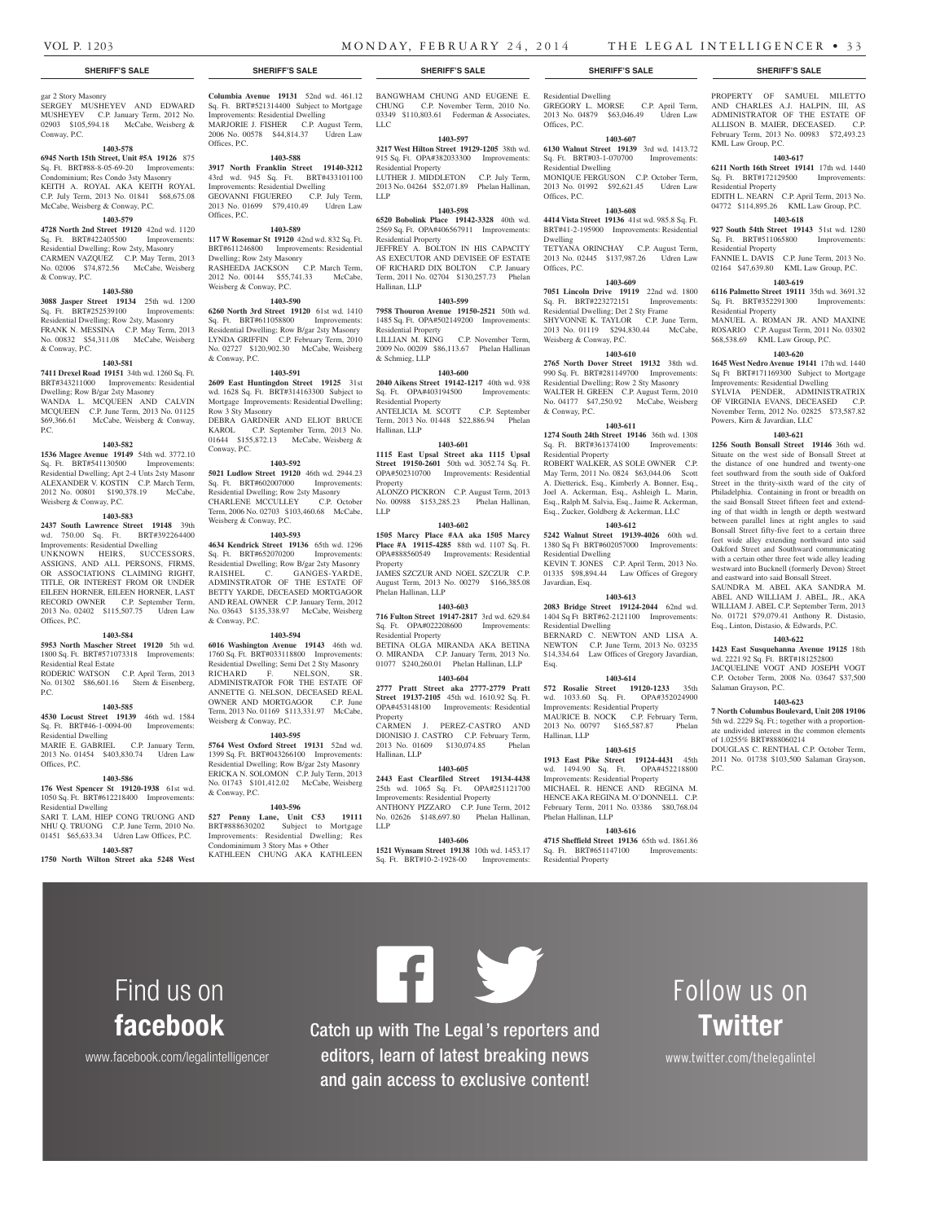gar 2 Story Masonry
SERGEY MUSHEYEV AND EDWARD MUSHEYEV C.P. January Term, 2012 No. 02903 $105,594.18 McCabe, Weisberg & Conway, P.C.

**1403-578**

**6945 North 15th Street, Unit #5A 19126** 875 Sq. Ft. BRT#88-8-05-69-20 Improvements: Condominium; Res Condo 3sty Masonry
KEITH A. ROYAL AKA KEITH ROYAL C.P. July Term, 2013 No. 01841 $68,675.08 McCabe, Weisberg & Conway, P.C.

**1403-579**

**4728 North 2nd Street 19120** 42nd wd. 1120 Sq. Ft. BRT#422405500 Improvements: Residential Dwelling; Row 2sty, Masonry
CARMEN VAZQUEZ C.P. May Term, 2013 No. 02006 $74,872.56 McCabe, Weisberg & Conway, P.C.

**1403-580**

**3088 Jasper Street 19134** 25th wd. 1200 Sq. Ft. BRT#252539100 Improvements: Residential Dwelling; Row 2sty, Masonry
FRANK N. MESSINA C.P. May Term, 2013 No. 00832 $54,311.08 McCabe, Weisberg & Conway, P.C.

**1403-581**

**7411 Drexel Road 19151** 34th wd. 1260 Sq. Ft. BRT#343211000 Improvements: Residential Dwelling; Row B/gar 2sty Masonry
WANDA L. MCQUEEN AND CALVIN MCQUEEN C.P. June Term, 2013 No. 01125 $69,366.61 McCabe, Weisberg & Conway, P.C.

**1403-582**

**1536 Magee Avenue 19149** 54th wd. 3772.10 Sq. Ft. BRT#541130500 Improvements: Residential Dwelling; Apt 2-4 Unts 2sty Masonr
ALEXANDER V. KOSTIN C.P. March Term, 2012 No. 00801 $190,378.19 McCabe, Weisberg & Conway, P.C.

**1403-583**

**2437 South Lawrence Street 19148** 39th wd. 750.00 Sq. Ft. BRT#392264400 Improvements: Residential Dwelling
UNKNOWN HEIRS, SUCCESSORS, ASSIGNS, AND ALL PERSONS, FIRMS, OR ASSOCIATIONS CLAIMING RIGHT, TITLE, OR INTEREST FROM OR UNDER EILEEN HORNER, EILEEN HORNER, LAST RECORD OWNER C.P. September Term, 2013 No. 02402 $115,507.75 Udren Law Offices, P.C.

**1403-584**

**5953 North Mascher Street 19120** 5th wd. 1800 Sq. Ft. BRT#571073318 Improvements: Residential Real Estate
RODERIC WATSON C.P. April Term, 2013 No. 01302 $86,601.16 Stern & Eisenberg, P.C.

**1403-585**

**4530 Locust Street 19139** 46th wd. 1584 Sq. Ft. BRT#46-1-0094-00 Improvements: Residential Dwelling
MARIE E. GABRIEL C.P. January Term, 2013 No. 01454 $403,830.74 Udren Law Offices, P.C.

**1403-586**

**176 West Spencer St 19120-1938** 61st wd. 1050 Sq. Ft. BRT#612218400 Improvements: Residential Dwelling
SARI T. LAM, HIEP CONG TRUONG AND NHU Q. TRUONG C.P. June Term, 2010 No. 01451 $65,633.34 Udren Law Offices, P.C.

**1403-587**

**1750 North Wilton Street aka 5248 West Columbia Avenue 19131** 52nd wd. 461.12 Sq. Ft. BRT#521314400 Subject to Mortgage Improvements: Residential Dwelling
MARJORIE J. FISHER C.P. August Term, 2006 No. 00578 $44,814.37 Udren Law Offices, P.C.

**1403-588**

**3917 North Franklin Street 19140-3212** 43rd wd. 945 Sq. Ft. BRT#433101100 Improvements: Residential Dwelling
GEOVANNI FIGUEREO C.P. July Term, 2013 No. 01699 $79,410.49 Udren Law Offices, P.C.

**1403-589**

**117 W Rosemar St 19120** 42nd wd. 832 Sq. Ft. BRT#611246800 Improvements: Residential Dwelling; Row 2sty Masonry
RASHEEDA JACKSON C.P. March Term, 2012 No. 00144 $55,741.33 McCabe, Weisberg & Conway, P.C.

**1403-590**

**6260 North 3rd Street 19120** 61st wd. 1410 Sq. Ft. BRT#611058800 Improvements: Residential Dwelling; Row B/gar 2sty Masonry
LYNDA GRIFFIN C.P. February Term, 2010 No. 02727 $120,902.30 McCabe, Weisberg & Conway, P.C.

**1403-591**

**2609 East Huntingdon Street 19125** 31st wd. 1628 Sq. Ft. BRT#314163300 Subject to Mortgage Improvements: Residential Dwelling; Row 3 Sty Masonry
DEBRA GARDNER AND ELIOT BRUCE KAROL C.P. September Term, 2013 No. 01644 $155,872.13 McCabe, Weisberg & Conway, P.C.

**1403-592**

**5021 Ludlow Street 19120** 46th wd. 2944.23 Sq. Ft. BRT#602007000 Improvements: Residential Dwelling; Row 2sty Masonry
CHARLENE MCCULLEY C.P. October Term, 2006 No. 02703 $103,460.68 McCabe, Weisberg & Conway, P.C.

**1403-593**

**4634 Kendrick Street 19136** 65th wd. 1296 Sq. Ft. BRT#652070200 Improvements: Residential Dwelling; Row B/gar 2sty Masonry
RAISHEL C. GANGES-YARDE, ADMINISTRATOR OF THE ESTATE OF BETTY YARDE, DECEASED MORTGAGOR AND REAL OWNER C.P. January Term, 2012 No. 03643 $135,338.97 McCabe, Weisberg & Conway, P.C.

**1403-594**

**6016 Washington Avenue 19143** 46th wd. 1760 Sq. Ft. BRT#033118800 Improvements: Residential Dwelling; Semi Det 2 Sty Masonry
RICHARD F. NELSON, SR. ADMINISTRATOR FOR THE ESTATE OF ANNETTE G. NELSON, DECEASED REAL OWNER AND MORTGAGOR C.P. June Term, 2013 No. 01169 $113,331.97 McCabe, Weisberg & Conway, P.C.

**1403-595**

**5764 West Oxford Street 19131** 52nd wd. 1399 Sq. Ft. BRT#043266100 Improvements: Residential Dwelling; Row B/gar 2sty Masonry
ERICKA N. SOLOMON C.P. July Term, 2013 No. 01743 $101,412.02 McCabe, Weisberg & Conway, P.C.

**1403-596**

**527 Penny Lane, Unit C53 19111** BRT#888630202 Subject to Mortgage Improvements: Residential Dwelling; Res Condominium 3 Story Mas + Other
KATHLEEN CHUNG AKA KATHLEEN BANGWHAM CHUNG AND EUGENE E. CHUNG C.P. November Term, 2010 No. 03349 $110,803.61 Federman & Associates, LLC

**1403-597**

**3217 West Hilton Street 19129-1205** 38th wd. 915 Sq. Ft. OPA#382033300 Improvements: Residential Property
LUTHER J. MIDDLETON C.P. July Term, 2013 No. 04264 $52,071.89 Phelan Hallinan, LLP

**1403-598**

**6520 Bobolink Place 19142-3328** 40th wd. 2569 Sq. Ft. OPA#406567911 Improvements: Residential Property
JEFFREY A. BOLTON IN HIS CAPACITY AS EXECUTOR AND DEVISEE OF ESTATE OF RICHARD DIX BOLTON C.P. January Term, 2011 No. 02704 $130,257.73 Phelan Hallinan, LLP

**1403-599**

**7958 Thouron Avenue 19150-2521** 50th wd. 1485 Sq. Ft. OPA#502149200 Improvements: Residential Property
LILLIAN M. KING C.P. November Term, 2009 No. 00209 $86,113.67 Phelan Hallinan & Schmieg, LLP

**1403-600**

**2040 Aikens Street 19142-1217** 40th wd. 938 Sq. Ft. OPA#403194500 Improvements: Residential Property
ANTELICIA M. SCOTT C.P. September Term, 2013 No. 01448 $22,886.94 Phelan Hallinan, LLP

**1403-601**

**1115 East Upsal Street aka 1115 Upsal Street 19150-2601** 50th wd. 3052.74 Sq. Ft. OPA#502310700 Improvements: Residential Property
ALONZO PICKRON C.P. August Term, 2013 No. 00988 $153,285.23 Phelan Hallinan, LLP

**1403-602**

**1505 Marcy Place #AA aka 1505 Marcy Place #A 19115-4285** 88th wd. 1107 Sq. Ft. OPA#888560549 Improvements: Residential Property
JAMES SZCZUR AND NOEL SZCZUR C.P. August Term, 2013 No. 00279 $166,385.08 Phelan Hallinan, LLP

**1403-603**

**716 Fulton Street 19147-2817** 3rd wd. 629.84 Sq. Ft. OPA#022208600 Improvements: Residential Property
BETINA OLGA MIRANDA AKA BETINA O. MIRANDA C.P. January Term, 2013 No. 01077 $240,260.01 Phelan Hallinan, LLP

**1403-604**

**2777 Pratt Street aka 2777-2779 Pratt Street 19137-2105** 45th wd. 1610.92 Sq. Ft. OPA#453148100 Improvements: Residential Property
CARMEN J. PEREZ-CASTRO AND DIONISIO J. CASTRO C.P. February Term, 2013 No. 01609 $130,074.85 Phelan Hallinan, LLP

**1403-605**

**2443 East Clearfield Street 19134-4438** 25th wd. 1065 Sq. Ft. OPA#251121700 Improvements: Residential Property
ANTHONY PIZZARO C.P. June Term, 2012 No. 02626 $148,697.80 Phelan Hallinan, LLP

**1403-606**

**1521 Wynsam Street 19138** 10th wd. 1453.17 Sq. Ft. BRT#10-2-1928-00 Improvements: Residential Dwelling
GREGORY L. MORSE C.P. April Term, 2013 No. 04879 $63,046.49 Udren Law Offices, P.C.

**1403-607**

**6130 Walnut Street 19139** 3rd wd. 1413.72 Sq. Ft. BRT#03-1-070700 Improvements: Residential Dwelling
MONIQUE FERGUSON C.P. October Term, 2013 No. 01992 $92,621.45 Udren Law Offices, P.C.

**1403-608**

**4414 Vista Street 19136** 41st wd. 985.8 Sq. Ft. BRT#41-2-195900 Improvements: Residential Dwelling
TETYANA ORINCHAY C.P. August Term, 2013 No. 02445 $137,987.26 Udren Law Offices, P.C.

**1403-609**

**7051 Lincoln Drive 19119** 22nd wd. 1800 Sq. Ft. BRT#223272151 Improvements: Residential Dwelling; Det 2 Sty Frame
SHYVONNE K. TAYLOR C.P. June Term, 2013 No. 01119 $294,830.44 McCabe, Weisberg & Conway, P.C.

**1403-610**

**2765 North Dover Street 19132** 38th wd. 990 Sq. Ft. BRT#281149700 Improvements: Residential Dwelling; Row 2 Sty Masonry
WALTER H. GREEN C.P. August Term, 2010 No. 04177 $47,250.92 McCabe, Weisberg & Conway, P.C.

**1403-611**

**1274 South 24th Street 19146** 36th wd. 1308 Sq. Ft. BRT#361374100 Improvements: Residential Property
ROBERT WALKER, AS SOLE OWNER C.P. May Term, 2011 No. 0824 $63,044.06 Scott A. Dietterick, Esq., Kimberly A. Bonner, Esq., Joel A. Ackerman, Esq., Ashleigh L. Marin, Esq., Ralph M. Salvia, Esq., Jaime R. Ackerman, Esq., Zucker, Goldberg & Ackerman, LLC

**1403-612**

**5242 Walnut Street 19139-4026** 60th wd. 1380 Sq Ft BRT#602057000 Improvements: Residential Dwelling
KEVIN T. JONES C.P. April Term, 2013 No. 01335 $98,894.44 Law Offices of Gregory Javardian, Esq.

**1403-613**

**2083 Bridge Street 19124-2044** 62nd wd. 1404 Sq Ft BRT#62-2121100 Improvements: Residential Dwelling
BERNARD C. NEWTON AND LISA A. NEWTON C.P. June Term, 2013 No. 03235 $14,334.64 Law Offices of Gregory Javardian, Esq.

**1403-614**

**572 Rosalie Street 19120-1233** 35th wd. 1033.60 Sq. Ft. OPA#352024900 Improvements: Residential Property
MAURICE B. NOCK C.P. February Term, 2013 No. 00797 $165,587.87 Phelan Hallinan, LLP

**1403-615**

**1913 East Pike Street 19124-4431** 45th wd. 1494.90 Sq. Ft. OPA#452218800 Improvements: Residential Property
MICHAEL R. HENCE AND REGINA M. HENCE AKA REGINA M. O'DONNELL C.P. February Term, 2011 No. 03386 $80,768.04 Phelan Hallinan, LLP

**1403-616**

**4715 Sheffield Street 19136** 65th wd. 1861.86 Sq. Ft. BRT#651147100 Improvements: Residential Property
PROPERTY OF SAMUEL MILETTO AND CHARLES A.J. HALPIN, III, AS ADMINISTRATOR OF THE ESTATE OF ALLISON B. MAIER, DECEASED. C.P. February Term, 2013 No. 00983 $72,493.23 KML Law Group, P.C.

**1403-617**

**6211 North 16th Street 19141** 17th wd. 1440 Sq. Ft. BRT#172129500 Improvements: Residential Property
EDITH L. NEARN C.P. April Term, 2013 No. 04772 $114,895.26 KML Law Group, P.C.

**1403-618**

**927 South 54th Street 19143** 51st wd. 1280 Sq. Ft. BRT#511065800 Improvements: Residential Property
FANNIE L. DAVIS C.P. June Term, 2013 No. 02164 $47,639.80 KML Law Group, P.C.

**1403-619**

**6116 Palmetto Street 19111** 35th wd. 3691.32 Sq. Ft. BRT#352291300 Improvements: Residential Property
MANUEL A. ROMAN JR. AND MAXINE ROSARIO C.P. August Term, 2011 No. 03302 $68,538.69 KML Law Group, P.C.

**1403-620**

**1645 West Nedro Avenue 19141** 17th wd. 1440 Sq Ft BRT#171169300 Subject to Mortgage Improvements: Residential Dwelling
SYLVIA PENDER, ADMINISTRATRIX OF VIRGINIA EVANS, DECEASED C.P. November Term, 2012 No. 02825 $73,587.82 Powers, Kirn & Javardian, LLC

**1403-621**

**1256 South Bonsall Street 19146** 36th wd. Situate on the west side of Bonsall Street at the distance of one hundred and twenty-one feet southward from the south side of Oakford Street in the thirty-sixth ward of the city of Philadelphia. Containing in front or breadth on the said Bonsall Street fifteen feet and extending of that width in length or depth westward between parallel lines at right angles to said Bonsall Street fifty-five feet to a certain three feet wide alley extending northward into said Oakford Street and Southward communicating with a certain other three feet wide alley leading westward into Bucknell (formerly Devon) Street and eastward into said Bonsall Street.
SAUNDRA M. ABEL AKA SANDRA M. ABEL AND WILLIAM J. ABEL, JR., AKA WILLIAM J. ABEL C.P. September Term, 2013 No. 01721 $79,079.41 Anthony R. Distasio, Esq., Linton, Distasio, & Edwards, P.C.

**1403-622**

**1423 East Susquehanna Avenue 19125** 18th wd. 2221.92 Sq. Ft. BRT#181252800
JACQUELINE VOGT AND JOSEPH VOGT C.P. October Term, 2008 No. 03647 $37,500 Salaman Grayson, P.C.

**1403-623**

**7 North Columbus Boulevard, Unit 208 19106** 5th wd. 2229 Sq. Ft.; together with a proportionate undivided interest in the common elements of 1.0255% BRT#888060214
DOUGLAS C. RENTHAL C.P. October Term, 2011 No. 01738 $103,500 Salaman Grayson, P.C.

Find us on **facebook**
www.facebook.com/legalintelligencer

Catch up with The Legal's reporters and editors, learn of latest breaking news and gain access to exclusive content!

Follow us on **Twitter**
www.twitter.com/thelegalintel